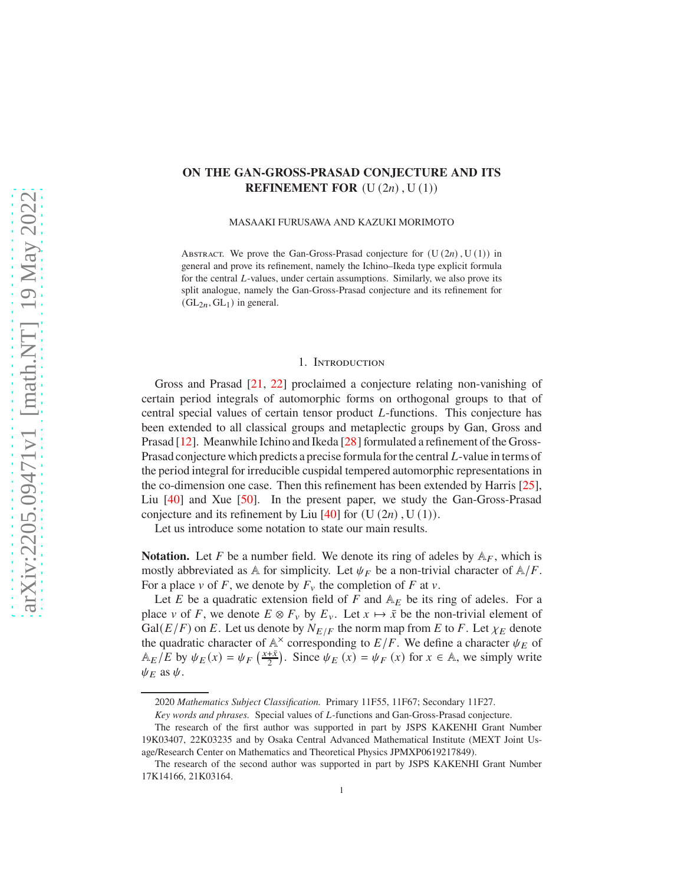# ON THE GAN-GROSS-PRASAD CONJECTURE AND ITS REFINEMENT FOR $(\mathrm{U}(2n), \mathrm{U}(1))$

MASAAKI FURUSAWA AND KAZUKI MORIMOTO

Abstract. We prove the Gan-Gross-Prasad conjecture for $(\mathrm{U}(2n), \mathrm{U}(1))$ in general and prove its refinement, namely the Ichino–Ikeda type explicit formula for the central $L$-values, under certain assumptions. Similarly, we also prove its split analogue, namely the Gan-Gross-Prasad conjecture and its refinement for $(\mathrm{GL}_{2n}, \mathrm{GL}_1)$ in general.

## 1. Introduction

Gross and Prasad [21, 22] proclaimed a conjecture relating non-vanishing of certain period integrals of automorphic forms on orthogonal groups to that of central special values of certain tensor product $L$-functions. This conjecture has been extended to all classical groups and metaplectic groups by Gan, Gross and Prasad [12]. Meanwhile Ichino and Ikeda [28] formulated a refinement of the Gross-Prasad conjecture which predicts a precise formula for the central $L$-value in terms of the period integral for irreducible cuspidal tempered automorphic representations in the co-dimension one case. Then this refinement has been extended by Harris [25], Liu [40] and Xue [50]. In the present paper, we study the Gan-Gross-Prasad conjecture and its refinement by Liu [40] for $(\mathrm{U}(2n), \mathrm{U}(1))$.

Let us introduce some notation to state our main results.

**Notation.** Let $F$ be a number field. We denote its ring of adeles by $\mathbb{A}_F$, which is mostly abbreviated as $\mathbb{A}$ for simplicity. Let $\psi_F$ be a non-trivial character of $\mathbb{A}/F$. For a place $v$ of $F$, we denote by $F_v$ the completion of $F$ at $v$.

Let $E$ be a quadratic extension field of $F$ and $\mathbb{A}_E$ be its ring of adeles. For a place $v$ of $F$, we denote $E \otimes F_v$ by $E_v$. Let $x \mapsto \bar{x}$ be the non-trivial element of $\mathrm{Gal}(E/F)$ on $E$. Let us denote by $N_{E/F}$ the norm map from $E$ to $F$. Let $\chi_E$ denote the quadratic character of $\mathbb{A}^\times$ corresponding to $E/F$. We define a character $\psi_E$ of $\mathbb{A}_E/E$ by $\psi_E(x) = \psi_F\left(\frac{x+\bar{x}}{2}\right)$. Since $\psi_E(x) = \psi_F(x)$ for $x \in \mathbb{A}$, we simply write $\psi_E$ as $\psi$.

---

2020 *Mathematics Subject Classification.* Primary 11F55, 11F67; Secondary 11F27.

*Key words and phrases.* Special values of $L$-functions and Gan-Gross-Prasad conjecture.

The research of the first author was supported in part by JSPS KAKENHI Grant Number 19K03407, 22K03235 and by Osaka Central Advanced Mathematical Institute (MEXT Joint Usage/Research Center on Mathematics and Theoretical Physics JPMXP0619217849).

The research of the second author was supported in part by JSPS KAKENHI Grant Number 17K14166, 21K03164.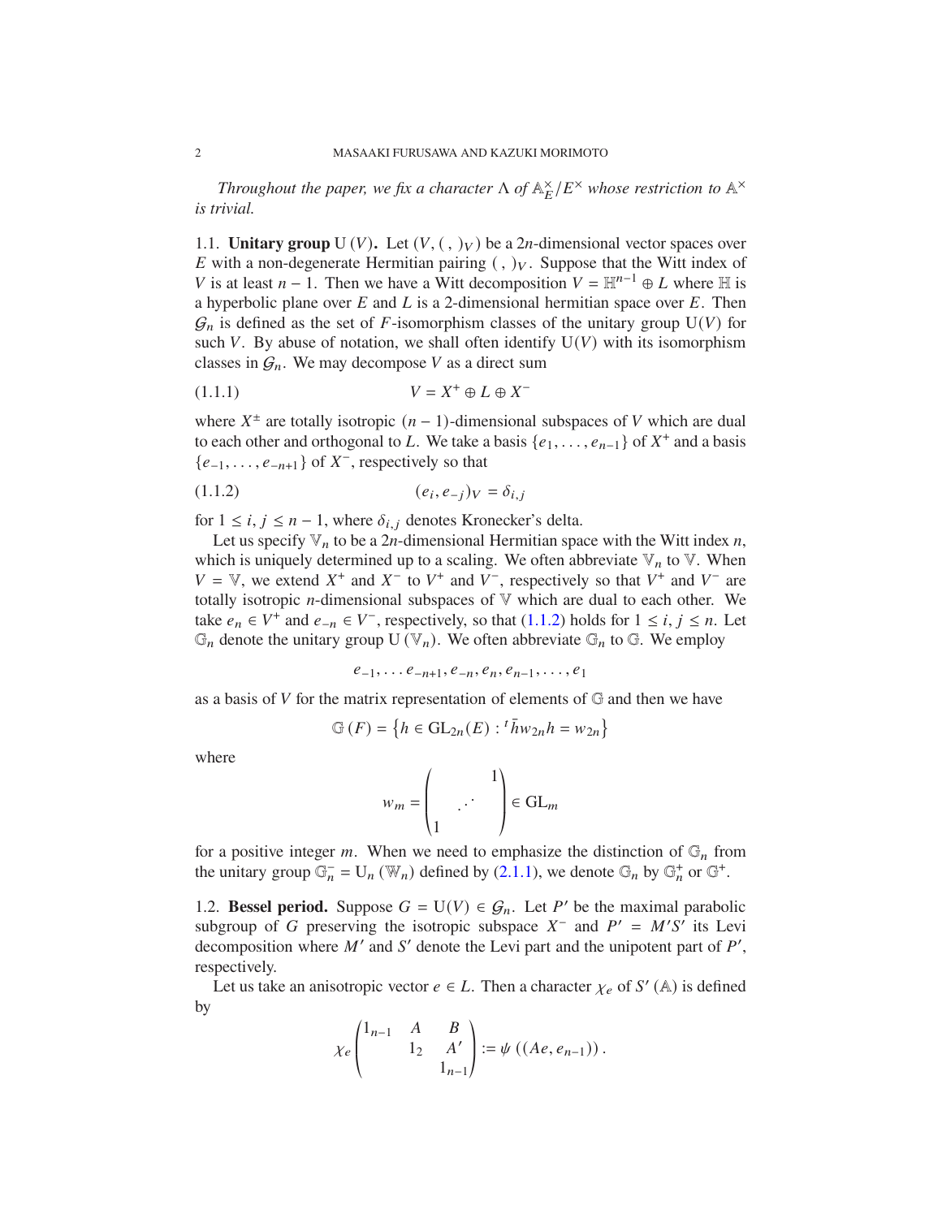*Throughout the paper, we fix a character $\Lambda$ of $\mathbb{A}_E^\times / E^\times$ whose restriction to $\mathbb{A}^\times$ is trivial.*

## 1.1. Unitary group $\mathrm{U}(V)$.

Let $(V, (\ ,\ )_V)$ be a $2n$-dimensional vector spaces over $E$ with a non-degenerate Hermitian pairing $(\ ,\ )_V$. Suppose that the Witt index of $V$ is at least $n-1$. Then we have a Witt decomposition $V = \mathbb{H}^{n-1} \oplus L$ where $\mathbb{H}$ is a hyperbolic plane over $E$ and $L$ is a 2-dimensional hermitian space over $E$. Then $\mathcal{G}_n$ is defined as the set of $F$-isomorphism classes of the unitary group $\mathrm{U}(V)$ for such $V$. By abuse of notation, we shall often identify $\mathrm{U}(V)$ with its isomorphism classes in $\mathcal{G}_n$. We may decompose $V$ as a direct sum

$$V = X^+ \oplus L \oplus X^- \tag{1.1.1}$$

where $X^\pm$ are totally isotropic $(n-1)$-dimensional subspaces of $V$ which are dual to each other and orthogonal to $L$. We take a basis $\{e_1, \ldots, e_{n-1}\}$ of $X^+$ and a basis $\{e_{-1}, \ldots, e_{-n+1}\}$ of $X^-$, respectively so that

$$(e_i, e_{-j})_V = \delta_{i,j} \tag{1.1.2}$$

for $1 \le i, j \le n-1$, where $\delta_{i,j}$ denotes Kronecker's delta.

Let us specify $\mathbb{V}_n$ to be a $2n$-dimensional Hermitian space with the Witt index $n$, which is uniquely determined up to a scaling. We often abbreviate $\mathbb{V}_n$ to $\mathbb{V}$. When $V = \mathbb{V}$, we extend $X^+$ and $X^-$ to $V^+$ and $V^-$, respectively so that $V^+$ and $V^-$ are totally isotropic $n$-dimensional subspaces of $\mathbb{V}$ which are dual to each other. We take $e_n \in V^+$ and $e_{-n} \in V^-$, respectively, so that (1.1.2) holds for $1 \le i, j \le n$. Let $\mathbb{G}_n$ denote the unitary group $\mathrm{U}(\mathbb{V}_n)$. We often abbreviate $\mathbb{G}_n$ to $\mathbb{G}$. We employ

$$e_{-1}, \ldots e_{-n+1}, e_{-n}, e_n, e_{n-1}, \ldots, e_1$$

as a basis of $V$ for the matrix representation of elements of $\mathbb{G}$ and then we have

$$\mathbb{G}(F) = \left\{ h \in \mathrm{GL}_{2n}(E) : {}^t\bar{h} w_{2n} h = w_{2n} \right\}$$

where

$$w_m = \begin{pmatrix} & & 1 \\ & \iddots & \\ 1 & & \end{pmatrix} \in \mathrm{GL}_m$$

for a positive integer $m$. When we need to emphasize the distinction of $\mathbb{G}_n$ from the unitary group $\mathbb{G}_n^- = \mathrm{U}_n(\mathbb{W}_n)$ defined by (2.1.1), we denote $\mathbb{G}_n$ by $\mathbb{G}_n^+$ or $\mathbb{G}^+$.

## 1.2. Bessel period.

Suppose $G = \mathrm{U}(V) \in \mathcal{G}_n$. Let $P'$ be the maximal parabolic subgroup of $G$ preserving the isotropic subspace $X^-$ and $P' = M'S'$ its Levi decomposition where $M'$ and $S'$ denote the Levi part and the unipotent part of $P'$, respectively.

Let us take an anisotropic vector $e \in L$. Then a character $\chi_e$ of $S'(\mathbb{A})$ is defined by

$$\chi_e \begin{pmatrix} 1_{n-1} & A & B \\ & 1_2 & A' \\ & & 1_{n-1} \end{pmatrix} := \psi\left( (Ae, e_{n-1}) \right).$$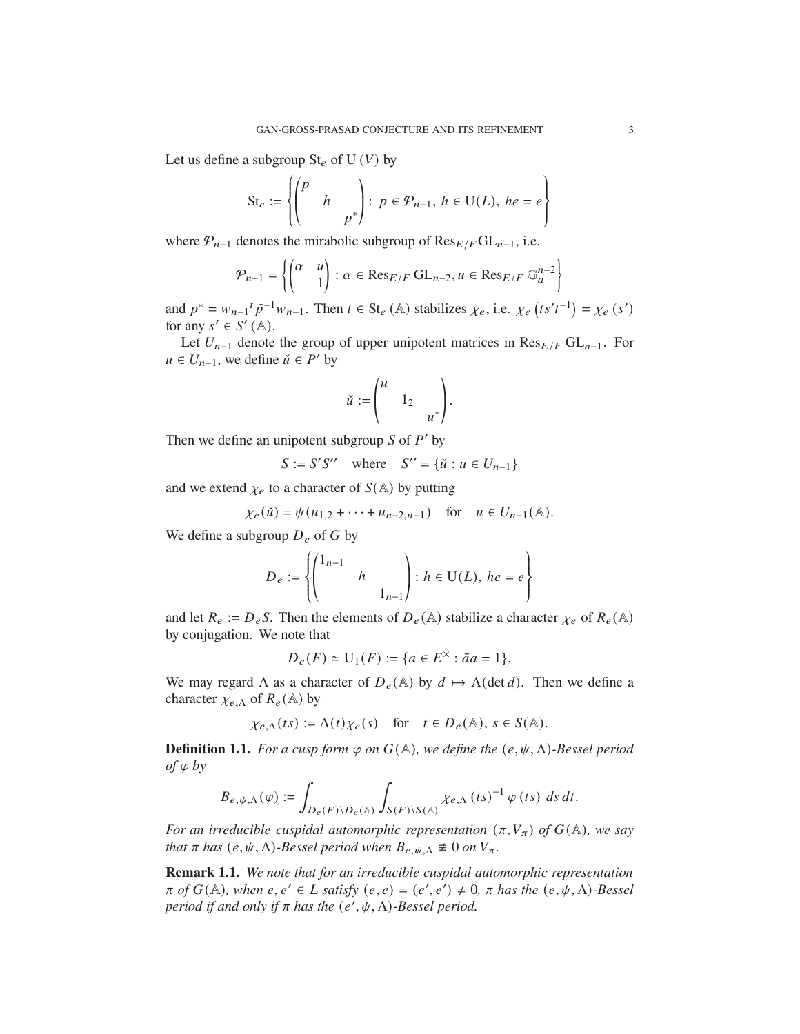Let us define a subgroup $\mathrm{St}_e$ of $\mathrm{U}(V)$ by

$$\mathrm{St}_e := \left\{ \begin{pmatrix} p & & \\ & h & \\ & & p^* \end{pmatrix} : \, p \in \mathcal{P}_{n-1}, \, h \in \mathrm{U}(L), \, he = e \right\}$$

where $\mathcal{P}_{n-1}$ denotes the mirabolic subgroup of $\mathrm{Res}_{E/F}\mathrm{GL}_{n-1}$, i.e.

$$\mathcal{P}_{n-1} = \left\{ \begin{pmatrix} \alpha & u \\ & 1 \end{pmatrix} : \alpha \in \mathrm{Res}_{E/F}\,\mathrm{GL}_{n-2}, u \in \mathrm{Res}_{E/F}\,\mathbb{G}_a^{n-2} \right\}$$

and $p^* = w_{n-1}{}^t\bar{p}^{-1}w_{n-1}$. Then $t \in \mathrm{St}_e(\mathbb{A})$ stabilizes $\chi_e$, i.e. $\chi_e\left(ts't^{-1}\right) = \chi_e(s')$ for any $s' \in S'(\mathbb{A})$.

Let $U_{n-1}$ denote the group of upper unipotent matrices in $\mathrm{Res}_{E/F}\,\mathrm{GL}_{n-1}$. For $u \in U_{n-1}$, we define $\check{u} \in P'$ by

$$\check{u} := \begin{pmatrix} u & & \\ & 1_2 & \\ & & u^* \end{pmatrix}.$$

Then we define an unipotent subgroup $S$ of $P'$ by

$$S := S'S'' \quad \text{where} \quad S'' = \{\check{u} : u \in U_{n-1}\}$$

and we extend $\chi_e$ to a character of $S(\mathbb{A})$ by putting

$$\chi_e(\check{u}) = \psi(u_{1,2} + \cdots + u_{n-2,n-1}) \quad \text{for} \quad u \in U_{n-1}(\mathbb{A}).$$

We define a subgroup $D_e$ of $G$ by

$$D_e := \left\{ \begin{pmatrix} 1_{n-1} & & \\ & h & \\ & & 1_{n-1} \end{pmatrix} : h \in \mathrm{U}(L), \, he = e \right\}$$

and let $R_e := D_eS$. Then the elements of $D_e(\mathbb{A})$ stabilize a character $\chi_e$ of $R_e(\mathbb{A})$ by conjugation. We note that

$$D_e(F) \simeq \mathrm{U}_1(F) := \{a \in E^\times : \bar{a}a = 1\}.$$

We may regard $\Lambda$ as a character of $D_e(\mathbb{A})$ by $d \mapsto \Lambda(\det d)$. Then we define a character $\chi_{e,\Lambda}$ of $R_e(\mathbb{A})$ by

$$\chi_{e,\Lambda}(ts) := \Lambda(t)\chi_e(s) \quad \text{for} \quad t \in D_e(\mathbb{A}), \, s \in S(\mathbb{A}).$$

**Definition 1.1.** *For a cusp form $\varphi$ on $G(\mathbb{A})$, we define the $(e, \psi, \Lambda)$-Bessel period of $\varphi$ by*

$$B_{e,\psi,\Lambda}(\varphi) := \int_{D_e(F)\backslash D_e(\mathbb{A})} \int_{S(F)\backslash S(\mathbb{A})} \chi_{e,\Lambda}(ts)^{-1}\, \varphi(ts) \, ds \, dt.$$

*For an irreducible cuspidal automorphic representation $(\pi, V_\pi)$ of $G(\mathbb{A})$, we say that $\pi$ has $(e, \psi, \Lambda)$-Bessel period when $B_{e,\psi,\Lambda} \not\equiv 0$ on $V_\pi$.*

**Remark 1.1.** *We note that for an irreducible cuspidal automorphic representation $\pi$ of $G(\mathbb{A})$, when $e, e' \in L$ satisfy $(e, e) = (e', e') \neq 0$, $\pi$ has the $(e, \psi, \Lambda)$-Bessel period if and only if $\pi$ has the $(e', \psi, \Lambda)$-Bessel period.*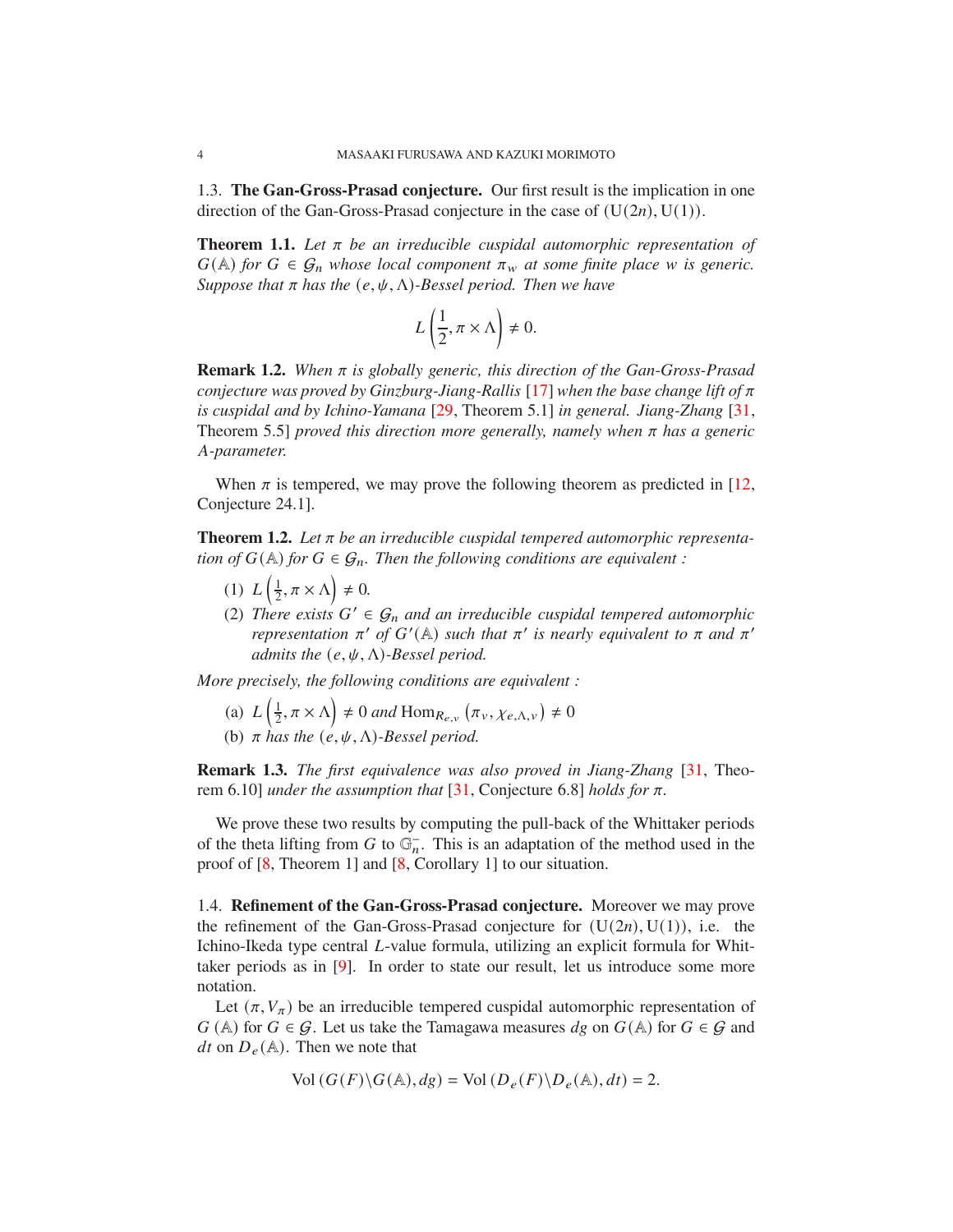### 1.3. The Gan-Gross-Prasad conjecture.

Our first result is the implication in one direction of the Gan-Gross-Prasad conjecture in the case of $(\mathrm{U}(2n), \mathrm{U}(1))$.

**Theorem 1.1.** *Let $\pi$ be an irreducible cuspidal automorphic representation of $G(\mathbb{A})$ for $G \in \mathcal{G}_n$ whose local component $\pi_w$ at some finite place $w$ is generic. Suppose that $\pi$ has the $(e, \psi, \Lambda)$-Bessel period. Then we have*

$$L\left(\frac{1}{2}, \pi \times \Lambda\right) \neq 0.$$

**Remark 1.2.** *When $\pi$ is globally generic, this direction of the Gan-Gross-Prasad conjecture was proved by Ginzburg-Jiang-Rallis [17] when the base change lift of $\pi$ is cuspidal and by Ichino-Yamana [29, Theorem 5.1] in general. Jiang-Zhang [31, Theorem 5.5] proved this direction more generally, namely when $\pi$ has a generic $A$-parameter.*

When $\pi$ is tempered, we may prove the following theorem as predicted in [12, Conjecture 24.1].

**Theorem 1.2.** *Let $\pi$ be an irreducible cuspidal tempered automorphic representation of $G(\mathbb{A})$ for $G \in \mathcal{G}_n$. Then the following conditions are equivalent :*

1. *$L\left(\frac{1}{2}, \pi \times \Lambda\right) \neq 0$.*
2. *There exists $G' \in \mathcal{G}_n$ and an irreducible cuspidal tempered automorphic representation $\pi'$ of $G'(\mathbb{A})$ such that $\pi'$ is nearly equivalent to $\pi$ and $\pi'$ admits the $(e, \psi, \Lambda)$-Bessel period.*

*More precisely, the following conditions are equivalent :*

(a) *$L\left(\frac{1}{2}, \pi \times \Lambda\right) \neq 0$ and $\mathrm{Hom}_{R_{e,v}}\left(\pi_v, \chi_{e,\Lambda,v}\right) \neq 0$*

(b) *$\pi$ has the $(e, \psi, \Lambda)$-Bessel period.*

**Remark 1.3.** *The first equivalence was also proved in Jiang-Zhang [31, Theorem 6.10] under the assumption that [31, Conjecture 6.8] holds for $\pi$.*

We prove these two results by computing the pull-back of the Whittaker periods of the theta lifting from $G$ to $\mathbb{G}_n^-$. This is an adaptation of the method used in the proof of [8, Theorem 1] and [8, Corollary 1] to our situation.

### 1.4. Refinement of the Gan-Gross-Prasad conjecture.

Moreover we may prove the refinement of the Gan-Gross-Prasad conjecture for $(\mathrm{U}(2n), \mathrm{U}(1))$, i.e. the Ichino-Ikeda type central $L$-value formula, utilizing an explicit formula for Whittaker periods as in [9]. In order to state our result, let us introduce some more notation.

Let $(\pi, V_\pi)$ be an irreducible tempered cuspidal automorphic representation of $G(\mathbb{A})$ for $G \in \mathcal{G}$. Let us take the Tamagawa measures $dg$ on $G(\mathbb{A})$ for $G \in \mathcal{G}$ and $dt$ on $D_e(\mathbb{A})$. Then we note that

$$\mathrm{Vol}\left(G(F)\backslash G(\mathbb{A}), dg\right) = \mathrm{Vol}\left(D_e(F)\backslash D_e(\mathbb{A}), dt\right) = 2.$$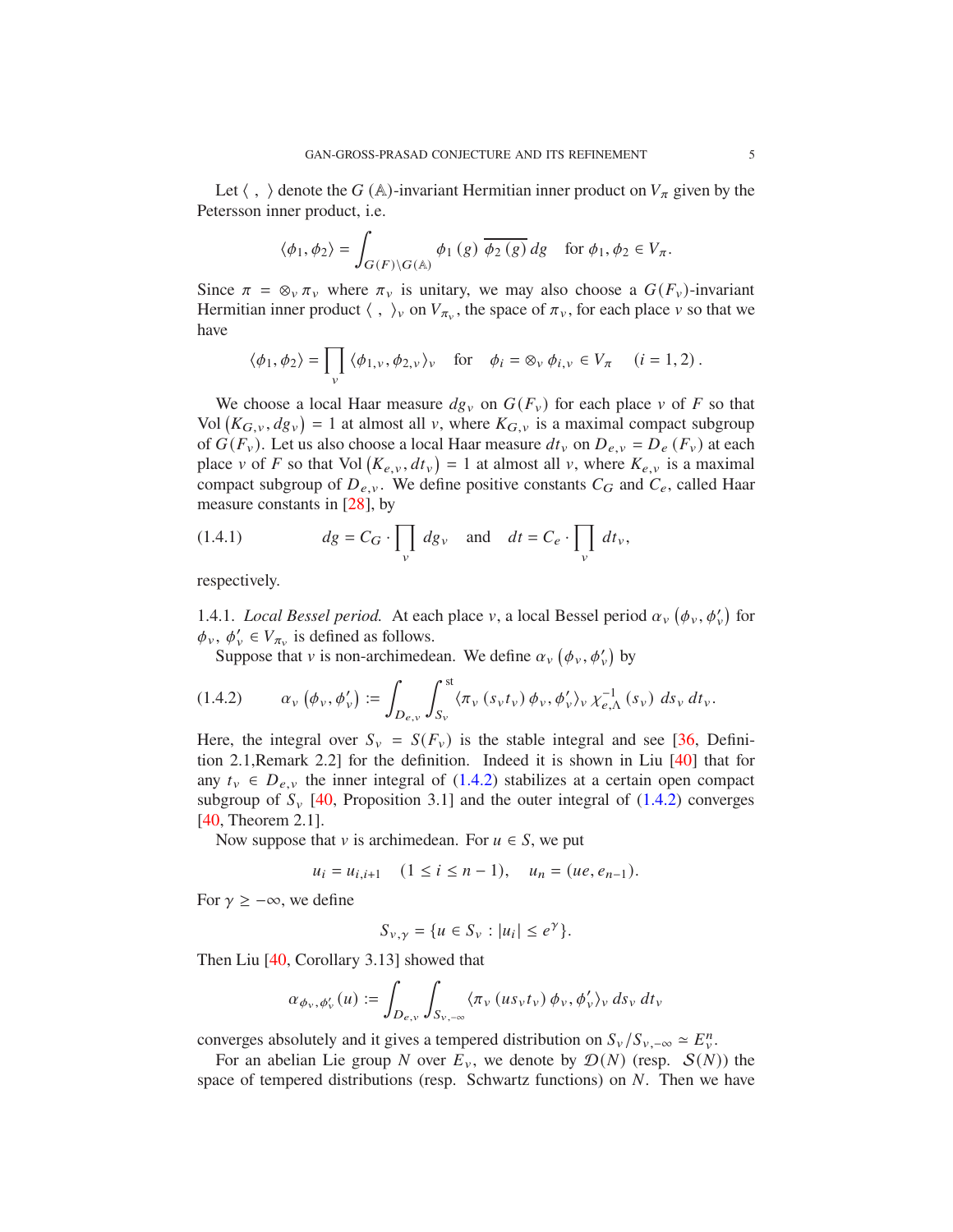Let $\langle \ , \ \rangle$ denote the $G(\mathbb{A})$-invariant Hermitian inner product on $V_\pi$ given by the Petersson inner product, i.e.

$$\langle \phi_1, \phi_2 \rangle = \int_{G(F)\backslash G(\mathbb{A})} \phi_1(g) \, \overline{\phi_2(g)} \, dg \quad \text{for } \phi_1, \phi_2 \in V_\pi.$$

Since $\pi = \otimes_v \pi_v$ where $\pi_v$ is unitary, we may also choose a $G(F_v)$-invariant Hermitian inner product $\langle \ , \ \rangle_v$ on $V_{\pi_v}$, the space of $\pi_v$, for each place $v$ so that we have

$$\langle \phi_1, \phi_2 \rangle = \prod_v \langle \phi_{1,v}, \phi_{2,v} \rangle_v \quad \text{for} \quad \phi_i = \otimes_v \phi_{i,v} \in V_\pi \quad (i = 1, 2).$$

We choose a local Haar measure $dg_v$ on $G(F_v)$ for each place $v$ of $F$ so that $\mathrm{Vol}\left(K_{G,v}, dg_v\right) = 1$ at almost all $v$, where $K_{G,v}$ is a maximal compact subgroup of $G(F_v)$. Let us also choose a local Haar measure $dt_v$ on $D_{e,v} = D_e(F_v)$ at each place $v$ of $F$ so that $\mathrm{Vol}\left(K_{e,v}, dt_v\right) = 1$ at almost all $v$, where $K_{e,v}$ is a maximal compact subgroup of $D_{e,v}$. We define positive constants $C_G$ and $C_e$, called Haar measure constants in [28], by

$$dg = C_G \cdot \prod_v dg_v \quad \text{and} \quad dt = C_e \cdot \prod_v dt_v, \tag{1.4.1}$$

respectively.

1.4.1. *Local Bessel period.* At each place $v$, a local Bessel period $\alpha_v\left(\phi_v, \phi_v'\right)$ for $\phi_v, \phi_v' \in V_{\pi_v}$ is defined as follows.

Suppose that $v$ is non-archimedean. We define $\alpha_v\left(\phi_v, \phi_v'\right)$ by

$$\alpha_v\left(\phi_v, \phi_v'\right) := \int_{D_{e,v}} \int_{S_v}^{\mathrm{st}} \langle \pi_v(s_v t_v) \phi_v, \phi_v' \rangle_v \, \chi_{e,\Lambda}^{-1}(s_v) \, ds_v \, dt_v. \tag{1.4.2}$$

Here, the integral over $S_v = S(F_v)$ is the stable integral and see [36, Definition 2.1,Remark 2.2] for the definition. Indeed it is shown in Liu [40] that for any $t_v \in D_{e,v}$ the inner integral of (1.4.2) stabilizes at a certain open compact subgroup of $S_v$ [40, Proposition 3.1] and the outer integral of (1.4.2) converges [40, Theorem 2.1].

Now suppose that $v$ is archimedean. For $u \in S$, we put

$$u_i = u_{i,i+1} \quad (1 \le i \le n-1), \quad u_n = (ue, e_{n-1}).$$

For $\gamma \ge -\infty$, we define

$$S_{v,\gamma} = \{u \in S_v : |u_i| \le e^\gamma\}.$$

Then Liu [40, Corollary 3.13] showed that

$$\alpha_{\phi_v, \phi_v'}(u) := \int_{D_{e,v}} \int_{S_{v,-\infty}} \langle \pi_v(u s_v t_v) \phi_v, \phi_v' \rangle_v \, ds_v \, dt_v$$

converges absolutely and it gives a tempered distribution on $S_v / S_{v,-\infty} \simeq E_v^n$.

For an abelian Lie group $N$ over $E_v$, we denote by $\mathcal{D}(N)$ (resp. $\mathcal{S}(N)$) the space of tempered distributions (resp. Schwartz functions) on $N$. Then we have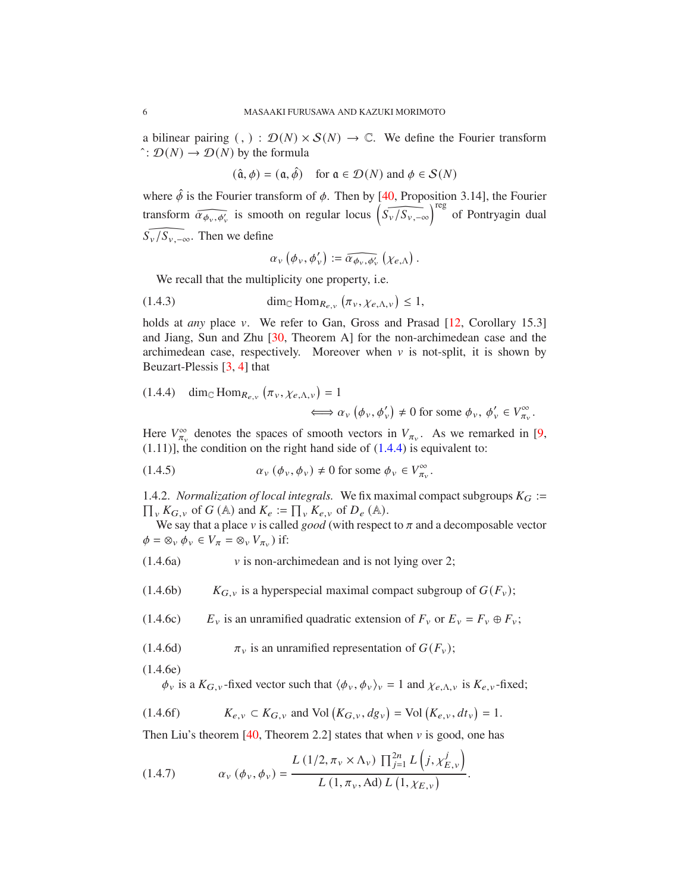a bilinear pairing $(\ ,\ ) : \mathcal{D}(N) \times \mathcal{S}(N) \to \mathbb{C}$. We define the Fourier transform $\hat{}: \mathcal{D}(N) \to \mathcal{D}(N)$ by the formula

$$(\hat{\mathfrak{a}}, \phi) = (\mathfrak{a}, \hat{\phi}) \quad \text{for } \mathfrak{a} \in \mathcal{D}(N) \text{ and } \phi \in \mathcal{S}(N)$$

where $\hat{\phi}$ is the Fourier transform of $\phi$. Then by [40, Proposition 3.14], the Fourier transform $\widehat{\alpha_{\phi_v, \phi'_v}}$ is smooth on regular locus $\left(\widehat{S_v/S_{v,-\infty}}\right)^{\text{reg}}$ of Pontryagin dual $\widehat{S_v/S_{v,-\infty}}$. Then we define

$$\alpha_v\left(\phi_v, \phi'_v\right) := \widehat{\alpha_{\phi_v, \phi'_v}}\left(\chi_{e,\Lambda}\right).$$

We recall that the multiplicity one property, i.e.

$$\dim_{\mathbb{C}} \operatorname{Hom}_{R_{e,v}}\left(\pi_v, \chi_{e,\Lambda,v}\right) \le 1, \tag{1.4.3}$$

holds at *any* place $v$. We refer to Gan, Gross and Prasad [12, Corollary 15.3] and Jiang, Sun and Zhu [30, Theorem A] for the non-archimedean case and the archimedean case, respectively. Moreover when $v$ is not-split, it is shown by Beuzart-Plessis [3, 4] that

$$\dim_{\mathbb{C}} \operatorname{Hom}_{R_{e,v}}\left(\pi_v, \chi_{e,\Lambda,v}\right) = 1 \iff \alpha_v\left(\phi_v, \phi'_v\right) \neq 0 \text{ for some } \phi_v,\ \phi'_v \in V_{\pi_v}^{\infty}. \tag{1.4.4}$$

Here $V_{\pi_v}^{\infty}$ denotes the spaces of smooth vectors in $V_{\pi_v}$. As we remarked in [9, (1.11)], the condition on the right hand side of (1.4.4) is equivalent to:

$$\alpha_v\left(\phi_v, \phi_v\right) \neq 0 \text{ for some } \phi_v \in V_{\pi_v}^{\infty}. \tag{1.4.5}$$

1.4.2. *Normalization of local integrals.* We fix maximal compact subgroups $K_G := \prod_v K_{G,v}$ of $G(\mathbb{A})$ and $K_e := \prod_v K_{e,v}$ of $D_e(\mathbb{A})$.

We say that a place $v$ is called *good* (with respect to $\pi$ and a decomposable vector $\phi = \otimes_v \phi_v \in V_\pi = \otimes_v V_{\pi_v}$) if:

(1.4.6a) $v$ is non-archimedean and is not lying over 2;

(1.4.6b) $K_{G,v}$ is a hyperspecial maximal compact subgroup of $G(F_v)$;

(1.4.6c) $E_v$ is an unramified quadratic extension of $F_v$ or $E_v = F_v \oplus F_v$;

(1.4.6d) $\pi_v$ is an unramified representation of $G(F_v)$;

(1.4.6e) $\phi_v$ is a $K_{G,v}$-fixed vector such that $\langle \phi_v, \phi_v \rangle_v = 1$ and $\chi_{e,\Lambda,v}$ is $K_{e,v}$-fixed;

(1.4.6f) $K_{e,v} \subset K_{G,v}$ and $\operatorname{Vol}\left(K_{G,v}, dg_v\right) = \operatorname{Vol}\left(K_{e,v}, dt_v\right) = 1$.

Then Liu's theorem [40, Theorem 2.2] states that when $v$ is good, one has

$$\alpha_v\left(\phi_v, \phi_v\right) = \frac{L\left(1/2, \pi_v \times \Lambda_v\right) \prod_{j=1}^{2n} L\left(j, \chi_{E,v}^{j}\right)}{L\left(1, \pi_v, \mathrm{Ad}\right) L\left(1, \chi_{E,v}\right)}. \tag{1.4.7}$$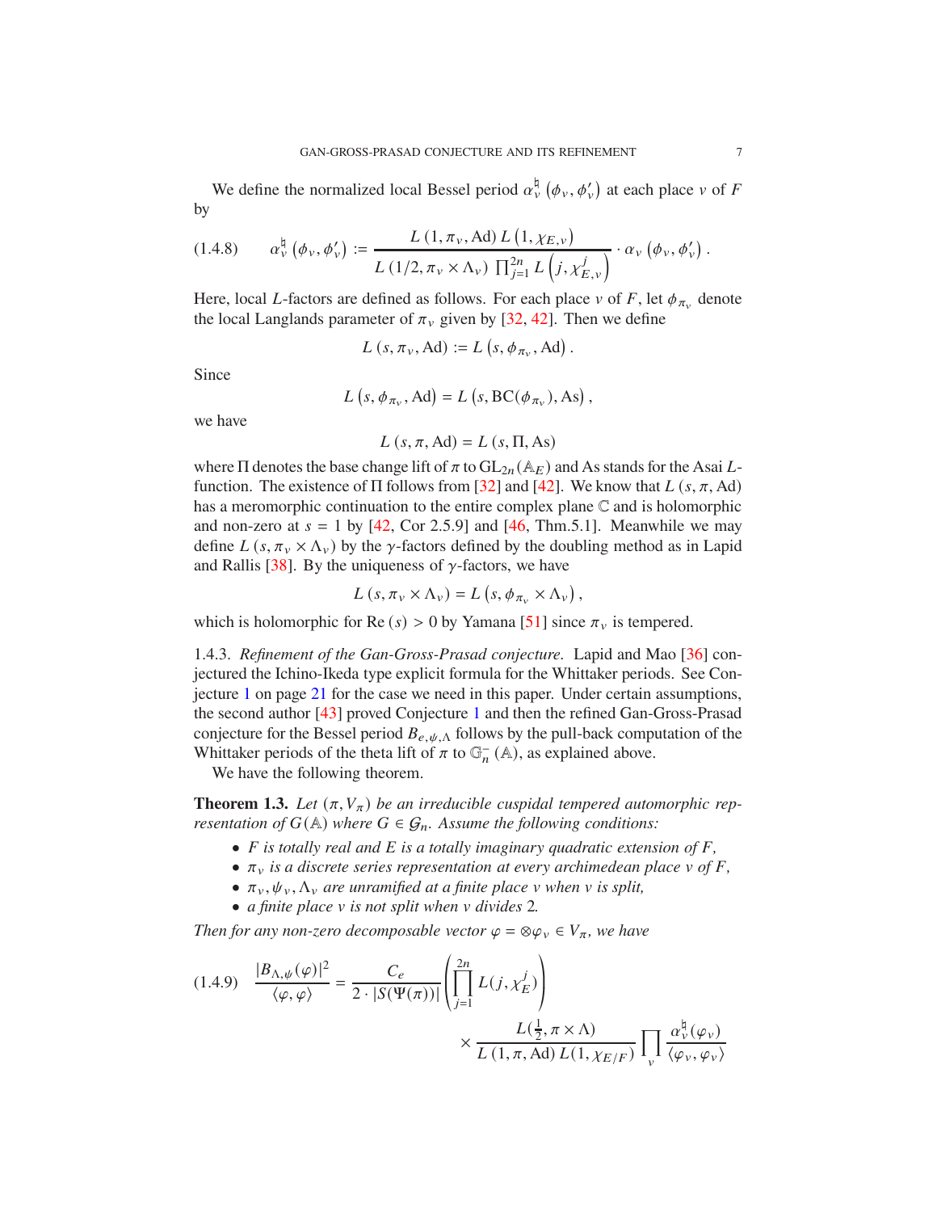We define the normalized local Bessel period $\alpha_v^\natural\left(\phi_v, \phi_v'\right)$ at each place $v$ of $F$ by

$$
\alpha_v^\natural\left(\phi_v, \phi_v'\right) := \frac{L\left(1, \pi_v, \mathrm{Ad}\right) L\left(1, \chi_{E,v}\right)}{L\left(1/2, \pi_v \times \Lambda_v\right) \prod_{j=1}^{2n} L\left(j, \chi_{E,v}^j\right)} \cdot \alpha_v\left(\phi_v, \phi_v'\right). \tag{1.4.8}
$$

Here, local $L$-factors are defined as follows. For each place $v$ of $F$, let $\phi_{\pi_v}$ denote the local Langlands parameter of $\pi_v$ given by [32, 42]. Then we define

$$
L\left(s, \pi_v, \mathrm{Ad}\right) := L\left(s, \phi_{\pi_v}, \mathrm{Ad}\right).
$$

Since

$$
L\left(s, \phi_{\pi_v}, \mathrm{Ad}\right) = L\left(s, \mathrm{BC}(\phi_{\pi_v}), \mathrm{As}\right),
$$

we have

$$
L\left(s, \pi, \mathrm{Ad}\right) = L\left(s, \Pi, \mathrm{As}\right)
$$

where $\Pi$ denotes the base change lift of $\pi$ to $\mathrm{GL}_{2n}\left(\mathbb{A}_E\right)$ and As stands for the Asai $L$-function. The existence of $\Pi$ follows from [32] and [42]. We know that $L\left(s, \pi, \mathrm{Ad}\right)$ has a meromorphic continuation to the entire complex plane $\mathbb{C}$ and is holomorphic and non-zero at $s = 1$ by [42, Cor 2.5.9] and [46, Thm.5.1]. Meanwhile we may define $L\left(s, \pi_v \times \Lambda_v\right)$ by the $\gamma$-factors defined by the doubling method as in Lapid and Rallis [38]. By the uniqueness of $\gamma$-factors, we have

$$
L\left(s, \pi_v \times \Lambda_v\right) = L\left(s, \phi_{\pi_v} \times \Lambda_v\right),
$$

which is holomorphic for $\mathrm{Re}\left(s\right) > 0$ by Yamana [51] since $\pi_v$ is tempered.

### 1.4.3. *Refinement of the Gan-Gross-Prasad conjecture.*

Lapid and Mao [36] conjectured the Ichino-Ikeda type explicit formula for the Whittaker periods. See Conjecture 1 on page 21 for the case we need in this paper. Under certain assumptions, the second author [43] proved Conjecture 1 and then the refined Gan-Gross-Prasad conjecture for the Bessel period $B_{e,\psi,\Lambda}$ follows by the pull-back computation of the Whittaker periods of the theta lift of $\pi$ to $\mathbb{G}_n^-\left(\mathbb{A}\right)$, as explained above.

We have the following theorem.

**Theorem 1.3.** *Let $(\pi, V_\pi)$ be an irreducible cuspidal tempered automorphic representation of $G(\mathbb{A})$ where $G \in \mathcal{G}_n$. Assume the following conditions:*

- *$F$ is totally real and $E$ is a totally imaginary quadratic extension of $F$,*
- *$\pi_v$ is a discrete series representation at every archimedean place $v$ of $F$,*
- *$\pi_v, \psi_v, \Lambda_v$ are unramified at a finite place $v$ when $v$ is split,*
- *a finite place $v$ is not split when $v$ divides 2.*

*Then for any non-zero decomposable vector $\varphi = \otimes \varphi_v \in V_\pi$, we have*

$$
\frac{|B_{\Lambda,\psi}(\varphi)|^2}{\langle \varphi, \varphi \rangle} = \frac{C_e}{2 \cdot |S(\Psi(\pi))|} \left( \prod_{j=1}^{2n} L(j, \chi_E^j) \right) \times \frac{L(\frac{1}{2}, \pi \times \Lambda)}{L\left(1, \pi, \mathrm{Ad}\right) L(1, \chi_{E/F})} \prod_v \frac{\alpha_v^\natural(\varphi_v)}{\langle \varphi_v, \varphi_v \rangle} \tag{1.4.9}
$$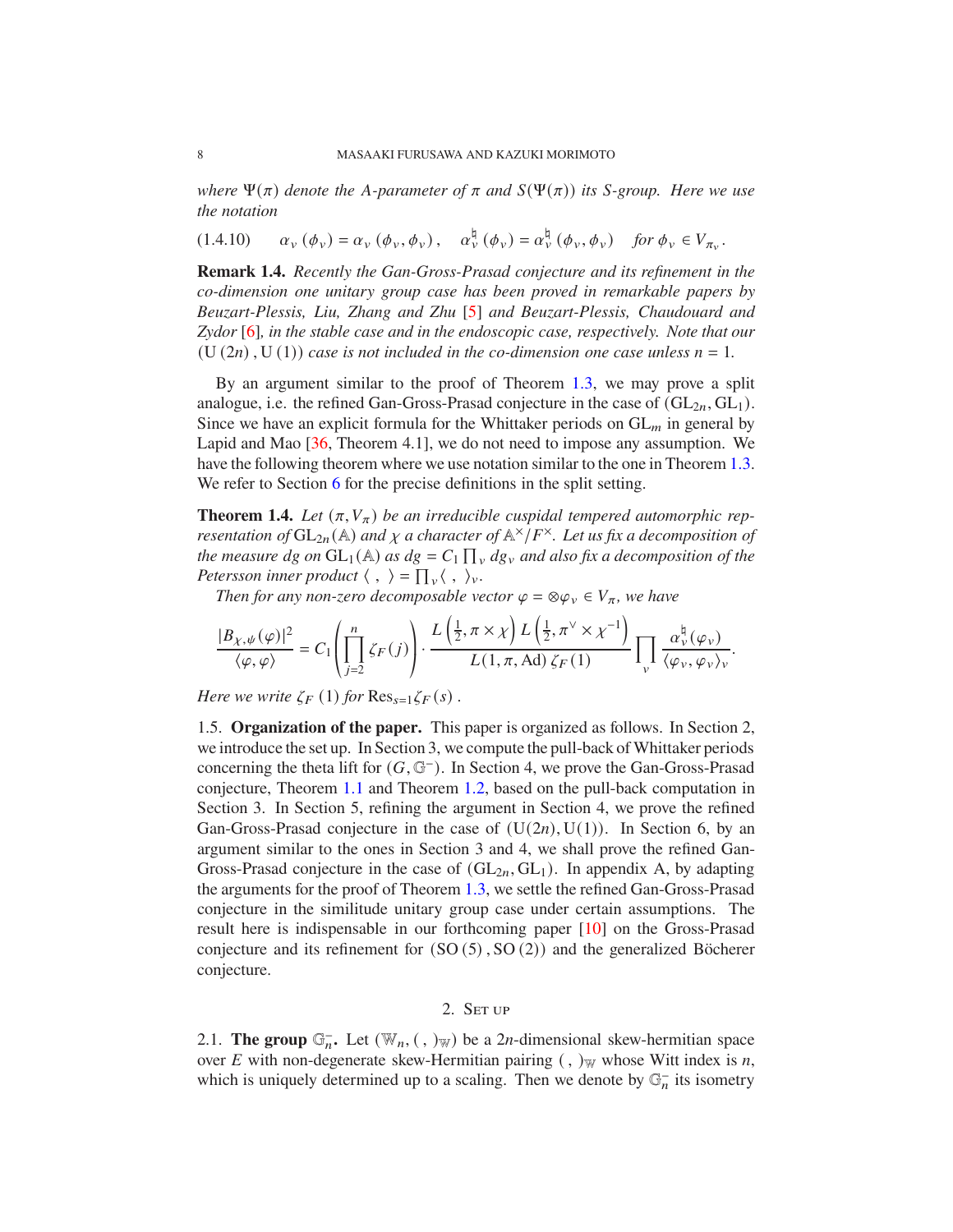*where $\Psi(\pi)$ denote the A-parameter of $\pi$ and $S(\Psi(\pi))$ its S-group. Here we use the notation*

$$\alpha_v(\phi_v) = \alpha_v(\phi_v, \phi_v), \quad \alpha_v^\natural(\phi_v) = \alpha_v^\natural(\phi_v, \phi_v) \quad \text{for } \phi_v \in V_{\pi_v}. \tag{1.4.10}$$

**Remark 1.4.** *Recently the Gan-Gross-Prasad conjecture and its refinement in the co-dimension one unitary group case has been proved in remarkable papers by Beuzart-Plessis, Liu, Zhang and Zhu [5] and Beuzart-Plessis, Chaudouard and Zydor [6], in the stable case and in the endoscopic case, respectively. Note that our $(\mathrm{U}(2n), \mathrm{U}(1))$ case is not included in the co-dimension one case unless $n = 1$.*

By an argument similar to the proof of Theorem 1.3, we may prove a split analogue, i.e. the refined Gan-Gross-Prasad conjecture in the case of $(\mathrm{GL}_{2n}, \mathrm{GL}_1)$. Since we have an explicit formula for the Whittaker periods on $\mathrm{GL}_m$ in general by Lapid and Mao [36, Theorem 4.1], we do not need to impose any assumption. We have the following theorem where we use notation similar to the one in Theorem 1.3. We refer to Section 6 for the precise definitions in the split setting.

**Theorem 1.4.** *Let $(\pi, V_\pi)$ be an irreducible cuspidal tempered automorphic representation of $\mathrm{GL}_{2n}(\mathbb{A})$ and $\chi$ a character of $\mathbb{A}^\times/F^\times$. Let us fix a decomposition of the measure $dg$ on $\mathrm{GL}_1(\mathbb{A})$ as $dg = C_1 \prod_v dg_v$ and also fix a decomposition of the Petersson inner product $\langle\ ,\ \rangle = \prod_v \langle\ ,\ \rangle_v$.*

*Then for any non-zero decomposable vector $\varphi = \otimes \varphi_v \in V_\pi$, we have*

$$\frac{|B_{\chi,\psi}(\varphi)|^2}{\langle \varphi, \varphi \rangle} = C_1 \left( \prod_{j=2}^{n} \zeta_F(j) \right) \cdot \frac{L\left(\frac{1}{2}, \pi \times \chi\right) L\left(\frac{1}{2}, \pi^\vee \times \chi^{-1}\right)}{L(1, \pi, \mathrm{Ad})\, \zeta_F(1)} \prod_v \frac{\alpha_v^\natural(\varphi_v)}{\langle \varphi_v, \varphi_v \rangle_v}.$$

*Here we write $\zeta_F(1)$ for $\mathrm{Res}_{s=1}\zeta_F(s)$.*

1.5. **Organization of the paper.** This paper is organized as follows. In Section 2, we introduce the set up. In Section 3, we compute the pull-back of Whittaker periods concerning the theta lift for $(G, \mathbb{G}^-)$. In Section 4, we prove the Gan-Gross-Prasad conjecture, Theorem 1.1 and Theorem 1.2, based on the pull-back computation in Section 3. In Section 5, refining the argument in Section 4, we prove the refined Gan-Gross-Prasad conjecture in the case of $(\mathrm{U}(2n), \mathrm{U}(1))$. In Section 6, by an argument similar to the ones in Section 3 and 4, we shall prove the refined Gan-Gross-Prasad conjecture in the case of $(\mathrm{GL}_{2n}, \mathrm{GL}_1)$. In appendix A, by adapting the arguments for the proof of Theorem 1.3, we settle the refined Gan-Gross-Prasad conjecture in the similitude unitary group case under certain assumptions. The result here is indispensable in our forthcoming paper [10] on the Gross-Prasad conjecture and its refinement for $(\mathrm{SO}(5), \mathrm{SO}(2))$ and the generalized Böcherer conjecture.

## 2. Set up

2.1. **The group $\mathbb{G}_n^-$.** Let $(\mathbb{W}_n, (\ ,\ )_{\mathbb{W}})$ be a $2n$-dimensional skew-hermitian space over $E$ with non-degenerate skew-Hermitian pairing $(\ ,\ )_{\mathbb{W}}$ whose Witt index is $n$, which is uniquely determined up to a scaling. Then we denote by $\mathbb{G}_n^-$ its isometry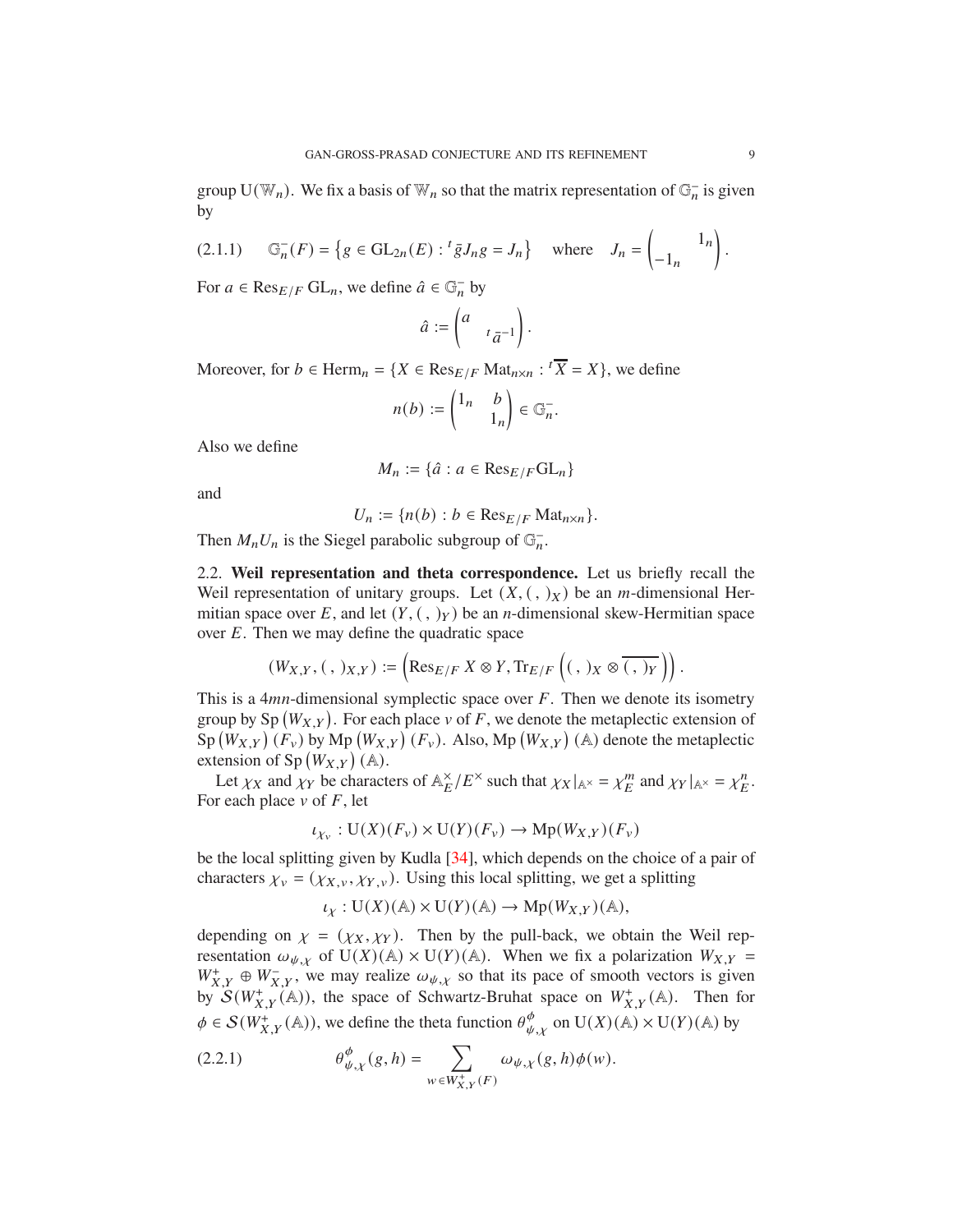group $\mathrm{U}(\mathbb{W}_n)$. We fix a basis of $\mathbb{W}_n$ so that the matrix representation of $\mathbb{G}_n^-$ is given by

$$\mathbb{G}_n^-(F) = \left\{ g \in \mathrm{GL}_{2n}(E) : {}^t\bar{g} J_n g = J_n \right\} \quad \text{where} \quad J_n = \begin{pmatrix} & 1_n \\ -1_n & \end{pmatrix}. \tag{2.1.1}$$

For $a \in \mathrm{Res}_{E/F}\,\mathrm{GL}_n$, we define $\hat{a} \in \mathbb{G}_n^-$ by

$$\hat{a} := \begin{pmatrix} a & \\ & {}^t\bar{a}^{-1} \end{pmatrix}.$$

Moreover, for $b \in \mathrm{Herm}_n = \{X \in \mathrm{Res}_{E/F}\,\mathrm{Mat}_{n\times n} : {}^t\overline{X} = X\}$, we define

$$n(b) := \begin{pmatrix} 1_n & b \\ & 1_n \end{pmatrix} \in \mathbb{G}_n^-.$$

Also we define

$$M_n := \{\hat{a} : a \in \mathrm{Res}_{E/F}\mathrm{GL}_n\}$$

and

$$U_n := \{n(b) : b \in \mathrm{Res}_{E/F}\,\mathrm{Mat}_{n\times n}\}.$$

Then $M_n U_n$ is the Siegel parabolic subgroup of $\mathbb{G}_n^-$.

2.2. **Weil representation and theta correspondence.** Let us briefly recall the Weil representation of unitary groups. Let $(X, (\ ,\ )_X)$ be an $m$-dimensional Hermitian space over $E$, and let $(Y, (\ ,\ )_Y)$ be an $n$-dimensional skew-Hermitian space over $E$. Then we may define the quadratic space

$$(W_{X,Y}, (\ ,\ )_{X,Y}) := \left(\mathrm{Res}_{E/F}\, X \otimes Y, \mathrm{Tr}_{E/F}\left((\ ,\ )_X \otimes \overline{(\ ,\ )_Y}\right)\right).$$

This is a $4mn$-dimensional symplectic space over $F$. Then we denote its isometry group by $\mathrm{Sp}\left(W_{X,Y}\right)$. For each place $v$ of $F$, we denote the metaplectic extension of $\mathrm{Sp}\left(W_{X,Y}\right)(F_v)$ by $\mathrm{Mp}\left(W_{X,Y}\right)(F_v)$. Also, $\mathrm{Mp}\left(W_{X,Y}\right)(\mathbb{A})$ denote the metaplectic extension of $\mathrm{Sp}\left(W_{X,Y}\right)(\mathbb{A})$.

Let $\chi_X$ and $\chi_Y$ be characters of $\mathbb{A}_E^\times/E^\times$ such that $\chi_X|_{\mathbb{A}^\times} = \chi_E^m$ and $\chi_Y|_{\mathbb{A}^\times} = \chi_E^n$. For each place $v$ of $F$, let

$$\iota_{\chi_v} : \mathrm{U}(X)(F_v) \times \mathrm{U}(Y)(F_v) \to \mathrm{Mp}(W_{X,Y})(F_v)$$

be the local splitting given by Kudla [34], which depends on the choice of a pair of characters $\chi_v = (\chi_{X,v}, \chi_{Y,v})$. Using this local splitting, we get a splitting

$$\iota_\chi : \mathrm{U}(X)(\mathbb{A}) \times \mathrm{U}(Y)(\mathbb{A}) \to \mathrm{Mp}(W_{X,Y})(\mathbb{A}),$$

depending on $\chi = (\chi_X, \chi_Y)$. Then by the pull-back, we obtain the Weil representation $\omega_{\psi,\chi}$ of $\mathrm{U}(X)(\mathbb{A}) \times \mathrm{U}(Y)(\mathbb{A})$. When we fix a polarization $W_{X,Y} = W_{X,Y}^+ \oplus W_{X,Y}^-$, we may realize $\omega_{\psi,\chi}$ so that its pace of smooth vectors is given by $\mathcal{S}(W_{X,Y}^+(\mathbb{A}))$, the space of Schwartz-Bruhat space on $W_{X,Y}^+(\mathbb{A})$. Then for $\phi \in \mathcal{S}(W_{X,Y}^+(\mathbb{A}))$, we define the theta function $\theta_{\psi,\chi}^\phi$ on $\mathrm{U}(X)(\mathbb{A}) \times \mathrm{U}(Y)(\mathbb{A})$ by

$$\theta_{\psi,\chi}^\phi(g,h) = \sum_{w \in W_{X,Y}^+(F)} \omega_{\psi,\chi}(g,h)\phi(w). \tag{2.2.1}$$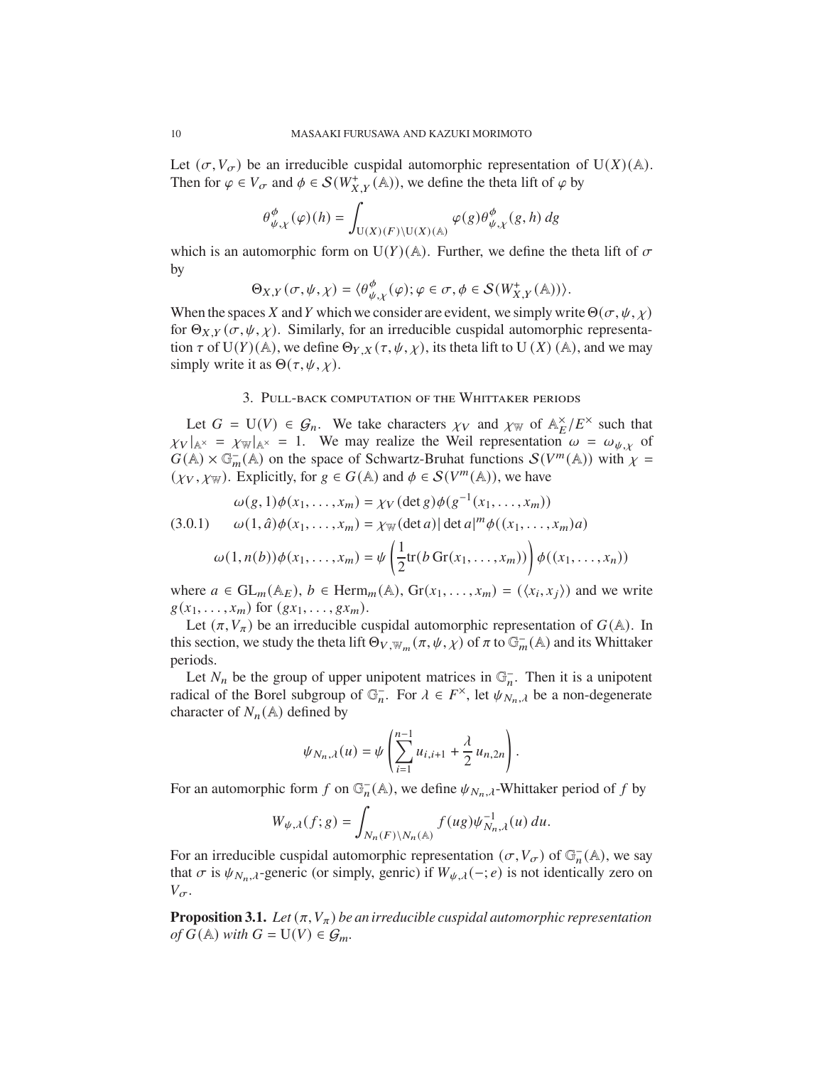Let $(\sigma, V_\sigma)$ be an irreducible cuspidal automorphic representation of $\mathrm{U}(X)(\mathbb{A})$. Then for $\varphi \in V_\sigma$ and $\phi \in \mathcal{S}(W_{X,Y}^{+}(\mathbb{A}))$, we define the theta lift of $\varphi$ by

$$\theta_{\psi,\chi}^{\phi}(\varphi)(h) = \int_{\mathrm{U}(X)(F)\backslash \mathrm{U}(X)(\mathbb{A})} \varphi(g)\theta_{\psi,\chi}^{\phi}(g,h)\, dg$$

which is an automorphic form on $\mathrm{U}(Y)(\mathbb{A})$. Further, we define the theta lift of $\sigma$ by

$$\Theta_{X,Y}(\sigma,\psi,\chi) = \langle \theta_{\psi,\chi}^{\phi}(\varphi); \varphi \in \sigma, \phi \in \mathcal{S}(W_{X,Y}^{+}(\mathbb{A}))\rangle.$$

When the spaces $X$ and $Y$ which we consider are evident, we simply write $\Theta(\sigma,\psi,\chi)$ for $\Theta_{X,Y}(\sigma,\psi,\chi)$. Similarly, for an irreducible cuspidal automorphic representation $\tau$ of $\mathrm{U}(Y)(\mathbb{A})$, we define $\Theta_{Y,X}(\tau,\psi,\chi)$, its theta lift to $\mathrm{U}(X)(\mathbb{A})$, and we may simply write it as $\Theta(\tau,\psi,\chi)$.

## 3. Pull-back computation of the Whittaker periods

Let $G = \mathrm{U}(V) \in \mathcal{G}_n$. We take characters $\chi_V$ and $\chi_{\mathbb{W}}$ of $\mathbb{A}_E^{\times}/E^{\times}$ such that $\chi_V|_{\mathbb{A}^\times} = \chi_{\mathbb{W}}|_{\mathbb{A}^\times} = 1$. We may realize the Weil representation $\omega = \omega_{\psi,\chi}$ of $G(\mathbb{A}) \times \mathbb{G}_m^{-}(\mathbb{A})$ on the space of Schwartz-Bruhat functions $\mathcal{S}(V^m(\mathbb{A}))$ with $\chi = (\chi_V, \chi_{\mathbb{W}})$. Explicitly, for $g \in G(\mathbb{A})$ and $\phi \in \mathcal{S}(V^m(\mathbb{A}))$, we have

$$\begin{aligned}
&\omega(g,1)\phi(x_1,\dots,x_m) = \chi_V(\det g)\phi(g^{-1}(x_1,\dots,x_m)) \\
&\omega(1,\hat{a})\phi(x_1,\dots,x_m) = \chi_{\mathbb{W}}(\det a)|\det a|^m \phi((x_1,\dots,x_m)a) \qquad (3.0.1)\\
&\omega(1,n(b))\phi(x_1,\dots,x_m) = \psi\left(\frac{1}{2}\mathrm{tr}(b\,\mathrm{Gr}(x_1,\dots,x_m))\right)\phi((x_1,\dots,x_n))
\end{aligned}$$

where $a \in \mathrm{GL}_m(\mathbb{A}_E)$, $b \in \mathrm{Herm}_m(\mathbb{A})$, $\mathrm{Gr}(x_1,\dots,x_m) = (\langle x_i, x_j\rangle)$ and we write $g(x_1,\dots,x_m)$ for $(gx_1,\dots,gx_m)$.

Let $(\pi, V_\pi)$ be an irreducible cuspidal automorphic representation of $G(\mathbb{A})$. In this section, we study the theta lift $\Theta_{V,\mathbb{W}_m}(\pi,\psi,\chi)$ of $\pi$ to $\mathbb{G}_m^{-}(\mathbb{A})$ and its Whittaker periods.

Let $N_n$ be the group of upper unipotent matrices in $\mathbb{G}_n^{-}$. Then it is a unipotent radical of the Borel subgroup of $\mathbb{G}_n^{-}$. For $\lambda \in F^\times$, let $\psi_{N_n,\lambda}$ be a non-degenerate character of $N_n(\mathbb{A})$ defined by

$$\psi_{N_n,\lambda}(u) = \psi\left(\sum_{i=1}^{n-1} u_{i,i+1} + \frac{\lambda}{2}u_{n,2n}\right).$$

For an automorphic form $f$ on $\mathbb{G}_n^{-}(\mathbb{A})$, we define $\psi_{N_n,\lambda}$-Whittaker period of $f$ by

$$W_{\psi,\lambda}(f;g) = \int_{N_n(F)\backslash N_n(\mathbb{A})} f(ug)\psi_{N_n,\lambda}^{-1}(u)\, du.$$

For an irreducible cuspidal automorphic representation $(\sigma, V_\sigma)$ of $\mathbb{G}_n^{-}(\mathbb{A})$, we say that $\sigma$ is $\psi_{N_n,\lambda}$-generic (or simply, genric) if $W_{\psi,\lambda}(-;e)$ is not identically zero on $V_\sigma$.

**Proposition 3.1.** *Let $(\pi, V_\pi)$ be an irreducible cuspidal automorphic representation of $G(\mathbb{A})$ with $G = \mathrm{U}(V) \in \mathcal{G}_m$.*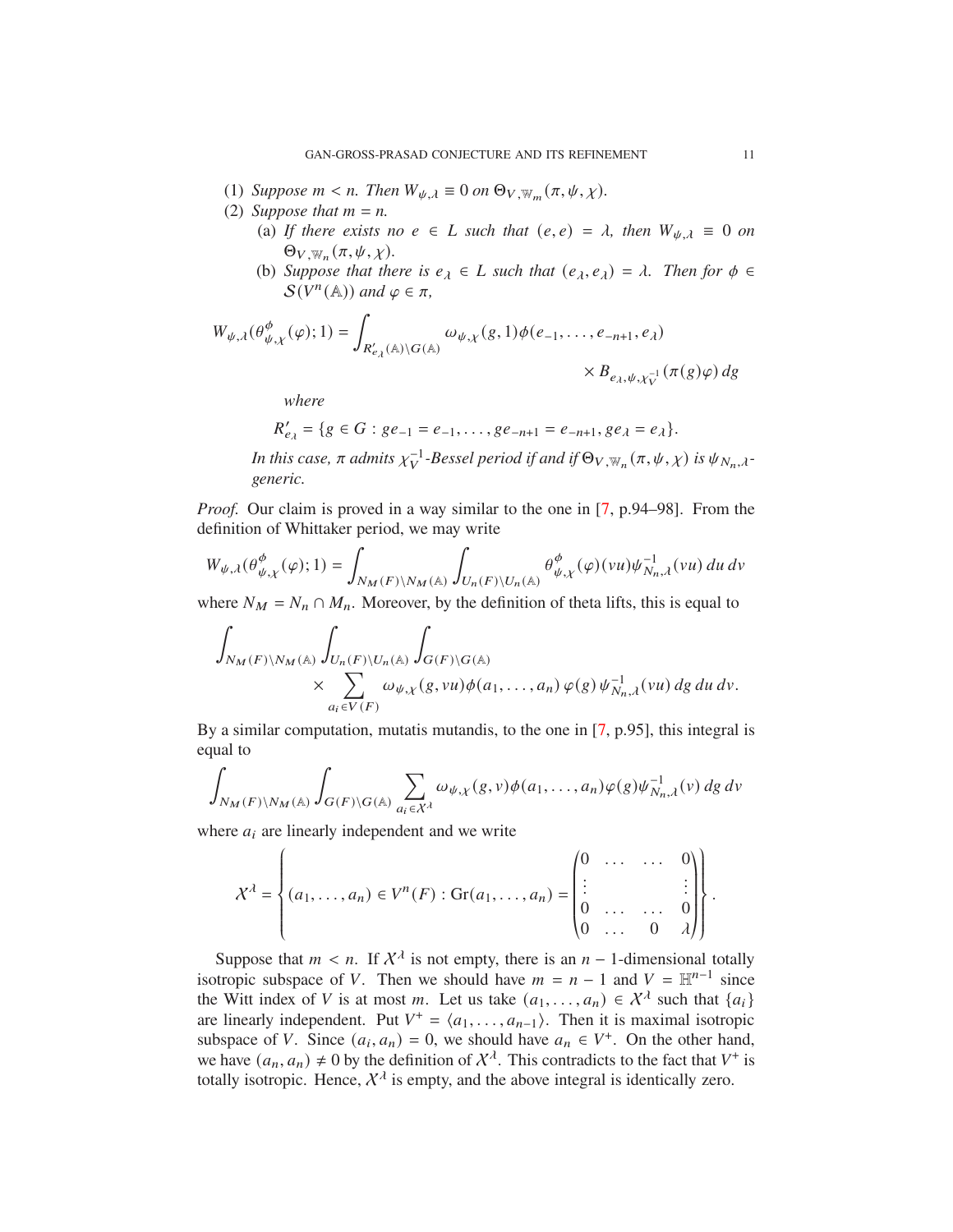(1) *Suppose $m < n$. Then $W_{\psi,\lambda} \equiv 0$ on $\Theta_{V,\mathbb{W}_m}(\pi,\psi,\chi)$.*

(2) *Suppose that $m = n$.*

   (a) *If there exists no $e \in L$ such that $(e,e) = \lambda$, then $W_{\psi,\lambda} \equiv 0$ on $\Theta_{V,\mathbb{W}_n}(\pi,\psi,\chi)$.*

   (b) *Suppose that there is $e_\lambda \in L$ such that $(e_\lambda, e_\lambda) = \lambda$. Then for $\phi \in \mathcal{S}(V^n(\mathbb{A}))$ and $\varphi \in \pi$,*

$$W_{\psi,\lambda}(\theta^{\phi}_{\psi,\chi}(\varphi);1) = \int_{R'_{e_\lambda}(\mathbb{A})\backslash G(\mathbb{A})} \omega_{\psi,\chi}(g,1)\phi(e_{-1},\ldots,e_{-n+1},e_\lambda) \times B_{e_\lambda,\psi,\chi_V^{-1}}(\pi(g)\varphi)\,dg$$

*where*

$$R'_{e_\lambda} = \{g \in G : ge_{-1} = e_{-1},\ldots,ge_{-n+1} = e_{-n+1}, ge_\lambda = e_\lambda\}.$$

*In this case, $\pi$ admits $\chi_V^{-1}$-Bessel period if and only if $\Theta_{V,\mathbb{W}_n}(\pi,\psi,\chi)$ is $\psi_{N_n,\lambda}$-generic.*

*Proof.* Our claim is proved in a way similar to the one in [7, p.94–98]. From the definition of Whittaker period, we may write

$$W_{\psi,\lambda}(\theta^{\phi}_{\psi,\chi}(\varphi);1) = \int_{N_M(F)\backslash N_M(\mathbb{A})}\int_{U_n(F)\backslash U_n(\mathbb{A})} \theta^{\phi}_{\psi,\chi}(\varphi)(vu)\psi^{-1}_{N_n,\lambda}(vu)\,du\,dv$$

where $N_M = N_n \cap M_n$. Moreover, by the definition of theta lifts, this is equal to

$$\int_{N_M(F)\backslash N_M(\mathbb{A})}\int_{U_n(F)\backslash U_n(\mathbb{A})}\int_{G(F)\backslash G(\mathbb{A})} \times \sum_{a_i \in V(F)} \omega_{\psi,\chi}(g,vu)\phi(a_1,\ldots,a_n)\,\varphi(g)\,\psi^{-1}_{N_n,\lambda}(vu)\,dg\,du\,dv.$$

By a similar computation, mutatis mutandis, to the one in [7, p.95], this integral is equal to

$$\int_{N_M(F)\backslash N_M(\mathbb{A})}\int_{G(F)\backslash G(\mathbb{A})} \sum_{a_i \in \mathcal{X}^\lambda} \omega_{\psi,\chi}(g,v)\phi(a_1,\ldots,a_n)\varphi(g)\psi^{-1}_{N_n,\lambda}(v)\,dg\,dv$$

where $a_i$ are linearly independent and we write

$$\mathcal{X}^\lambda = \left\{ (a_1,\ldots,a_n) \in V^n(F) : \mathrm{Gr}(a_1,\ldots,a_n) = \begin{pmatrix} 0 & \ldots & \ldots & 0 \\ \vdots & & & \vdots \\ 0 & \ldots & \ldots & 0 \\ 0 & \ldots & 0 & \lambda \end{pmatrix} \right\}.$$

Suppose that $m < n$. If $\mathcal{X}^\lambda$ is not empty, there is an $n-1$-dimensional totally isotropic subspace of $V$. Then we should have $m = n-1$ and $V = \mathbb{H}^{n-1}$ since the Witt index of $V$ is at most $m$. Let us take $(a_1,\ldots,a_n) \in \mathcal{X}^\lambda$ such that $\{a_i\}$ are linearly independent. Put $V^+ = \langle a_1,\ldots,a_{n-1}\rangle$. Then it is maximal isotropic subspace of $V$. Since $(a_i,a_n) = 0$, we should have $a_n \in V^+$. On the other hand, we have $(a_n,a_n) \neq 0$ by the definition of $\mathcal{X}^\lambda$. This contradicts to the fact that $V^+$ is totally isotropic. Hence, $\mathcal{X}^\lambda$ is empty, and the above integral is identically zero.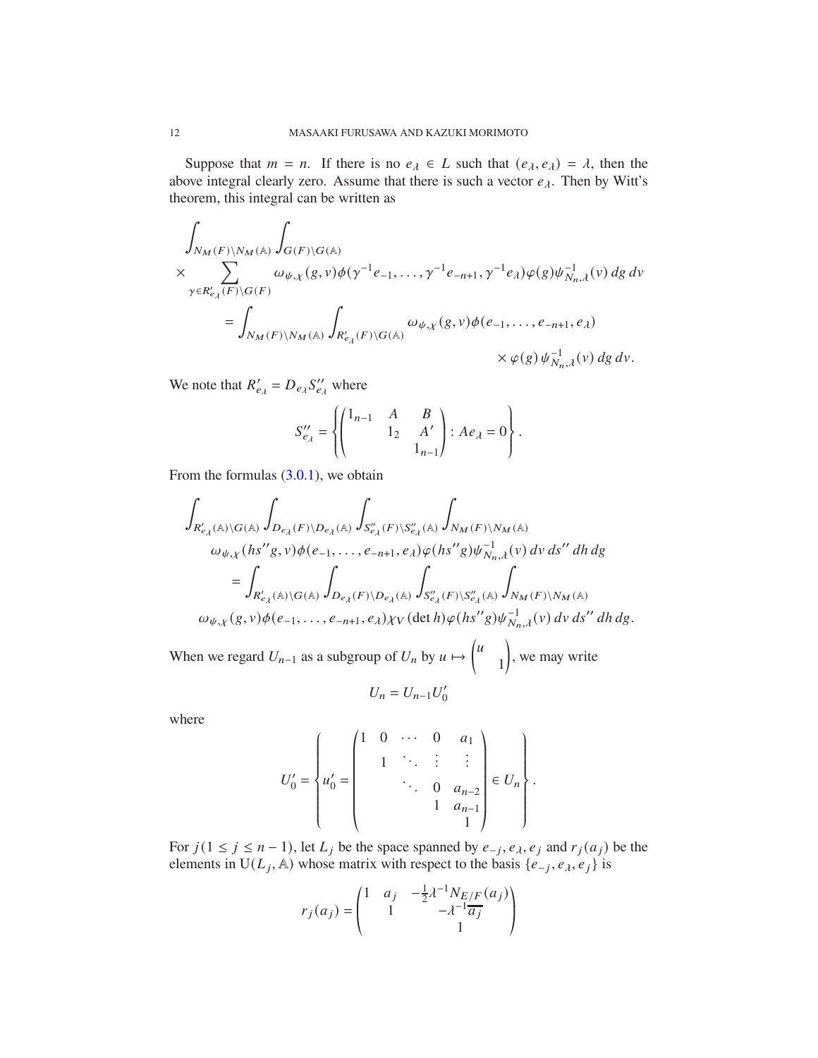Suppose that $m = n$. If there is no $e_\lambda \in L$ such that $(e_\lambda, e_\lambda) = \lambda$, then the above integral clearly zero. Assume that there is such a vector $e_\lambda$. Then by Witt's theorem, this integral can be written as

$$
\begin{aligned}
&\int_{N_M(F)\backslash N_M(\mathbb{A})} \int_{G(F)\backslash G(\mathbb{A})} \\
&\times \sum_{\gamma \in R'_{e_\lambda}(F)\backslash G(F)} \omega_{\psi,\chi}(g,v)\phi(\gamma^{-1}e_{-1}, \dots, \gamma^{-1}e_{-n+1}, \gamma^{-1}e_\lambda)\varphi(g)\psi_{N_n,\lambda}^{-1}(v)\, dg\, dv \\
&\qquad = \int_{N_M(F)\backslash N_M(\mathbb{A})} \int_{R'_{e_\lambda}(F)\backslash G(\mathbb{A})} \omega_{\psi,\chi}(g,v)\phi(e_{-1}, \dots, e_{-n+1}, e_\lambda) \\
&\qquad\qquad\qquad\qquad\qquad\qquad\qquad\qquad \times \varphi(g)\, \psi_{N_n,\lambda}^{-1}(v)\, dg\, dv.
\end{aligned}
$$

We note that $R'_{e_\lambda} = D_{e_\lambda} S''_{e_\lambda}$ where

$$
S''_{e_\lambda} = \left\{ \begin{pmatrix} 1_{n-1} & A & B \\ & 1_2 & A' \\ & & 1_{n-1} \end{pmatrix} : A e_\lambda = 0 \right\}.
$$

From the formulas (3.0.1), we obtain

$$
\begin{aligned}
&\int_{R'_{e_\lambda}(\mathbb{A})\backslash G(\mathbb{A})} \int_{D_{e_\lambda}(F)\backslash D_{e_\lambda}(\mathbb{A})} \int_{S''_{e_\lambda}(F)\backslash S''_{e_\lambda}(\mathbb{A})} \int_{N_M(F)\backslash N_M(\mathbb{A})} \\
&\quad \omega_{\psi,\chi}(hs''g, v)\phi(e_{-1}, \dots, e_{-n+1}, e_\lambda)\varphi(hs''g)\psi_{N_n,\lambda}^{-1}(v)\, dv\, ds''\, dh\, dg \\
&\qquad = \int_{R'_{e_\lambda}(\mathbb{A})\backslash G(\mathbb{A})} \int_{D_{e_\lambda}(F)\backslash D_{e_\lambda}(\mathbb{A})} \int_{S''_{e_\lambda}(F)\backslash S''_{e_\lambda}(\mathbb{A})} \int_{N_M(F)\backslash N_M(\mathbb{A})} \\
&\quad \omega_{\psi,\chi}(g, v)\phi(e_{-1}, \dots, e_{-n+1}, e_\lambda)\chi_V(\det h)\varphi(hs''g)\psi_{N_n,\lambda}^{-1}(v)\, dv\, ds''\, dh\, dg.
\end{aligned}
$$

When we regard $U_{n-1}$ as a subgroup of $U_n$ by $u \mapsto \begin{pmatrix} u & \\ & 1 \end{pmatrix}$, we may write

$$
U_n = U_{n-1} U'_0
$$

where

$$
U'_0 = \left\{ u'_0 = \begin{pmatrix} 1 & 0 & \cdots & 0 & a_1 \\ & 1 & \ddots & \vdots & \vdots \\ & & \ddots & 0 & a_{n-2} \\ & & & 1 & a_{n-1} \\ & & & & 1 \end{pmatrix} \in U_n \right\}.
$$

For $j (1 \leq j \leq n-1)$, let $L_j$ be the space spanned by $e_{-j}, e_\lambda, e_j$ and $r_j(a_j)$ be the elements in $\mathrm{U}(L_j, \mathbb{A})$ whose matrix with respect to the basis $\{e_{-j}, e_\lambda, e_j\}$ is

$$
r_j(a_j) = \begin{pmatrix} 1 & a_j & -\frac{1}{2}\lambda^{-1} N_{E/F}(a_j) \\ & 1 & -\lambda^{-1}\overline{a_j} \\ & & 1 \end{pmatrix}
$$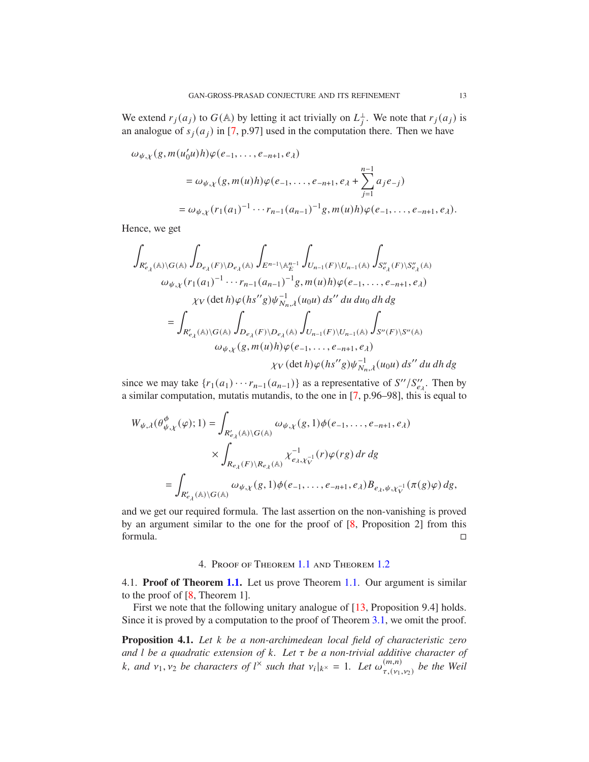We extend $r_j(a_j)$ to $G(\mathbb{A})$ by letting it act trivially on $L_j^{\perp}$. We note that $r_j(a_j)$ is an analogue of $s_j(a_j)$ in [7, p.97] used in the computation there. Then we have

$$
\begin{aligned}
\omega_{\psi,\chi}(g, m(u_0'u)h)\varphi(e_{-1}, \dots, e_{-n+1}, e_\lambda)
&= \omega_{\psi,\chi}(g, m(u)h)\varphi(e_{-1}, \dots, e_{-n+1}, e_\lambda + \sum_{j=1}^{n-1} a_j e_{-j}) \\
&= \omega_{\psi,\chi}(r_1(a_1)^{-1} \cdots r_{n-1}(a_{n-1})^{-1} g, m(u)h)\varphi(e_{-1}, \dots, e_{-n+1}, e_\lambda).
\end{aligned}
$$

Hence, we get

$$
\begin{aligned}
&\int_{R'_{e_\lambda}(\mathbb{A})\backslash G(\mathbb{A})} \int_{D_{e_\lambda}(F)\backslash D_{e_\lambda}(\mathbb{A})} \int_{E^{n-1}\backslash \mathbb{A}_E^{n-1}} \int_{U_{n-1}(F)\backslash U_{n-1}(\mathbb{A})} \int_{S''_{e_\lambda}(F)\backslash S''_{e_\lambda}(\mathbb{A})} \\
&\qquad \omega_{\psi,\chi}(r_1(a_1)^{-1} \cdots r_{n-1}(a_{n-1})^{-1} g, m(u)h)\varphi(e_{-1}, \dots, e_{-n+1}, e_\lambda) \\
&\qquad \chi_V(\det h)\varphi(hs''g)\psi_{N_n,\lambda}^{-1}(u_0 u)\, ds''\, du\, du_0\, dh\, dg \\
&= \int_{R'_{e_\lambda}(\mathbb{A})\backslash G(\mathbb{A})} \int_{D_{e_\lambda}(F)\backslash D_{e_\lambda}(\mathbb{A})} \int_{U_{n-1}(F)\backslash U_{n-1}(\mathbb{A})} \int_{S''(F)\backslash S''(\mathbb{A})} \\
&\qquad \omega_{\psi,\chi}(g, m(u)h)\varphi(e_{-1}, \dots, e_{-n+1}, e_\lambda) \\
&\qquad\qquad \chi_V(\det h)\varphi(hs''g)\psi_{N_n,\lambda}^{-1}(u_0 u)\, ds''\, du\, dh\, dg
\end{aligned}
$$

since we may take $\{r_1(a_1)\cdots r_{n-1}(a_{n-1})\}$ as a representative of $S''/S''_{e_\lambda}$. Then by a similar computation, mutatis mutandis, to the one in [7, p.96–98], this is equal to

$$
\begin{aligned}
W_{\psi,\lambda}(\theta_{\psi,\chi}^{\phi}(\varphi); 1) &= \int_{R'_{e_\lambda}(\mathbb{A})\backslash G(\mathbb{A})} \omega_{\psi,\chi}(g, 1)\phi(e_{-1}, \dots, e_{-n+1}, e_\lambda) \\
&\qquad \times \int_{R_{e_\lambda}(F)\backslash R_{e_\lambda}(\mathbb{A})} \chi_{e_\lambda,\chi_V^{-1}}^{-1}(r)\varphi(rg)\, dr\, dg \\
&= \int_{R'_{e_\lambda}(\mathbb{A})\backslash G(\mathbb{A})} \omega_{\psi,\chi}(g, 1)\phi(e_{-1}, \dots, e_{-n+1}, e_\lambda) B_{e_\lambda,\psi,\chi_V^{-1}}(\pi(g)\varphi)\, dg,
\end{aligned}
$$

and we get our required formula. The last assertion on the non-vanishing is proved by an argument similar to the one for the proof of [8, Proposition 2] from this formula. □

## 4. Proof of Theorem 1.1 and Theorem 1.2

4.1. **Proof of Theorem 1.1.** Let us prove Theorem 1.1. Our argument is similar to the proof of [8, Theorem 1].

First we note that the following unitary analogue of [13, Proposition 9.4] holds. Since it is proved by a computation to the proof of Theorem 3.1, we omit the proof.

**Proposition 4.1.** *Let $k$ be a non-archimedean local field of characteristic zero and $l$ be a quadratic extension of $k$. Let $\tau$ be a non-trivial additive character of $k$, and $\nu_1, \nu_2$ be characters of $l^\times$ such that $\nu_i|_{k^\times} = 1$. Let $\omega_{\tau,(\nu_1,\nu_2)}^{(m,n)}$ be the Weil*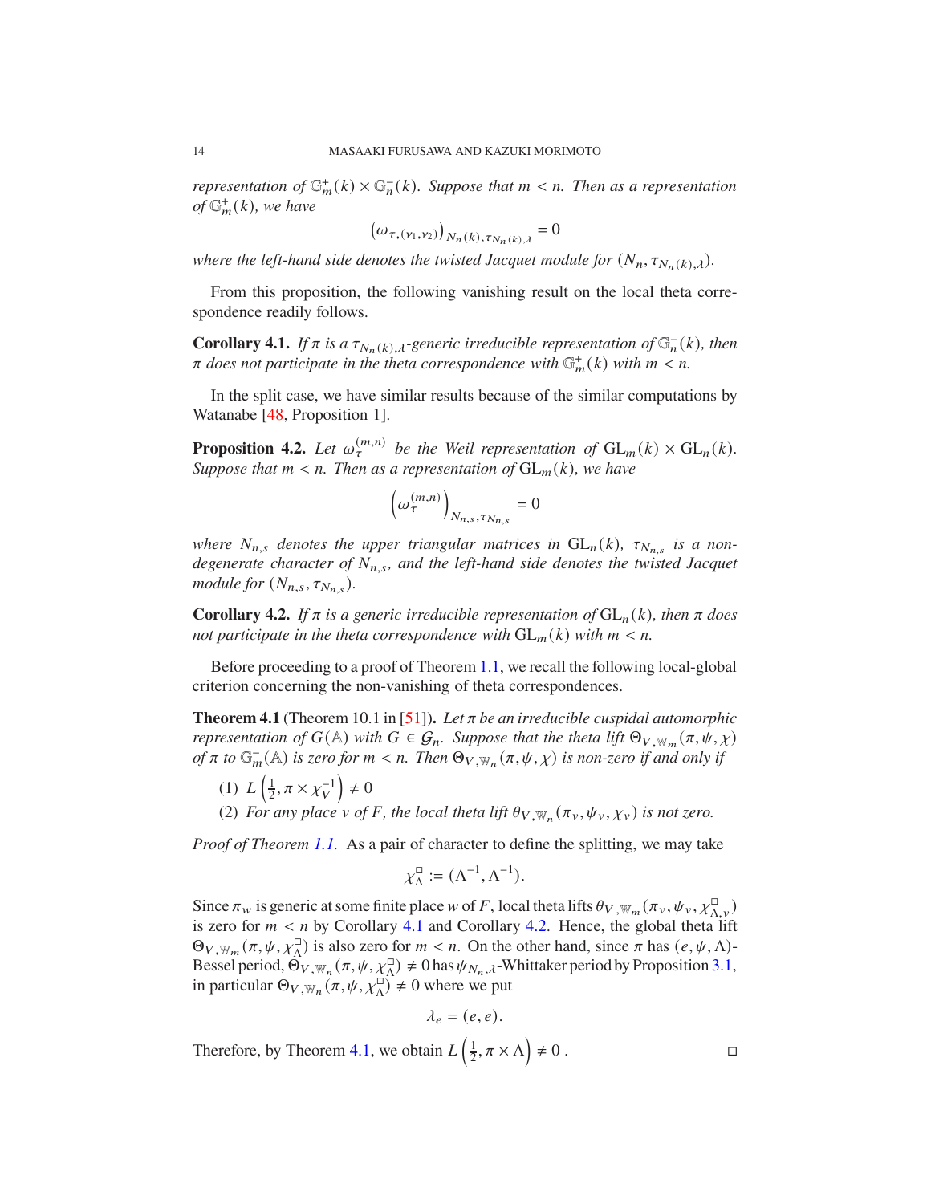*representation of $\mathbb{G}_m^+(k) \times \mathbb{G}_n^-(k)$. Suppose that $m < n$. Then as a representation of $\mathbb{G}_m^+(k)$, we have*

$$\left(\omega_{\tau,(\nu_1,\nu_2)}\right)_{N_n(k),\tau_{N_n(k),\lambda}} = 0$$

*where the left-hand side denotes the twisted Jacquet module for $(N_n, \tau_{N_n(k),\lambda})$.*

From this proposition, the following vanishing result on the local theta correspondence readily follows.

**Corollary 4.1.** *If $\pi$ is a $\tau_{N_n(k),\lambda}$-generic irreducible representation of $\mathbb{G}_n^-(k)$, then $\pi$ does not participate in the theta correspondence with $\mathbb{G}_m^+(k)$ with $m < n$.*

In the split case, we have similar results because of the similar computations by Watanabe [48, Proposition 1].

**Proposition 4.2.** *Let $\omega_\tau^{(m,n)}$ be the Weil representation of $\mathrm{GL}_m(k) \times \mathrm{GL}_n(k)$. Suppose that $m < n$. Then as a representation of $\mathrm{GL}_m(k)$, we have*

$$\left(\omega_\tau^{(m,n)}\right)_{N_{n,s},\tau_{N_{n,s}}} = 0$$

*where $N_{n,s}$ denotes the upper triangular matrices in $\mathrm{GL}_n(k)$, $\tau_{N_{n,s}}$ is a non-degenerate character of $N_{n,s}$, and the left-hand side denotes the twisted Jacquet module for $(N_{n,s}, \tau_{N_{n,s}})$.*

**Corollary 4.2.** *If $\pi$ is a generic irreducible representation of $\mathrm{GL}_n(k)$, then $\pi$ does not participate in the theta correspondence with $\mathrm{GL}_m(k)$ with $m < n$.*

Before proceeding to a proof of Theorem 1.1, we recall the following local-global criterion concerning the non-vanishing of theta correspondences.

**Theorem 4.1** (Theorem 10.1 in [51])**.** *Let $\pi$ be an irreducible cuspidal automorphic representation of $G(\mathbb{A})$ with $G \in \mathcal{G}_n$. Suppose that the theta lift $\Theta_{V,\mathbb{W}_m}(\pi,\psi,\chi)$ of $\pi$ to $\mathbb{G}_m^-(\mathbb{A})$ is zero for $m < n$. Then $\Theta_{V,\mathbb{W}_n}(\pi,\psi,\chi)$ is non-zero if and only if*

1. $L\left(\frac{1}{2}, \pi \times \chi_V^{-1}\right) \neq 0$
2. *For any place $v$ of $F$, the local theta lift $\theta_{V,\mathbb{W}_n}(\pi_v,\psi_v,\chi_v)$ is not zero.*

*Proof of Theorem 1.1.* As a pair of character to define the splitting, we may take

$$\chi_\Lambda^\square := (\Lambda^{-1}, \Lambda^{-1}).$$

Since $\pi_w$ is generic at some finite place $w$ of $F$, local theta lifts $\theta_{V,\mathbb{W}_m}(\pi_v,\psi_v,\chi_{\Lambda,v}^\square)$ is zero for $m < n$ by Corollary 4.1 and Corollary 4.2. Hence, the global theta lift $\Theta_{V,\mathbb{W}_m}(\pi,\psi,\chi_\Lambda^\square)$ is also zero for $m < n$. On the other hand, since $\pi$ has $(e,\psi,\Lambda)$-Bessel period, $\Theta_{V,\mathbb{W}_n}(\pi,\psi,\chi_\Lambda^\square) \neq 0$ has $\psi_{N_n,\lambda}$-Whittaker period by Proposition 3.1, in particular $\Theta_{V,\mathbb{W}_n}(\pi,\psi,\chi_\Lambda^\square) \neq 0$ where we put

$$\lambda_e = (e, e).$$

Therefore, by Theorem 4.1, we obtain $L\left(\frac{1}{2}, \pi \times \Lambda\right) \neq 0$ . □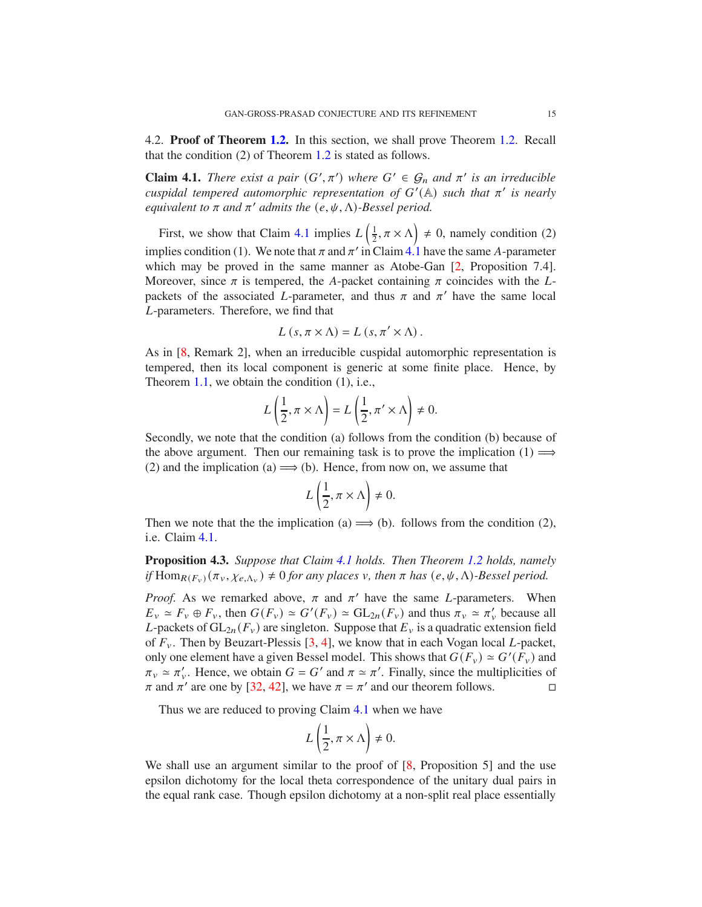4.2. **Proof of Theorem 1.2.** In this section, we shall prove Theorem 1.2. Recall that the condition (2) of Theorem 1.2 is stated as follows.

**Claim 4.1.** *There exist a pair $(G', \pi')$ where $G' \in \mathcal{G}_n$ and $\pi'$ is an irreducible cuspidal tempered automorphic representation of $G'(\mathbb{A})$ such that $\pi'$ is nearly equivalent to $\pi$ and $\pi'$ admits the $(e, \psi, \Lambda)$-Bessel period.*

First, we show that Claim 4.1 implies $L\left(\frac{1}{2}, \pi \times \Lambda\right) \neq 0$, namely condition (2) implies condition (1). We note that $\pi$ and $\pi'$ in Claim 4.1 have the same $A$-parameter which may be proved in the same manner as Atobe-Gan [2, Proposition 7.4]. Moreover, since $\pi$ is tempered, the $A$-packet containing $\pi$ coincides with the $L$-packets of the associated $L$-parameter, and thus $\pi$ and $\pi'$ have the same local $L$-parameters. Therefore, we find that

$$L\left(s, \pi \times \Lambda\right) = L\left(s, \pi' \times \Lambda\right).$$

As in [8, Remark 2], when an irreducible cuspidal automorphic representation is tempered, then its local component is generic at some finite place. Hence, by Theorem 1.1, we obtain the condition (1), i.e.,

$$L\left(\frac{1}{2}, \pi \times \Lambda\right) = L\left(\frac{1}{2}, \pi' \times \Lambda\right) \neq 0.$$

Secondly, we note that the condition (a) follows from the condition (b) because of the above argument. Then our remaining task is to prove the implication (1) $\Longrightarrow$ (2) and the implication (a) $\Longrightarrow$ (b). Hence, from now on, we assume that

$$L\left(\frac{1}{2}, \pi \times \Lambda\right) \neq 0.$$

Then we note that the the implication (a) $\Longrightarrow$ (b). follows from the condition (2), i.e. Claim 4.1.

**Proposition 4.3.** *Suppose that Claim 4.1 holds. Then Theorem 1.2 holds, namely if* $\mathrm{Hom}_{R(F_v)}(\pi_v, \chi_{e,\Lambda_v}) \neq 0$ *for any places $v$, then $\pi$ has $(e, \psi, \Lambda)$-Bessel period.*

*Proof.* As we remarked above, $\pi$ and $\pi'$ have the same $L$-parameters. When $E_v \simeq F_v \oplus F_v$, then $G(F_v) \simeq G'(F_v) \simeq \mathrm{GL}_{2n}(F_v)$ and thus $\pi_v \simeq \pi'_v$ because all $L$-packets of $\mathrm{GL}_{2n}(F_v)$ are singleton. Suppose that $E_v$ is a quadratic extension field of $F_v$. Then by Beuzart-Plessis [3, 4], we know that in each Vogan local $L$-packet, only one element have a given Bessel model. This shows that $G(F_v) \simeq G'(F_v)$ and $\pi_v \simeq \pi'_v$. Hence, we obtain $G = G'$ and $\pi \simeq \pi'$. Finally, since the multiplicities of $\pi$ and $\pi'$ are one by [32, 42], we have $\pi = \pi'$ and our theorem follows. □

Thus we are reduced to proving Claim 4.1 when we have

$$L\left(\frac{1}{2}, \pi \times \Lambda\right) \neq 0.$$

We shall use an argument similar to the proof of [8, Proposition 5] and the use epsilon dichotomy for the local theta correspondence of the unitary dual pairs in the equal rank case. Though epsilon dichotomy at a non-split real place essentially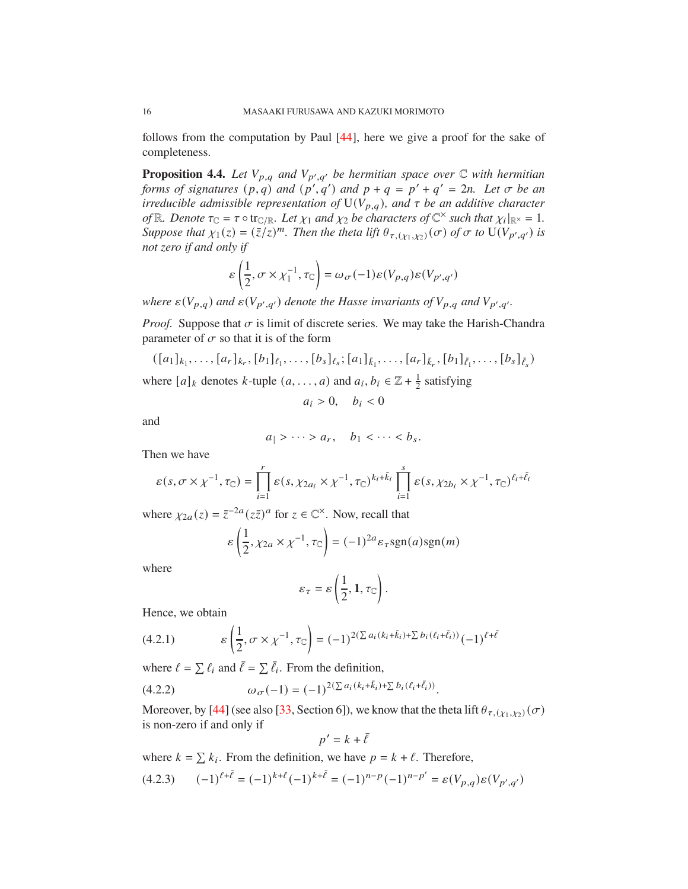follows from the computation by Paul [44], here we give a proof for the sake of completeness.

**Proposition 4.4.** *Let $V_{p,q}$ and $V_{p',q'}$ be hermitian space over $\mathbb{C}$ with hermitian forms of signatures $(p,q)$ and $(p',q')$ and $p+q = p'+q' = 2n$. Let $\sigma$ be an irreducible admissible representation of $\mathrm{U}(V_{p,q})$, and $\tau$ be an additive character of $\mathbb{R}$. Denote $\tau_{\mathbb{C}} = \tau \circ \mathrm{tr}_{\mathbb{C}/\mathbb{R}}$. Let $\chi_1$ and $\chi_2$ be characters of $\mathbb{C}^\times$ such that $\chi_i|_{\mathbb{R}^\times} = 1$. Suppose that $\chi_1(z) = (\bar{z}/z)^m$. Then the theta lift $\theta_{\tau,(\chi_1,\chi_2)}(\sigma)$ of $\sigma$ to $\mathrm{U}(V_{p',q'})$ is not zero if and only if*

$$\varepsilon\left(\frac{1}{2}, \sigma \times \chi_1^{-1}, \tau_{\mathbb{C}}\right) = \omega_\sigma(-1)\varepsilon(V_{p,q})\varepsilon(V_{p',q'})$$

*where $\varepsilon(V_{p,q})$ and $\varepsilon(V_{p',q'})$ denote the Hasse invariants of $V_{p,q}$ and $V_{p',q'}$.*

*Proof.* Suppose that $\sigma$ is limit of discrete series. We may take the Harish-Chandra parameter of $\sigma$ so that it is of the form

$$([a_1]_{k_1}, \dots, [a_r]_{k_r}, [b_1]_{\ell_1}, \dots, [b_s]_{\ell_s}; [a_1]_{\bar{k}_1}, \dots, [a_r]_{\bar{k}_r}, [b_1]_{\bar{\ell}_1}, \dots, [b_s]_{\bar{\ell}_s})$$

where $[a]_k$ denotes $k$-tuple $(a, \dots, a)$ and $a_i, b_i \in \mathbb{Z} + \frac{1}{2}$ satisfying

$$a_i > 0, \quad b_i < 0$$

and

$$a_| > \cdots > a_r, \quad b_1 < \cdots < b_s.$$

Then we have

$$\varepsilon(s, \sigma \times \chi^{-1}, \tau_{\mathbb{C}}) = \prod_{i=1}^{r} \varepsilon(s, \chi_{2a_i} \times \chi^{-1}, \tau_{\mathbb{C}})^{k_i + \bar{k}_i} \prod_{i=1}^{s} \varepsilon(s, \chi_{2b_i} \times \chi^{-1}, \tau_{\mathbb{C}})^{\ell_i + \bar{\ell}_i}$$

where $\chi_{2a}(z) = \bar{z}^{-2a}(z\bar{z})^a$ for $z \in \mathbb{C}^\times$. Now, recall that

$$\varepsilon\left(\frac{1}{2}, \chi_{2a} \times \chi^{-1}, \tau_{\mathbb{C}}\right) = (-1)^{2a}\varepsilon_\tau \mathrm{sgn}(a)\mathrm{sgn}(m)$$

where

$$\varepsilon_\tau = \varepsilon\left(\frac{1}{2}, \mathbf{1}, \tau_{\mathbb{C}}\right).$$

Hence, we obtain

$$\varepsilon\left(\frac{1}{2}, \sigma \times \chi^{-1}, \tau_{\mathbb{C}}\right) = (-1)^{2(\sum a_i(k_i+\bar{k}_i) + \sum b_i(\ell_i + \bar{\ell}_i))}(-1)^{\ell+\bar{\ell}} \tag{4.2.1}$$

where $\ell = \sum \ell_i$ and $\bar{\ell} = \sum \bar{\ell}_i$. From the definition,

$$\omega_\sigma(-1) = (-1)^{2(\sum a_i(k_i+\bar{k}_i) + \sum b_i(\ell_i + \bar{\ell}_i))}. \tag{4.2.2}$$

Moreover, by [44] (see also [33, Section 6]), we know that the theta lift $\theta_{\tau,(\chi_1,\chi_2)}(\sigma)$ is non-zero if and only if

$$p' = k + \bar{\ell}$$

where $k = \sum k_i$. From the definition, we have $p = k + \ell$. Therefore,

$$(-1)^{\ell+\bar{\ell}} = (-1)^{k+\ell}(-1)^{k+\bar{\ell}} = (-1)^{n-p}(-1)^{n-p'} = \varepsilon(V_{p,q})\varepsilon(V_{p',q'}) \tag{4.2.3}$$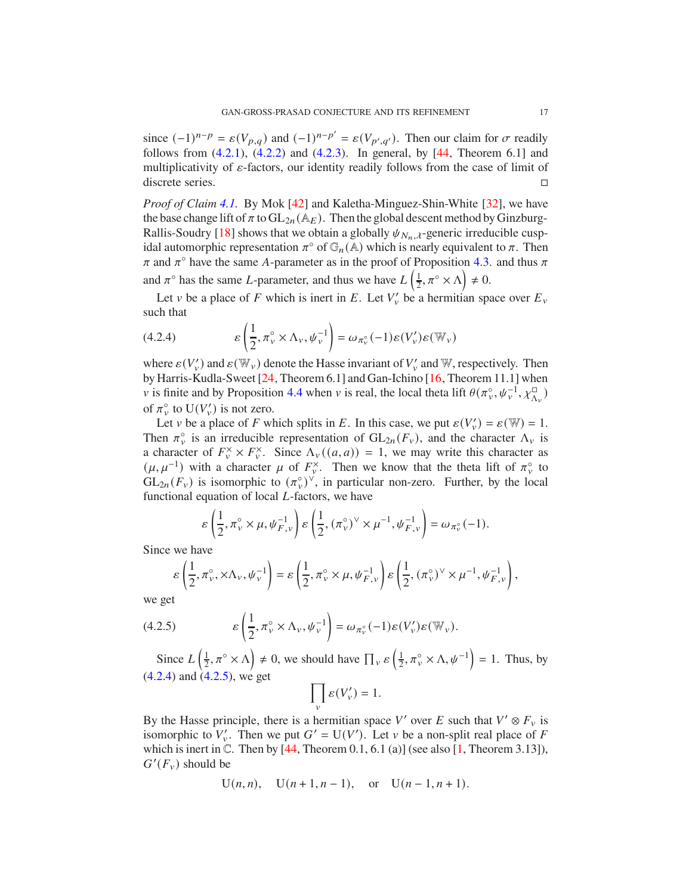since $(-1)^{n-p} = \varepsilon(V_{p,q})$ and $(-1)^{n-p'} = \varepsilon(V_{p',q'})$. Then our claim for $\sigma$ readily follows from (4.2.1), (4.2.2) and (4.2.3). In general, by [44, Theorem 6.1] and multiplicativity of $\varepsilon$-factors, our identity readily follows from the case of limit of discrete series. ◻

*Proof of Claim 4.1.* By Mok [42] and Kaletha-Minguez-Shin-White [32], we have the base change lift of $\pi$ to $\mathrm{GL}_{2n}(\mathbb{A}_E)$. Then the global descent method by Ginzburg-Rallis-Soudry [18] shows that we obtain a globally $\psi_{N_n,\lambda}$-generic irreducible cuspidal automorphic representation $\pi^\circ$ of $\mathbb{G}_n(\mathbb{A})$ which is nearly equivalent to $\pi$. Then $\pi$ and $\pi^\circ$ have the same $A$-parameter as in the proof of Proposition 4.3. and thus $\pi$ and $\pi^\circ$ has the same $L$-parameter, and thus we have $L\left(\frac{1}{2}, \pi^\circ \times \Lambda\right) \neq 0$.

Let $v$ be a place of $F$ which is inert in $E$. Let $V_v'$ be a hermitian space over $E_v$ such that

$$\varepsilon\left(\frac{1}{2}, \pi_v^\circ \times \Lambda_v, \psi_v^{-1}\right) = \omega_{\pi_v^\circ}(-1)\varepsilon(V_v')\varepsilon(\mathbb{W}_v) \tag{4.2.4}$$

where $\varepsilon(V_v')$ and $\varepsilon(\mathbb{W}_v)$ denote the Hasse invariant of $V_v'$ and $\mathbb{W}$, respectively. Then by Harris-Kudla-Sweet [24, Theorem 6.1] and Gan-Ichino [16, Theorem 11.1] when $v$ is finite and by Proposition 4.4 when $v$ is real, the local theta lift $\theta(\pi_v^\circ, \psi_v^{-1}, \chi_{\Lambda_v}^\square)$ of $\pi_v^\circ$ to $\mathrm{U}(V_v')$ is not zero.

Let $v$ be a place of $F$ which splits in $E$. In this case, we put $\varepsilon(V_v') = \varepsilon(\mathbb{W}) = 1$. Then $\pi_v^\circ$ is an irreducible representation of $\mathrm{GL}_{2n}(F_v)$, and the character $\Lambda_v$ is a character of $F_v^\times \times F_v^\times$. Since $\Lambda_v((a,a)) = 1$, we may write this character as $(\mu, \mu^{-1})$ with a character $\mu$ of $F_v^\times$. Then we know that the theta lift of $\pi_v^\circ$ to $\mathrm{GL}_{2n}(F_v)$ is isomorphic to $(\pi_v^\circ)^\vee$, in particular non-zero. Further, by the local functional equation of local $L$-factors, we have

$$\varepsilon\left(\frac{1}{2}, \pi_v^\circ \times \mu, \psi_{F,v}^{-1}\right)\varepsilon\left(\frac{1}{2}, (\pi_v^\circ)^\vee \times \mu^{-1}, \psi_{F,v}^{-1}\right) = \omega_{\pi_v^\circ}(-1).$$

Since we have

$$\varepsilon\left(\frac{1}{2}, \pi_v^\circ, \times\Lambda_v, \psi_v^{-1}\right) = \varepsilon\left(\frac{1}{2}, \pi_v^\circ \times \mu, \psi_{F,v}^{-1}\right)\varepsilon\left(\frac{1}{2}, (\pi_v^\circ)^\vee \times \mu^{-1}, \psi_{F,v}^{-1}\right),$$

we get

$$\varepsilon\left(\frac{1}{2}, \pi_v^\circ \times \Lambda_v, \psi_v^{-1}\right) = \omega_{\pi_v^\circ}(-1)\varepsilon(V_v')\varepsilon(\mathbb{W}_v). \tag{4.2.5}$$

Since $L\left(\frac{1}{2}, \pi^\circ \times \Lambda\right) \neq 0$, we should have $\prod_v \varepsilon\left(\frac{1}{2}, \pi_v^\circ \times \Lambda, \psi^{-1}\right) = 1$. Thus, by (4.2.4) and (4.2.5), we get

$$\prod_v \varepsilon(V_v') = 1.$$

By the Hasse principle, there is a hermitian space $V'$ over $E$ such that $V' \otimes F_v$ is isomorphic to $V_v'$. Then we put $G' = \mathrm{U}(V')$. Let $v$ be a non-split real place of $F$ which is inert in $\mathbb{C}$. Then by [44, Theorem 0.1, 6.1 (a)] (see also [1, Theorem 3.13]), $G'(F_v)$ should be

$$\mathrm{U}(n,n), \quad \mathrm{U}(n+1, n-1), \quad \text{or} \quad \mathrm{U}(n-1, n+1).$$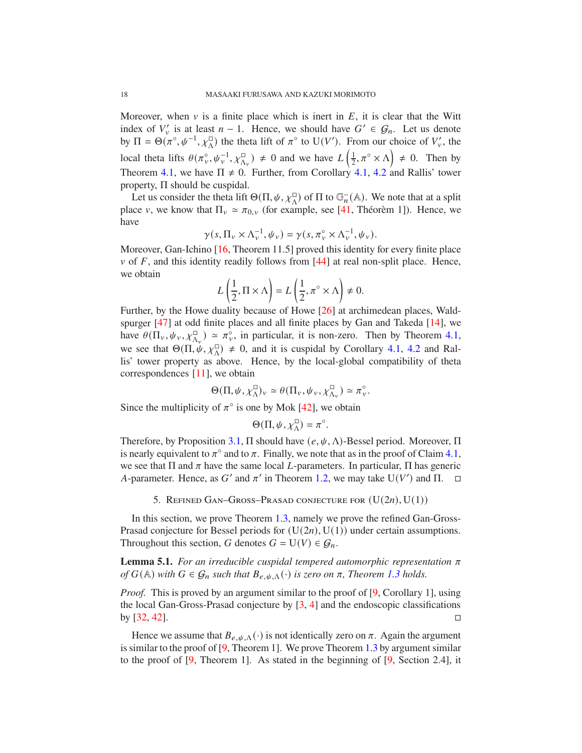Moreover, when $v$ is a finite place which is inert in $E$, it is clear that the Witt index of $V'_v$ is at least $n-1$. Hence, we should have $G' \in \mathcal{G}_n$. Let us denote by $\Pi = \Theta(\pi^\circ, \psi^{-1}, \chi_\Lambda^\square)$ the theta lift of $\pi^\circ$ to $\mathrm{U}(V')$. From our choice of $V'_v$, the local theta lifts $\theta(\pi_v^\circ, \psi_v^{-1}, \chi_{\Lambda_v}^\square) \neq 0$ and we have $L\left(\frac{1}{2}, \pi^\circ \times \Lambda\right) \neq 0$. Then by Theorem 4.1, we have $\Pi \neq 0$. Further, from Corollary 4.1, 4.2 and Rallis' tower property, $\Pi$ should be cuspidal.

Let us consider the theta lift $\Theta(\Pi, \psi, \chi_\Lambda^\square)$ of $\Pi$ to $\mathbb{G}_n^-(\mathbb{A})$. We note that at a split place $v$, we know that $\Pi_v \simeq \pi_{0,v}$ (for example, see [41, Théorèm 1]). Hence, we have

$$\gamma(s, \Pi_v \times \Lambda_v^{-1}, \psi_v) = \gamma(s, \pi_v^\circ \times \Lambda_v^{-1}, \psi_v).$$

Moreover, Gan-Ichino [16, Theorem 11.5] proved this identity for every finite place $v$ of $F$, and this identity readily follows from [44] at real non-split place. Hence, we obtain

$$L\left(\frac{1}{2}, \Pi \times \Lambda\right) = L\left(\frac{1}{2}, \pi^\circ \times \Lambda\right) \neq 0.$$

Further, by the Howe duality because of Howe [26] at archimedean places, Waldspurger [47] at odd finite places and all finite places by Gan and Takeda [14], we have $\theta(\Pi_v, \psi_v, \chi_{\Lambda_v}^\square) \simeq \pi_v^\circ$, in particular, it is non-zero. Then by Theorem 4.1, we see that $\Theta(\Pi, \psi, \chi_\Lambda^\square) \neq 0$, and it is cuspidal by Corollary 4.1, 4.2 and Rallis' tower property as above. Hence, by the local-global compatibility of theta correspondences [11], we obtain

$$\Theta(\Pi, \psi, \chi_\Lambda^\square)_v \simeq \theta(\Pi_v, \psi_v, \chi_{\Lambda_v}^\square) \simeq \pi_v^\circ.$$

Since the multiplicity of $\pi^\circ$ is one by Mok [42], we obtain

$$\Theta(\Pi, \psi, \chi_\Lambda^\square) = \pi^\circ.$$

Therefore, by Proposition 3.1, $\Pi$ should have $(e, \psi, \Lambda)$-Bessel period. Moreover, $\Pi$ is nearly equivalent to $\pi^\circ$ and to $\pi$. Finally, we note that as in the proof of Claim 4.1, we see that $\Pi$ and $\pi$ have the same local $L$-parameters. In particular, $\Pi$ has generic $A$-parameter. Hence, as $G'$ and $\pi'$ in Theorem 1.2, we may take $\mathrm{U}(V')$ and $\Pi$. □

## 5. Refined Gan–Gross–Prasad conjecture for $(\mathrm{U}(2n), \mathrm{U}(1))$

In this section, we prove Theorem 1.3, namely we prove the refined Gan-Gross-Prasad conjecture for Bessel periods for $(\mathrm{U}(2n), \mathrm{U}(1))$ under certain assumptions. Throughout this section, $G$ denotes $G = \mathrm{U}(V) \in \mathcal{G}_n$.

**Lemma 5.1.** *For an irreducible cuspidal tempered automorphic representation $\pi$ of $G(\mathbb{A})$ with $G \in \mathcal{G}_n$ such that $B_{e,\psi,\Lambda}(\cdot)$ is zero on $\pi$, Theorem 1.3 holds.*

*Proof.* This is proved by an argument similar to the proof of [9, Corollary 1], using the local Gan-Gross-Prasad conjecture by [3, 4] and the endoscopic classifications by [32, 42]. □

Hence we assume that $B_{e,\psi,\Lambda}(\cdot)$ is not identically zero on $\pi$. Again the argument is similar to the proof of [9, Theorem 1]. We prove Theorem 1.3 by argument similar to the proof of [9, Theorem 1]. As stated in the beginning of [9, Section 2.4], it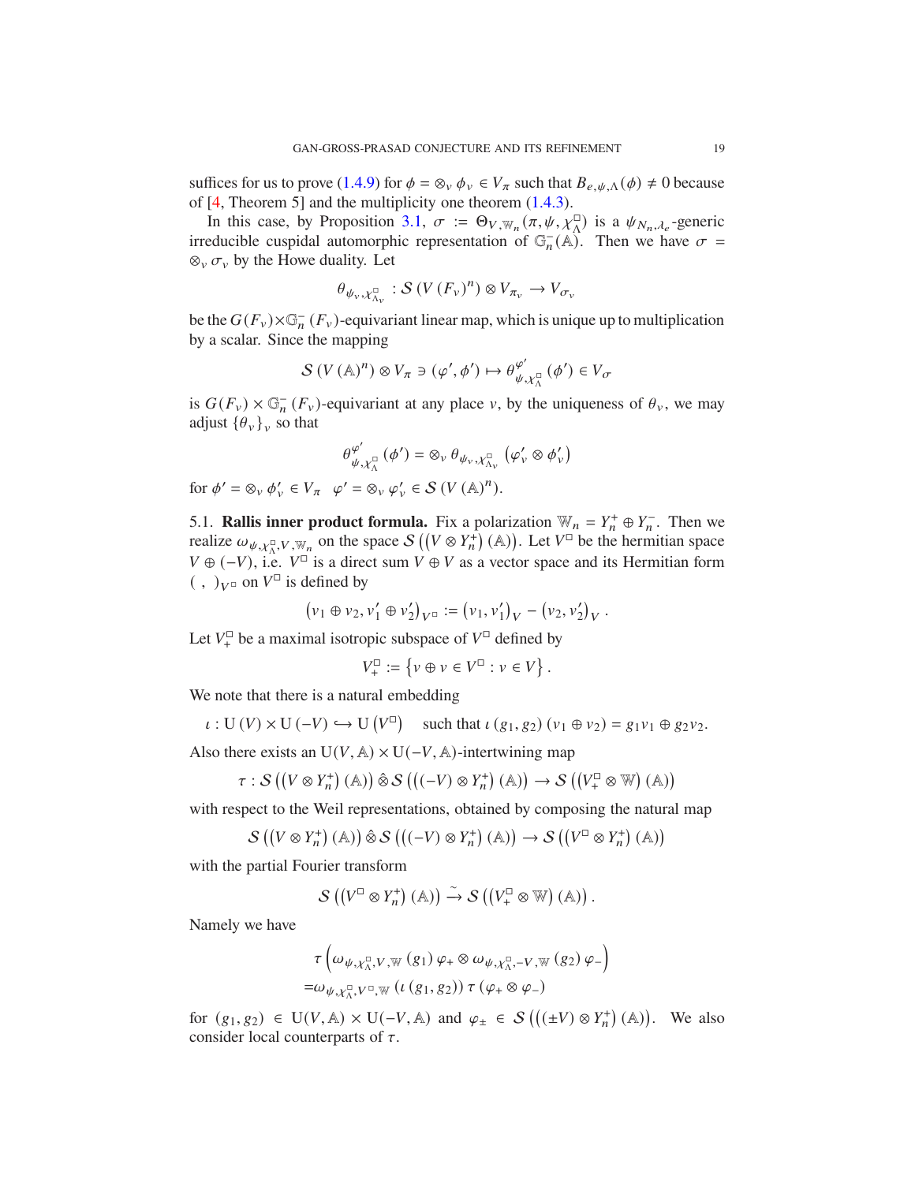suffices for us to prove (1.4.9) for $\phi = \otimes_v \phi_v \in V_\pi$ such that $B_{e,\psi,\Lambda}(\phi) \neq 0$ because of [4, Theorem 5] and the multiplicity one theorem (1.4.3).

In this case, by Proposition 3.1, $\sigma := \Theta_{V,\mathbb{W}_n}(\pi, \psi, \chi_\Lambda^\square)$ is a $\psi_{N_n,\lambda_e}$-generic irreducible cuspidal automorphic representation of $\mathbb{G}_n^-(\mathbb{A})$. Then we have $\sigma = \otimes_v \sigma_v$ by the Howe duality. Let

$$\theta_{\psi_v,\chi_{\Lambda_v}^\square} : \mathcal{S}\left(V\left(F_v\right)^n\right) \otimes V_{\pi_v} \to V_{\sigma_v}$$

be the $G(F_v) \times \mathbb{G}_n^-(F_v)$-equivariant linear map, which is unique up to multiplication by a scalar. Since the mapping

$$\mathcal{S}\left(V\left(\mathbb{A}\right)^n\right) \otimes V_\pi \ni (\varphi', \phi') \mapsto \theta_{\psi,\chi_\Lambda^\square}^{\varphi'}(\phi') \in V_\sigma$$

is $G(F_v) \times \mathbb{G}_n^-(F_v)$-equivariant at any place $v$, by the uniqueness of $\theta_v$, we may adjust $\{\theta_v\}_v$ so that

$$\theta_{\psi,\chi_\Lambda^\square}^{\varphi'}(\phi') = \otimes_v \theta_{\psi_v,\chi_{\Lambda_v}^\square}\left(\varphi_v' \otimes \phi_v'\right)$$

for $\phi' = \otimes_v \phi_v' \in V_\pi \quad \varphi' = \otimes_v \varphi_v' \in \mathcal{S}\left(V\left(\mathbb{A}\right)^n\right)$.

5.1. **Rallis inner product formula.** Fix a polarization $\mathbb{W}_n = Y_n^+ \oplus Y_n^-$. Then we realize $\omega_{\psi,\chi_\Lambda^\square,V,\mathbb{W}_n}$ on the space $\mathcal{S}\left(\left(V \otimes Y_n^+\right)(\mathbb{A})\right)$. Let $V^\square$ be the hermitian space $V \oplus (-V)$, i.e. $V^\square$ is a direct sum $V \oplus V$ as a vector space and its Hermitian form $(\ ,\ )_{V^\square}$ on $V^\square$ is defined by

$$\left(v_1 \oplus v_2, v_1' \oplus v_2'\right)_{V^\square} := \left(v_1, v_1'\right)_V - \left(v_2, v_2'\right)_V.$$

Let $V_+^\square$ be a maximal isotropic subspace of $V^\square$ defined by

$$V_+^\square := \left\{v \oplus v \in V^\square : v \in V\right\}.$$

We note that there is a natural embedding

$$\iota : \mathrm{U}(V) \times \mathrm{U}(-V) \hookrightarrow \mathrm{U}\left(V^\square\right) \quad \text{such that } \iota\left(g_1, g_2\right)\left(v_1 \oplus v_2\right) = g_1 v_1 \oplus g_2 v_2.$$

Also there exists an $\mathrm{U}(V, \mathbb{A}) \times \mathrm{U}(-V, \mathbb{A})$-intertwining map

$$\tau : \mathcal{S}\left(\left(V \otimes Y_n^+\right)(\mathbb{A})\right) \hat{\otimes} \mathcal{S}\left(\left((-V) \otimes Y_n^+\right)(\mathbb{A})\right) \to \mathcal{S}\left(\left(V_+^\square \otimes \mathbb{W}\right)(\mathbb{A})\right)$$

with respect to the Weil representations, obtained by composing the natural map

$$\mathcal{S}\left(\left(V \otimes Y_n^+\right)(\mathbb{A})\right) \hat{\otimes} \mathcal{S}\left(\left((-V) \otimes Y_n^+\right)(\mathbb{A})\right) \to \mathcal{S}\left(\left(V^\square \otimes Y_n^+\right)(\mathbb{A})\right)$$

with the partial Fourier transform

$$\mathcal{S}\left(\left(V^\square \otimes Y_n^+\right)(\mathbb{A})\right) \xrightarrow{\sim} \mathcal{S}\left(\left(V_+^\square \otimes \mathbb{W}\right)(\mathbb{A})\right).$$

Namely we have

$$\begin{aligned}
&\tau\left(\omega_{\psi,\chi_\Lambda^\square,V,\mathbb{W}}\left(g_1\right)\varphi_+ \otimes \omega_{\psi,\chi_\Lambda^\square,-V,\mathbb{W}}\left(g_2\right)\varphi_-\right) \\
=&\omega_{\psi,\chi_\Lambda^\square,V^\square,\mathbb{W}}\left(\iota\left(g_1, g_2\right)\right)\tau\left(\varphi_+ \otimes \varphi_-\right)
\end{aligned}$$

for $\left(g_1, g_2\right) \in \mathrm{U}(V, \mathbb{A}) \times \mathrm{U}(-V, \mathbb{A})$ and $\varphi_\pm \in \mathcal{S}\left(\left((\pm V) \otimes Y_n^+\right)(\mathbb{A})\right)$. We also consider local counterparts of $\tau$.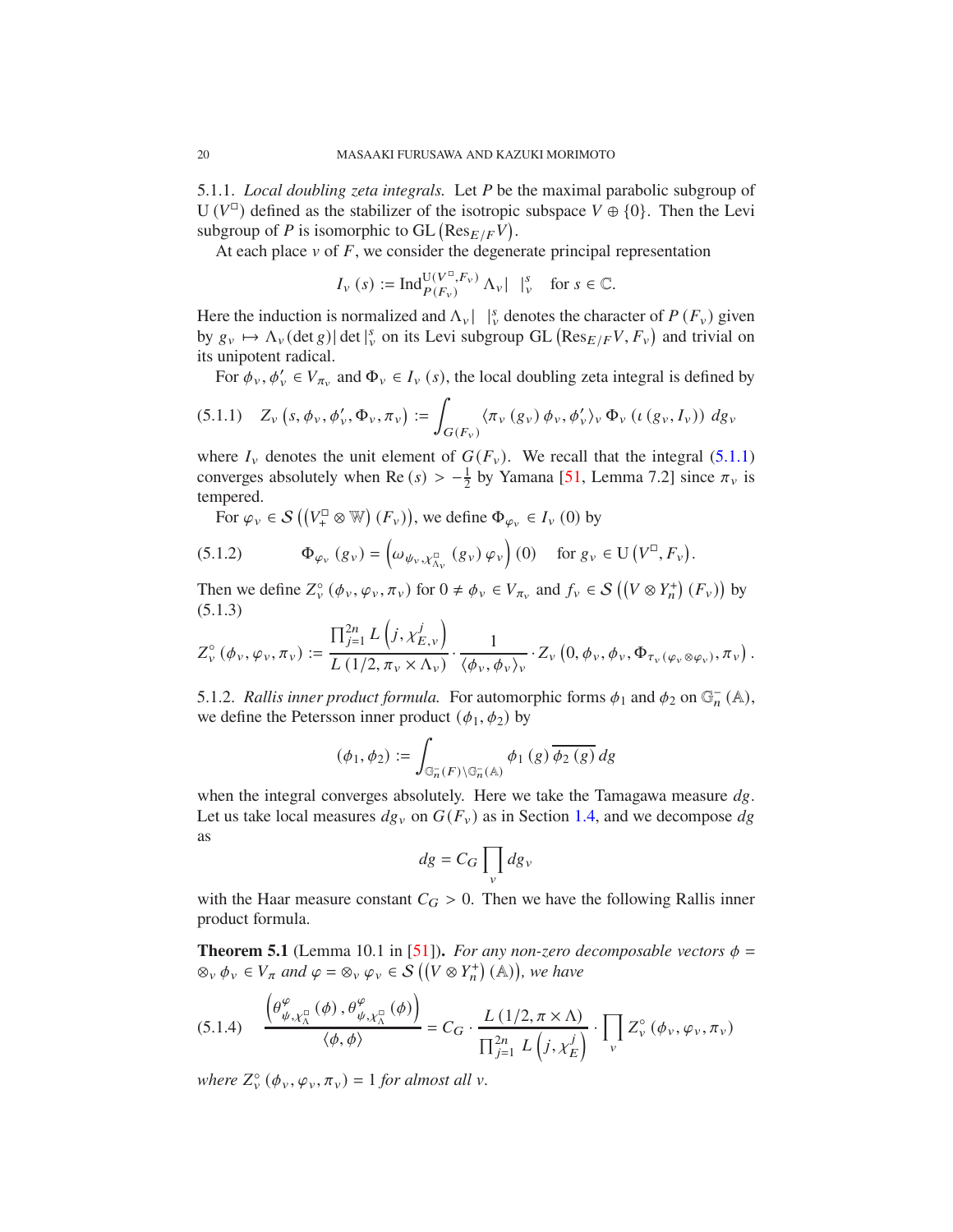5.1.1. *Local doubling zeta integrals.* Let $P$ be the maximal parabolic subgroup of $\mathrm{U}(V^\square)$ defined as the stabilizer of the isotropic subspace $V \oplus \{0\}$. Then the Levi subgroup of $P$ is isomorphic to $\mathrm{GL}\left(\mathrm{Res}_{E/F} V\right)$.

At each place $v$ of $F$, we consider the degenerate principal representation

$$I_v(s) := \mathrm{Ind}_{P(F_v)}^{\mathrm{U}(V^\square, F_v)} \Lambda_v | \ \ |_v^s \quad \text{for } s \in \mathbb{C}.$$

Here the induction is normalized and $\Lambda_v | \ \ |_v^s$ denotes the character of $P(F_v)$ given by $g_v \mapsto \Lambda_v(\det g) |\det|_v^s$ on its Levi subgroup $\mathrm{GL}\left(\mathrm{Res}_{E/F} V, F_v\right)$ and trivial on its unipotent radical.

For $\phi_v, \phi_v' \in V_{\pi_v}$ and $\Phi_v \in I_v(s)$, the local doubling zeta integral is defined by

$$Z_v\left(s, \phi_v, \phi_v', \Phi_v, \pi_v\right) := \int_{G(F_v)} \langle \pi_v(g_v)\phi_v, \phi_v' \rangle_v \, \Phi_v\left(\iota(g_v, I_v)\right) dg_v \tag{5.1.1}$$

where $I_v$ denotes the unit element of $G(F_v)$. We recall that the integral (5.1.1) converges absolutely when $\mathrm{Re}(s) > -\frac{1}{2}$ by Yamana [51, Lemma 7.2] since $\pi_v$ is tempered.

For $\varphi_v \in \mathcal{S}\left(\left(V_+^\square \otimes \mathbb{W}\right)(F_v)\right)$, we define $\Phi_{\varphi_v} \in I_v(0)$ by

$$\Phi_{\varphi_v}(g_v) = \left(\omega_{\psi_v, \chi^\square_{\Lambda_v}}(g_v)\varphi_v\right)(0) \quad \text{for } g_v \in \mathrm{U}\left(V^\square, F_v\right). \tag{5.1.2}$$

Then we define $Z_v^\circ(\phi_v, \varphi_v, \pi_v)$ for $0 \neq \phi_v \in V_{\pi_v}$ and $f_v \in \mathcal{S}\left(\left(V \otimes Y_n^+\right)(F_v)\right)$ by (5.1.3)

$$Z_v^\circ(\phi_v, \varphi_v, \pi_v) := \frac{\prod_{j=1}^{2n} L\left(j, \chi_{E,v}^j\right)}{L\left(1/2, \pi_v \times \Lambda_v\right)} \cdot \frac{1}{\langle \phi_v, \phi_v \rangle_v} \cdot Z_v\left(0, \phi_v, \phi_v, \Phi_{\tau_v(\varphi_v \otimes \varphi_v)}, \pi_v\right).$$

5.1.2. *Rallis inner product formula.* For automorphic forms $\phi_1$ and $\phi_2$ on $\mathbb{G}_n^-(\mathbb{A})$, we define the Petersson inner product $(\phi_1, \phi_2)$ by

$$(\phi_1, \phi_2) := \int_{\mathbb{G}_n^-(F) \backslash \mathbb{G}_n^-(\mathbb{A})} \phi_1(g) \overline{\phi_2(g)} \, dg$$

when the integral converges absolutely. Here we take the Tamagawa measure $dg$. Let us take local measures $dg_v$ on $G(F_v)$ as in Section 1.4, and we decompose $dg$ as

$$dg = C_G \prod_v dg_v$$

with the Haar measure constant $C_G > 0$. Then we have the following Rallis inner product formula.

**Theorem 5.1** (Lemma 10.1 in [51]). *For any non-zero decomposable vectors $\phi = \otimes_v \phi_v \in V_\pi$ and $\varphi = \otimes_v \varphi_v \in \mathcal{S}\left(\left(V \otimes Y_n^+\right)(\mathbb{A})\right)$, we have*

$$\frac{\left(\theta^\varphi_{\psi, \chi^\square_\Lambda}(\phi), \theta^\varphi_{\psi, \chi^\square_\Lambda}(\phi)\right)}{\langle \phi, \phi \rangle} = C_G \cdot \frac{L\left(1/2, \pi \times \Lambda\right)}{\prod_{j=1}^{2n} L\left(j, \chi_E^j\right)} \cdot \prod_v Z_v^\circ(\phi_v, \varphi_v, \pi_v) \tag{5.1.4}$$

*where $Z_v^\circ(\phi_v, \varphi_v, \pi_v) = 1$ for almost all $v$.*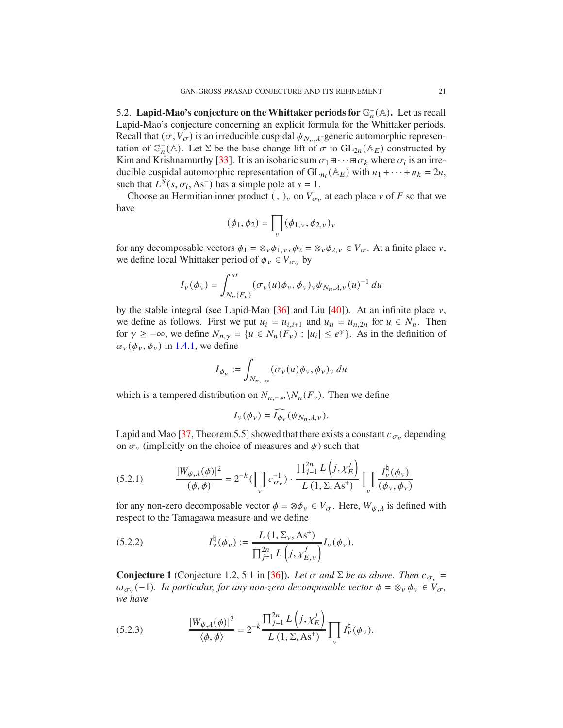5.2. **Lapid-Mao's conjecture on the Whittaker periods for $\mathbb{G}_n^-(\mathbb{A})$.** Let us recall Lapid-Mao's conjecture concerning an explicit formula for the Whittaker periods. Recall that $(\sigma, V_\sigma)$ is an irreducible cuspidal $\psi_{N_n,\lambda}$-generic automorphic representation of $\mathbb{G}_n^-(\mathbb{A})$. Let $\Sigma$ be the base change lift of $\sigma$ to $\mathrm{GL}_{2n}(\mathbb{A}_E)$ constructed by Kim and Krishnamurthy [33]. It is an isobaric sum $\sigma_1 \boxplus \cdots \boxplus \sigma_k$ where $\sigma_i$ is an irreducible cuspidal automorphic representation of $\mathrm{GL}_{n_i}(\mathbb{A}_E)$ with $n_1 + \cdots + n_k = 2n$, such that $L^S(s, \sigma_i, \mathrm{As}^-)$ has a simple pole at $s = 1$.

Choose an Hermitian inner product $(\ ,\ )_v$ on $V_{\sigma_v}$ at each place $v$ of $F$ so that we have

$$(\phi_1, \phi_2) = \prod_v (\phi_{1,v}, \phi_{2,v})_v$$

for any decomposable vectors $\phi_1 = \otimes_v \phi_{1,v}, \phi_2 = \otimes_v \phi_{2,v} \in V_\sigma$. At a finite place $v$, we define local Whittaker period of $\phi_v \in V_{\sigma_v}$ by

$$I_v(\phi_v) = \int_{N_n(F_v)}^{st} (\sigma_v(u)\phi_v, \phi_v)_v \psi_{N_n,\lambda,v}(u)^{-1}\, du$$

by the stable integral (see Lapid-Mao [36] and Liu [40]). At an infinite place $v$, we define as follows. First we put $u_i = u_{i,i+1}$ and $u_n = u_{n,2n}$ for $u \in N_n$. Then for $\gamma \geq -\infty$, we define $N_{n,\gamma} = \{u \in N_n(F_v) : |u_i| \leq e^\gamma\}$. As in the definition of $\alpha_v(\phi_v, \phi_v)$ in 1.4.1, we define

$$I_{\phi_v} := \int_{N_{n,-\infty}} (\sigma_v(u)\phi_v, \phi_v)_v\, du$$

which is a tempered distribution on $N_{n,-\infty}\backslash N_n(F_v)$. Then we define

$$I_v(\phi_v) = \widehat{I_{\phi_v}}(\psi_{N_n,\lambda,v}).$$

Lapid and Mao [37, Theorem 5.5] showed that there exists a constant $c_{\sigma_v}$ depending on $\sigma_v$ (implicitly on the choice of measures and $\psi$) such that

$$\frac{|W_{\psi,\lambda}(\phi)|^2}{(\phi,\phi)} = 2^{-k}\Big(\prod_v c_{\sigma_v}^{-1}\Big) \cdot \frac{\prod_{j=1}^{2n} L\left(j, \chi_E^j\right)}{L\left(1, \Sigma, \mathrm{As}^+\right)} \prod_v \frac{I_v^\natural(\phi_v)}{(\phi_v, \phi_v)} \tag{5.2.1}$$

for any non-zero decomposable vector $\phi = \otimes \phi_v \in V_\sigma$. Here, $W_{\psi,\lambda}$ is defined with respect to the Tamagawa measure and we define

$$I_v^\natural(\phi_v) := \frac{L\left(1, \Sigma_v, \mathrm{As}^+\right)}{\prod_{j=1}^{2n} L\left(j, \chi_{E,v}^j\right)} I_v(\phi_v). \tag{5.2.2}$$

**Conjecture 1** (Conjecture 1.2, 5.1 in [36])**.** *Let $\sigma$ and $\Sigma$ be as above. Then $c_{\sigma_v} = \omega_{\sigma_v}(-1)$. In particular, for any non-zero decomposable vector $\phi = \otimes_v \phi_v \in V_\sigma$, we have*

$$\frac{|W_{\psi,\lambda}(\phi)|^2}{\langle \phi, \phi \rangle} = 2^{-k} \frac{\prod_{j=1}^{2n} L\left(j, \chi_E^j\right)}{L\left(1, \Sigma, \mathrm{As}^+\right)} \prod_v I_v^\natural(\phi_v). \tag{5.2.3}$$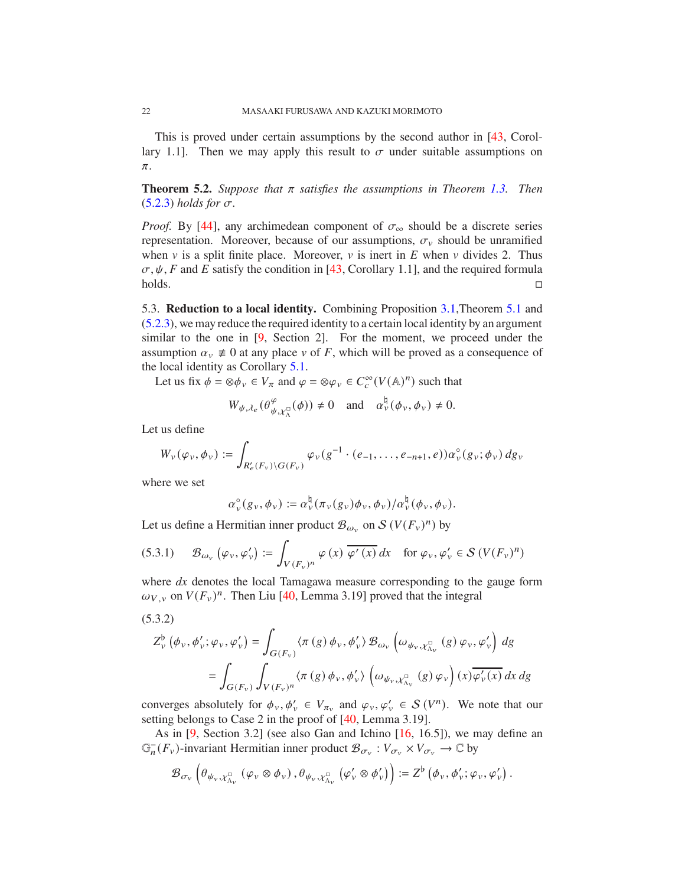This is proved under certain assumptions by the second author in [43, Corollary 1.1]. Then we may apply this result to $\sigma$ under suitable assumptions on $\pi$.

**Theorem 5.2.** *Suppose that $\pi$ satisfies the assumptions in Theorem 1.3. Then (5.2.3) holds for $\sigma$.*

*Proof.* By [44], any archimedean component of $\sigma_\infty$ should be a discrete series representation. Moreover, because of our assumptions, $\sigma_v$ should be unramified when $v$ is a split finite place. Moreover, $v$ is inert in $E$ when $v$ divides 2. Thus $\sigma, \psi, F$ and $E$ satisfy the condition in [43, Corollary 1.1], and the required formula holds. □

5.3. **Reduction to a local identity.** Combining Proposition 3.1,Theorem 5.1 and (5.2.3), we may reduce the required identity to a certain local identity by an argument similar to the one in [9, Section 2]. For the moment, we proceed under the assumption $\alpha_v \not\equiv 0$ at any place $v$ of $F$, which will be proved as a consequence of the local identity as Corollary 5.1.

Let us fix $\phi = \otimes \phi_v \in V_\pi$ and $\varphi = \otimes \varphi_v \in C_c^\infty(V(\mathbb{A})^n)$ such that

$$W_{\psi,\lambda_e}(\theta_{\psi,\chi_\Lambda^\square}^{\varphi}(\phi)) \neq 0 \quad \text{and} \quad \alpha_v^\natural(\phi_v, \phi_v) \neq 0.$$

Let us define

$$W_v(\varphi_v, \phi_v) := \int_{R_e'(F_v)\backslash G(F_v)} \varphi_v(g^{-1} \cdot (e_{-1}, \dots, e_{-n+1}, e)) \alpha_v^\circ(g_v; \phi_v) \, dg_v$$

where we set

$$\alpha_v^\circ(g_v, \phi_v) := \alpha_v^\natural(\pi_v(g_v)\phi_v, \phi_v)/\alpha_v^\natural(\phi_v, \phi_v).$$

Let us define a Hermitian inner product $\mathcal{B}_{\omega_v}$ on $\mathcal{S}(V(F_v)^n)$ by

$$\mathcal{B}_{\omega_v}(\varphi_v, \varphi_v') := \int_{V(F_v)^n} \varphi(x)\, \overline{\varphi'(x)}\, dx \quad \text{for } \varphi_v, \varphi_v' \in \mathcal{S}(V(F_v)^n) \tag{5.3.1}$$

where $dx$ denotes the local Tamagawa measure corresponding to the gauge form $\omega_{V,v}$ on $V(F_v)^n$. Then Liu [40, Lemma 3.19] proved that the integral

(5.3.2)
$$\begin{aligned}
Z_v^\flat(\phi_v, \phi_v'; \varphi_v, \varphi_v') &= \int_{G(F_v)} \langle \pi(g)\phi_v, \phi_v' \rangle \mathcal{B}_{\omega_v}\left(\omega_{\psi_v, \chi_{\Lambda_v}^\square}(g)\varphi_v, \varphi_v'\right) dg \\
&= \int_{G(F_v)} \int_{V(F_v)^n} \langle \pi(g)\phi_v, \phi_v' \rangle \left(\omega_{\psi_v, \chi_{\Lambda_v}^\square}(g)\varphi_v\right)(x)\overline{\varphi_v'(x)}\, dx\, dg
\end{aligned}$$

converges absolutely for $\phi_v, \phi_v' \in V_{\pi_v}$ and $\varphi_v, \varphi_v' \in \mathcal{S}(V^n)$. We note that our setting belongs to Case 2 in the proof of [40, Lemma 3.19].

As in [9, Section 3.2] (see also Gan and Ichino [16, 16.5]), we may define an $\mathbb{G}_n^-(F_v)$-invariant Hermitian inner product $\mathcal{B}_{\sigma_v} : V_{\sigma_v} \times V_{\sigma_v} \to \mathbb{C}$ by

$$\mathcal{B}_{\sigma_v}\left(\theta_{\psi_v, \chi_{\Lambda_v}^\square}(\varphi_v \otimes \phi_v), \theta_{\psi_v, \chi_{\Lambda_v}^\square}(\varphi_v' \otimes \phi_v')\right) := Z^\flat(\phi_v, \phi_v'; \varphi_v, \varphi_v').$$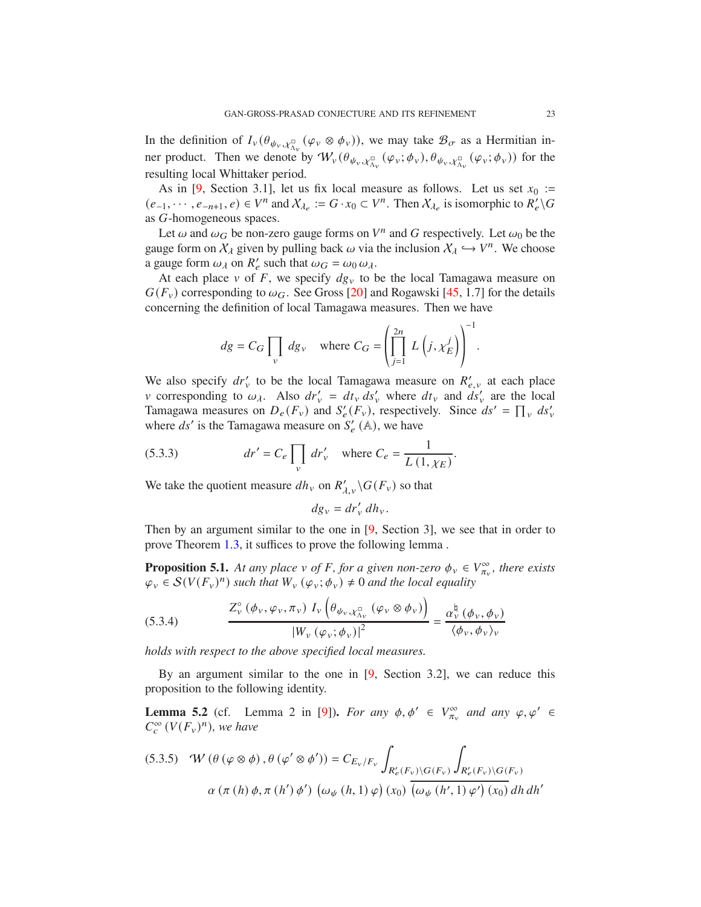In the definition of $I_v(\theta_{\psi_v,\chi^{\square}_{\Lambda_v}}(\varphi_v \otimes \phi_v))$, we may take $\mathcal{B}_\sigma$ as a Hermitian inner product. Then we denote by $\mathcal{W}_v(\theta_{\psi_v,\chi^{\square}_{\Lambda_v}}(\varphi_v;\phi_v), \theta_{\psi_v,\chi^{\square}_{\Lambda_v}}(\varphi_v;\phi_v))$ for the resulting local Whittaker period.

As in [9, Section 3.1], let us fix local measure as follows. Let us set $x_0 := (e_{-1}, \cdots, e_{-n+1}, e) \in V^n$ and $\mathcal{X}_{\lambda_e} := G \cdot x_0 \subset V^n$. Then $\mathcal{X}_{\lambda_e}$ is isomorphic to $R'_e \backslash G$ as $G$-homogeneous spaces.

Let $\omega$ and $\omega_G$ be non-zero gauge forms on $V^n$ and $G$ respectively. Let $\omega_0$ be the gauge form on $\mathcal{X}_\lambda$ given by pulling back $\omega$ via the inclusion $\mathcal{X}_\lambda \hookrightarrow V^n$. We choose a gauge form $\omega_\lambda$ on $R'_e$ such that $\omega_G = \omega_0\, \omega_\lambda$.

At each place $v$ of $F$, we specify $dg_v$ to be the local Tamagawa measure on $G(F_v)$ corresponding to $\omega_G$. See Gross [20] and Rogawski [45, 1.7] for the details concerning the definition of local Tamagawa measures. Then we have

$$
dg = C_G \prod_v dg_v \quad \text{where } C_G = \left( \prod_{j=1}^{2n} L\left(j, \chi_E^j\right) \right)^{-1}.
$$

We also specify $dr'_v$ to be the local Tamagawa measure on $R'_{e,v}$ at each place $v$ corresponding to $\omega_\lambda$. Also $dr'_v = dt_v\, ds'_v$ where $dt_v$ and $ds'_v$ are the local Tamagawa measures on $D_e(F_v)$ and $S'_e(F_v)$, respectively. Since $ds' = \prod_v ds'_v$ where $ds'$ is the Tamagawa measure on $S'_e(\mathbb{A})$, we have

$$
dr' = C_e \prod_v dr'_v \quad \text{where } C_e = \frac{1}{L(1, \chi_E)}. \tag{5.3.3}
$$

We take the quotient measure $dh_v$ on $R'_{\lambda,v} \backslash G(F_v)$ so that

$$
dg_v = dr'_v\, dh_v.
$$

Then by an argument similar to the one in [9, Section 3], we see that in order to prove Theorem 1.3, it suffices to prove the following lemma .

**Proposition 5.1.** *At any place $v$ of $F$, for a given non-zero $\phi_v \in V^\infty_{\pi_v}$, there exists $\varphi_v \in \mathcal{S}(V(F_v)^n)$ such that $W_v(\varphi_v;\phi_v) \neq 0$ and the local equality*

$$
\frac{Z^\circ_v(\phi_v, \varphi_v, \pi_v)\; I_v\left(\theta_{\psi_v,\chi^{\square}_{\Lambda_v}}(\varphi_v \otimes \phi_v)\right)}{|W_v(\varphi_v;\phi_v)|^2} = \frac{\alpha^\natural_v(\phi_v, \phi_v)}{\langle \phi_v, \phi_v \rangle_v} \tag{5.3.4}
$$

*holds with respect to the above specified local measures.*

By an argument similar to the one in [9, Section 3.2], we can reduce this proposition to the following identity.

**Lemma 5.2** (cf. Lemma 2 in [9]). *For any $\phi, \phi' \in V^\infty_{\pi_v}$ and any $\varphi, \varphi' \in C^\infty_c(V(F_v)^n)$, we have*

$$
\mathcal{W}(\theta(\varphi \otimes \phi), \theta(\varphi' \otimes \phi')) = C_{E_v/F_v} \int_{R'_e(F_v)\backslash G(F_v)} \int_{R'_e(F_v)\backslash G(F_v)} \alpha(\pi(h)\phi, \pi(h')\phi') \left(\omega_\psi(h,1)\varphi\right)(x_0)\, \overline{\left(\omega_\psi(h',1)\varphi'\right)(x_0)}\, dh\, dh' \tag{5.3.5}
$$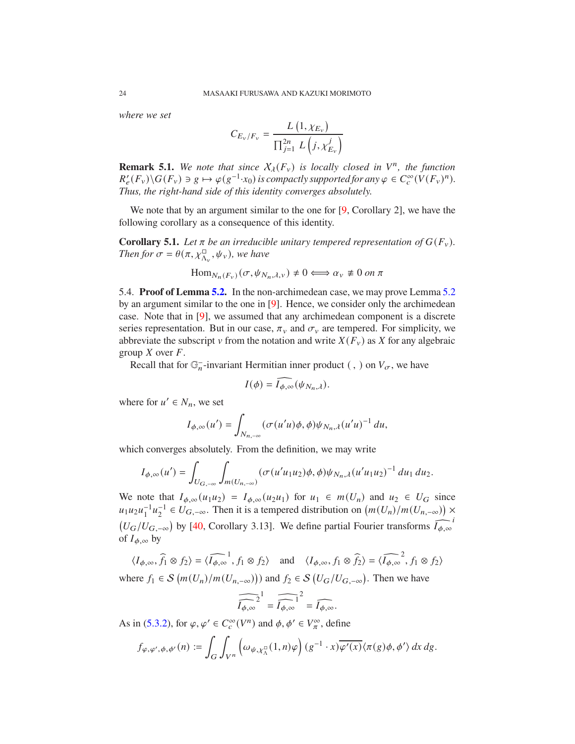*where we set*

$$C_{E_v/F_v} = \frac{L\left(1, \chi_{E_v}\right)}{\prod_{j=1}^{2n} L\left(j, \chi_{E_v}^j\right)}$$

**Remark 5.1.** *We note that since $\mathcal{X}_\lambda(F_v)$ is locally closed in $V^n$, the function $R_e'(F_v)\backslash G(F_v) \ni g \mapsto \varphi(g^{-1} \cdot x_0)$ is compactly supported for any $\varphi \in C_c^\infty(V(F_v)^n)$. Thus, the right-hand side of this identity converges absolutely.*

We note that by an argument similar to the one for [9, Corollary 2], we have the following corollary as a consequence of this identity.

**Corollary 5.1.** *Let $\pi$ be an irreducible unitary tempered representation of $G(F_v)$. Then for $\sigma = \theta(\pi, \chi_{\Lambda_v}^{\square}, \psi_v)$, we have*

$$\mathrm{Hom}_{N_n(F_v)}(\sigma, \psi_{N_n,\lambda,v}) \neq 0 \Longleftrightarrow \alpha_v \not\equiv 0 \text{ on } \pi$$

5.4. **Proof of Lemma 5.2.** In the non-archimedean case, we may prove Lemma 5.2 by an argument similar to the one in [9]. Hence, we consider only the archimedean case. Note that in [9], we assumed that any archimedean component is a discrete series representation. But in our case, $\pi_v$ and $\sigma_v$ are tempered. For simplicity, we abbreviate the subscript $v$ from the notation and write $X(F_v)$ as $X$ for any algebraic group $X$ over $F$.

Recall that for $\mathbb{G}_n^-$-invariant Hermitian inner product $( \, , \, )$ on $V_\sigma$, we have

$$I(\phi) = \widehat{I_{\phi,\infty}}(\psi_{N_n,\lambda}).$$

where for $u' \in N_n$, we set

$$I_{\phi,\infty}(u') = \int_{N_{n,-\infty}} (\sigma(u'u)\phi, \phi)\psi_{N_n,\lambda}(u'u)^{-1}\, du,$$

which converges absolutely. From the definition, we may write

$$I_{\phi,\infty}(u') = \int_{U_{G,-\infty}} \int_{m(U_{n,-\infty})} (\sigma(u'u_1u_2)\phi, \phi)\psi_{N_n,\lambda}(u'u_1u_2)^{-1}\, du_1\, du_2.$$

We note that $I_{\phi,\infty}(u_1u_2) = I_{\phi,\infty}(u_2u_1)$ for $u_1 \in m(U_n)$ and $u_2 \in U_G$ since $u_1u_2u_1^{-1}u_2^{-1} \in U_{G,-\infty}$. Then it is a tempered distribution on $\left(m(U_n)/m(U_{n,-\infty})\right) \times \left(U_G/U_{G,-\infty}\right)$ by [40, Corollary 3.13]. We define partial Fourier transforms $\widehat{I_{\phi,\infty}}^i$ of $I_{\phi,\infty}$ by

$$\langle I_{\phi,\infty}, \widehat{f_1} \otimes f_2 \rangle = \langle \widehat{I_{\phi,\infty}}^1, f_1 \otimes f_2 \rangle \quad \text{and} \quad \langle I_{\phi,\infty}, f_1 \otimes \widehat{f_2} \rangle = \langle \widehat{I_{\phi,\infty}}^2, f_1 \otimes f_2 \rangle$$

where $f_1 \in \mathcal{S}\left(m(U_n)/m(U_{n,-\infty})\right)$ and $f_2 \in \mathcal{S}\left(U_G/U_{G,-\infty}\right)$. Then we have

$$\widehat{\widehat{I_{\phi,\infty}}^2}^1 = \widehat{\widehat{I_{\phi,\infty}}^1}^2 = \widehat{I_{\phi,\infty}}.$$

As in (5.3.2), for $\varphi, \varphi' \in C_c^\infty(V^n)$ and $\phi, \phi' \in V_\pi^\infty$, define

$$f_{\varphi,\varphi',\phi,\phi'}(n) := \int_G \int_{V^n} \left(\omega_{\psi,\chi_\Lambda^\square}(1,n)\varphi\right)(g^{-1} \cdot x)\overline{\varphi'(x)}\langle \pi(g)\phi, \phi' \rangle\, dx\, dg.$$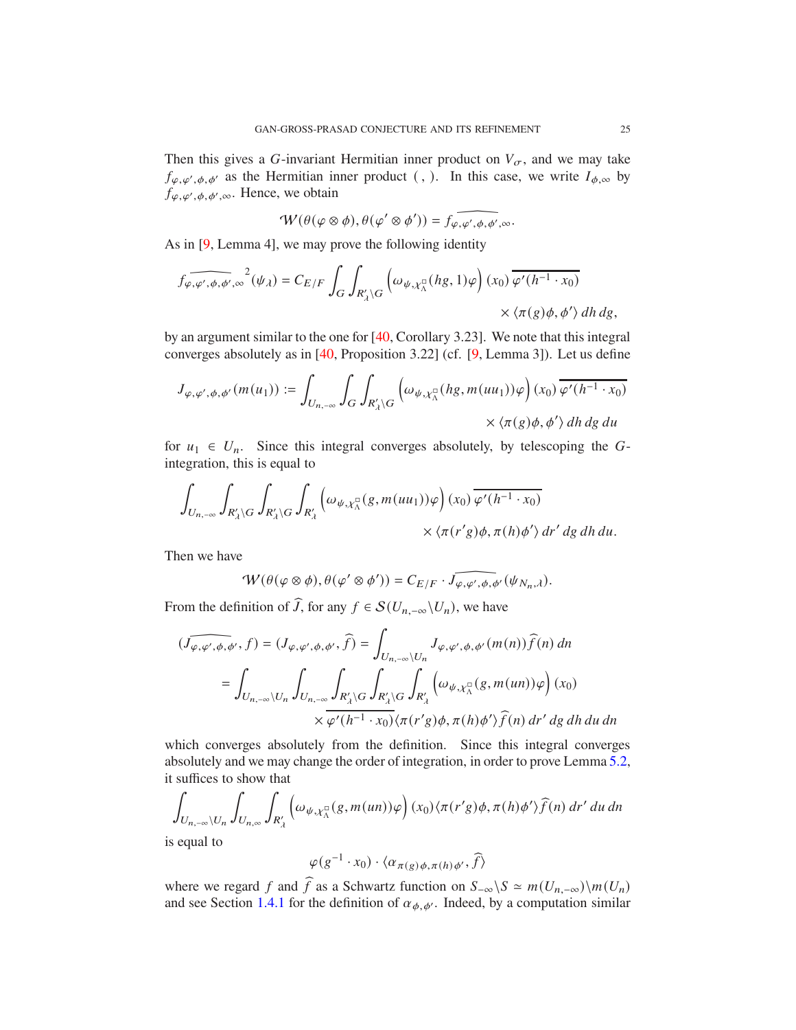Then this gives a $G$-invariant Hermitian inner product on $V_\sigma$, and we may take $f_{\varphi,\varphi',\phi,\phi'}$ as the Hermitian inner product $(\ ,\ )$. In this case, we write $I_{\phi,\infty}$ by $f_{\varphi,\varphi',\phi,\phi',\infty}$. Hence, we obtain

$$\mathcal{W}(\theta(\varphi\otimes\phi),\theta(\varphi'\otimes\phi')) = \widehat{f_{\varphi,\varphi',\phi,\phi',\infty}}.$$

As in [9, Lemma 4], we may prove the following identity

$$\widehat{f_{\varphi,\varphi',\phi,\phi',\infty}}^{\,2}(\psi_\lambda) = C_{E/F}\int_G\int_{R'_\lambda\backslash G}\left(\omega_{\psi,\chi_\Lambda^\square}(hg,1)\varphi\right)(x_0)\,\overline{\varphi'(h^{-1}\cdot x_0)} \times \langle \pi(g)\phi,\phi'\rangle\,dh\,dg,$$

by an argument similar to the one for [40, Corollary 3.23]. We note that this integral converges absolutely as in [40, Proposition 3.22] (cf. [9, Lemma 3]). Let us define

$$J_{\varphi,\varphi',\phi,\phi'}(m(u_1)) := \int_{U_{n,-\infty}}\int_G\int_{R'_\lambda\backslash G}\left(\omega_{\psi,\chi_\Lambda^\square}(hg,m(uu_1))\varphi\right)(x_0)\,\overline{\varphi'(h^{-1}\cdot x_0)} \times \langle \pi(g)\phi,\phi'\rangle\,dh\,dg\,du$$

for $u_1\in U_n$. Since this integral converges absolutely, by telescoping the $G$-integration, this is equal to

$$\int_{U_{n,-\infty}}\int_{R'_\lambda\backslash G}\int_{R'_\lambda\backslash G}\int_{R'_\lambda}\left(\omega_{\psi,\chi_\Lambda^\square}(g,m(uu_1))\varphi\right)(x_0)\,\overline{\varphi'(h^{-1}\cdot x_0)} \times \langle \pi(r'g)\phi,\pi(h)\phi'\rangle\,dr'\,dg\,dh\,du.$$

Then we have

$$\mathcal{W}(\theta(\varphi\otimes\phi),\theta(\varphi'\otimes\phi')) = C_{E/F}\cdot\widehat{J_{\varphi,\varphi',\phi,\phi'}}(\psi_{N_n,\lambda}).$$

From the definition of $\widehat{J}$, for any $f\in\mathcal{S}(U_{n,-\infty}\backslash U_n)$, we have

$$\begin{aligned}(\widehat{J_{\varphi,\varphi',\phi,\phi'}},f) &= (J_{\varphi,\varphi',\phi,\phi'},\widehat{f}) = \int_{U_{n,-\infty}\backslash U_n} J_{\varphi,\varphi',\phi,\phi'}(m(n))\widehat{f}(n)\,dn\\ &= \int_{U_{n,-\infty}\backslash U_n}\int_{U_{n,-\infty}}\int_{R'_\lambda\backslash G}\int_{R'_\lambda\backslash G}\int_{R'_\lambda}\left(\omega_{\psi,\chi_\Lambda^\square}(g,m(un))\varphi\right)(x_0)\\ &\qquad\times\overline{\varphi'(h^{-1}\cdot x_0)}\langle\pi(r'g)\phi,\pi(h)\phi'\rangle\widehat{f}(n)\,dr'\,dg\,dh\,du\,dn\end{aligned}$$

which converges absolutely from the definition. Since this integral converges absolutely and we may change the order of integration, in order to prove Lemma 5.2, it suffices to show that

$$\int_{U_{n,-\infty}\backslash U_n}\int_{U_{n,\infty}}\int_{R'_\lambda}\left(\omega_{\psi,\chi_\Lambda^\square}(g,m(un))\varphi\right)(x_0)\langle\pi(r'g)\phi,\pi(h)\phi'\rangle\widehat{f}(n)\,dr'\,du\,dn$$

is equal to

$$\varphi(g^{-1}\cdot x_0)\cdot\langle\alpha_{\pi(g)\phi,\pi(h)\phi'},\widehat{f}\rangle$$

where we regard $f$ and $\widehat{f}$ as a Schwartz function on $S_{-\infty}\backslash S\simeq m(U_{n,-\infty})\backslash m(U_n)$ and see Section 1.4.1 for the definition of $\alpha_{\phi,\phi'}$. Indeed, by a computation similar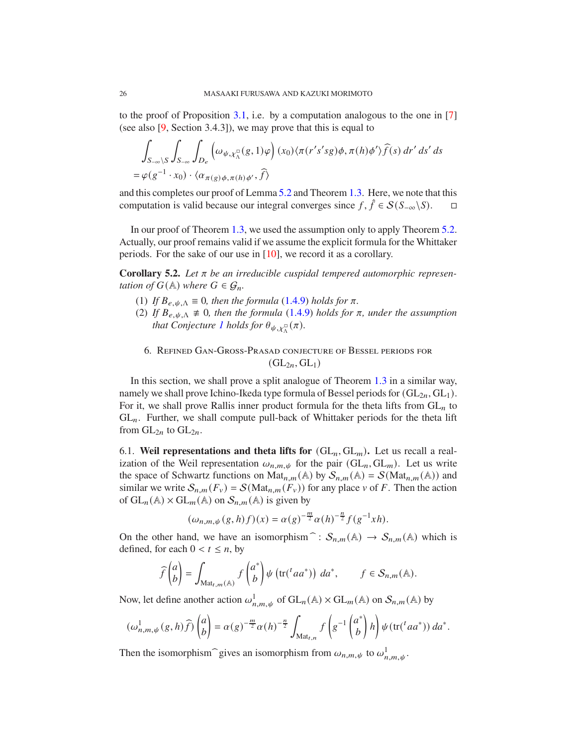to the proof of Proposition 3.1, i.e. by a computation analogous to the one in [7] (see also [9, Section 3.4.3]), we may prove that this is equal to

$$\int_{S_{-\infty}\backslash S} \int_{S_{-\infty}} \int_{D_e} \left(\omega_{\psi,\chi_\Lambda^\square}(g,1)\varphi\right)(x_0) \langle \pi(r's'sg)\phi, \pi(h)\phi' \rangle \widehat{f}(s)\, dr'\, ds'\, ds$$
$$= \varphi(g^{-1}\cdot x_0)\cdot \langle \alpha_{\pi(g)\phi,\pi(h)\phi'}, \widehat{f} \rangle$$

and this completes our proof of Lemma 5.2 and Theorem 1.3. Here, we note that this computation is valid because our integral converges since $f, \hat{f} \in \mathcal{S}(S_{-\infty}\backslash S)$. $\square$

In our proof of Theorem 1.3, we used the assumption only to apply Theorem 5.2. Actually, our proof remains valid if we assume the explicit formula for the Whittaker periods. For the sake of our use in [10], we record it as a corollary.

**Corollary 5.2.** *Let $\pi$ be an irreducible cuspidal tempered automorphic representation of $G(\mathbb{A})$ where $G \in \mathcal{G}_n$.*

1. *If $B_{e,\psi,\Lambda} \equiv 0$, then the formula (1.4.9) holds for $\pi$.*
2. *If $B_{e,\psi,\Lambda} \not\equiv 0$, then the formula (1.4.9) holds for $\pi$, under the assumption that Conjecture 1 holds for $\theta_{\psi,\chi_\Lambda^\square}(\pi)$.*

## 6. Refined Gan-Gross-Prasad conjecture of Bessel periods for $(\mathrm{GL}_{2n}, \mathrm{GL}_1)$

In this section, we shall prove a split analogue of Theorem 1.3 in a similar way, namely we shall prove Ichino-Ikeda type formula of Bessel periods for $(\mathrm{GL}_{2n}, \mathrm{GL}_1)$. For it, we shall prove Rallis inner product formula for the theta lifts from $\mathrm{GL}_n$ to $\mathrm{GL}_n$. Further, we shall compute pull-back of Whittaker periods for the theta lift from $\mathrm{GL}_{2n}$ to $\mathrm{GL}_{2n}$.

6.1. **Weil representations and theta lifts for** $(\mathrm{GL}_n, \mathrm{GL}_m)$**.** Let us recall a realization of the Weil representation $\omega_{n,m,\psi}$ for the pair $(\mathrm{GL}_n, \mathrm{GL}_m)$. Let us write the space of Schwartz functions on $\mathrm{Mat}_{n,m}(\mathbb{A})$ by $\mathcal{S}_{n,m}(\mathbb{A}) = \mathcal{S}(\mathrm{Mat}_{n,m}(\mathbb{A}))$ and similar we write $\mathcal{S}_{n,m}(F_v) = \mathcal{S}(\mathrm{Mat}_{n,m}(F_v))$ for any place $v$ of $F$. Then the action of $\mathrm{GL}_n(\mathbb{A}) \times \mathrm{GL}_m(\mathbb{A})$ on $\mathcal{S}_{n,m}(\mathbb{A})$ is given by

$$(\omega_{n,m,\psi}(g,h)f)(x) = \alpha(g)^{-\frac{m}{2}}\alpha(h)^{-\frac{n}{2}} f(g^{-1}xh).$$

On the other hand, we have an isomorphism $\widehat{\ }: \mathcal{S}_{n,m}(\mathbb{A}) \to \mathcal{S}_{n,m}(\mathbb{A})$ which is defined, for each $0 < t \le n$, by

$$\widehat{f}\begin{pmatrix} a \\ b \end{pmatrix} = \int_{\mathrm{Mat}_{t,m}(\mathbb{A})} f\begin{pmatrix} a^* \\ b \end{pmatrix} \psi\left(\mathrm{tr}({}^t a a^*)\right)\, da^*, \qquad f \in \mathcal{S}_{n,m}(\mathbb{A}).$$

Now, let define another action $\omega^1_{n,m,\psi}$ of $\mathrm{GL}_n(\mathbb{A}) \times \mathrm{GL}_m(\mathbb{A})$ on $\mathcal{S}_{n,m}(\mathbb{A})$ by

$$(\omega^1_{n,m,\psi}(g,h)\widehat{f})\begin{pmatrix} a \\ b \end{pmatrix} = \alpha(g)^{-\frac{m}{2}}\alpha(h)^{-\frac{n}{2}} \int_{\mathrm{Mat}_{t,n}} f\left(g^{-1}\begin{pmatrix} a^* \\ b \end{pmatrix} h\right) \psi(\mathrm{tr}({}^t a a^*))\, da^*.$$

Then the isomorphism $\widehat{\ }$ gives an isomorphism from $\omega_{n,m,\psi}$ to $\omega^1_{n,m,\psi}$.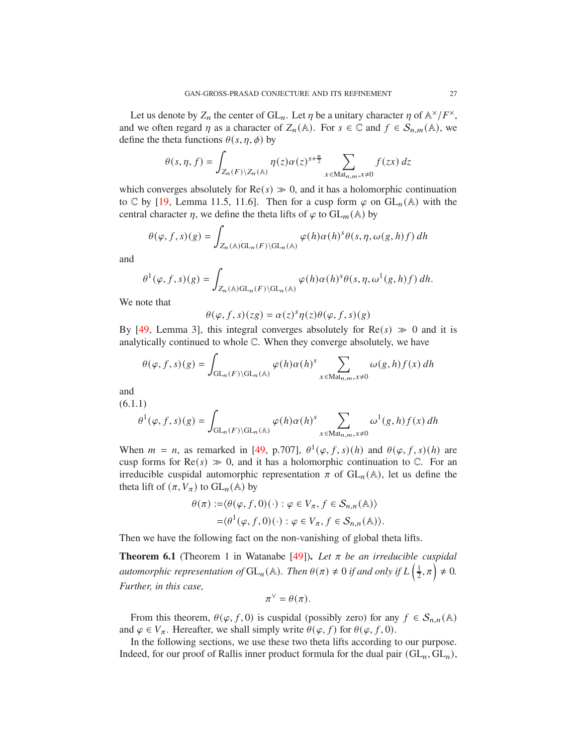Let us denote by $Z_n$ the center of $\mathrm{GL}_n$. Let $\eta$ be a unitary character $\eta$ of $\mathbb{A}^\times/F^\times$, and we often regard $\eta$ as a character of $Z_n(\mathbb{A})$. For $s \in \mathbb{C}$ and $f \in \mathcal{S}_{n,m}(\mathbb{A})$, we define the theta functions $\theta(s, \eta, \phi)$ by

$$\theta(s, \eta, f) = \int_{Z_n(F)\backslash Z_n(\mathbb{A})} \eta(z)\alpha(z)^{s+\frac{n}{2}} \sum_{x \in \mathrm{Mat}_{n,m}, x \neq 0} f(zx)\, dz$$

which converges absolutely for $\mathrm{Re}(s) \gg 0$, and it has a holomorphic continuation to $\mathbb{C}$ by [19, Lemma 11.5, 11.6]. Then for a cusp form $\varphi$ on $\mathrm{GL}_n(\mathbb{A})$ with the central character $\eta$, we define the theta lifts of $\varphi$ to $\mathrm{GL}_m(\mathbb{A})$ by

$$\theta(\varphi, f, s)(g) = \int_{Z_n(\mathbb{A})\mathrm{GL}_n(F)\backslash \mathrm{GL}_n(\mathbb{A})} \varphi(h)\alpha(h)^s \theta(s, \eta, \omega(g, h)f)\, dh$$

and

$$\theta^1(\varphi, f, s)(g) = \int_{Z_n(\mathbb{A})\mathrm{GL}_n(F)\backslash \mathrm{GL}_n(\mathbb{A})} \varphi(h)\alpha(h)^s \theta(s, \eta, \omega^1(g, h)f)\, dh.$$

We note that

$$\theta(\varphi, f, s)(zg) = \alpha(z)^s \eta(z)\theta(\varphi, f, s)(g)$$

By [49, Lemma 3], this integral converges absolutely for $\mathrm{Re}(s) \gg 0$ and it is analytically continued to whole $\mathbb{C}$. When they converge absolutely, we have

$$\theta(\varphi, f, s)(g) = \int_{\mathrm{GL}_n(F)\backslash \mathrm{GL}_n(\mathbb{A})} \varphi(h)\alpha(h)^s \sum_{x \in \mathrm{Mat}_{n,m}, x \neq 0} \omega(g, h)f(x)\, dh$$

and

(6.1.1)
$$\theta^1(\varphi, f, s)(g) = \int_{\mathrm{GL}_n(F)\backslash \mathrm{GL}_n(\mathbb{A})} \varphi(h)\alpha(h)^s \sum_{x \in \mathrm{Mat}_{n,m}, x \neq 0} \omega^1(g, h)f(x)\, dh$$

When $m = n$, as remarked in [49, p.707], $\theta^1(\varphi, f, s)(h)$ and $\theta(\varphi, f, s)(h)$ are cusp forms for $\mathrm{Re}(s) \gg 0$, and it has a holomorphic continuation to $\mathbb{C}$. For an irreducible cuspidal automorphic representation $\pi$ of $\mathrm{GL}_n(\mathbb{A})$, let us define the theta lift of $(\pi, V_\pi)$ to $\mathrm{GL}_n(\mathbb{A})$ by

$$\begin{aligned}
\theta(\pi) :=& \langle \theta(\varphi, f, 0)(\cdot) : \varphi \in V_\pi, f \in \mathcal{S}_{n,n}(\mathbb{A}) \rangle \\
=& \langle \theta^1(\varphi, f, 0)(\cdot) : \varphi \in V_\pi, f \in \mathcal{S}_{n,n}(\mathbb{A}) \rangle.
\end{aligned}$$

Then we have the following fact on the non-vanishing of global theta lifts.

**Theorem 6.1** (Theorem 1 in Watanabe [49]). *Let $\pi$ be an irreducible cuspidal automorphic representation of $\mathrm{GL}_n(\mathbb{A})$. Then $\theta(\pi) \neq 0$ if and only if $L\left(\frac{1}{2}, \pi\right) \neq 0$. Further, in this case,*

$$\pi^\vee = \theta(\pi).$$

From this theorem, $\theta(\varphi, f, 0)$ is cuspidal (possibly zero) for any $f \in \mathcal{S}_{n,n}(\mathbb{A})$ and $\varphi \in V_\pi$. Hereafter, we shall simply write $\theta(\varphi, f)$ for $\theta(\varphi, f, 0)$.

In the following sections, we use these two theta lifts according to our purpose. Indeed, for our proof of Rallis inner product formula for the dual pair $(\mathrm{GL}_n, \mathrm{GL}_n)$,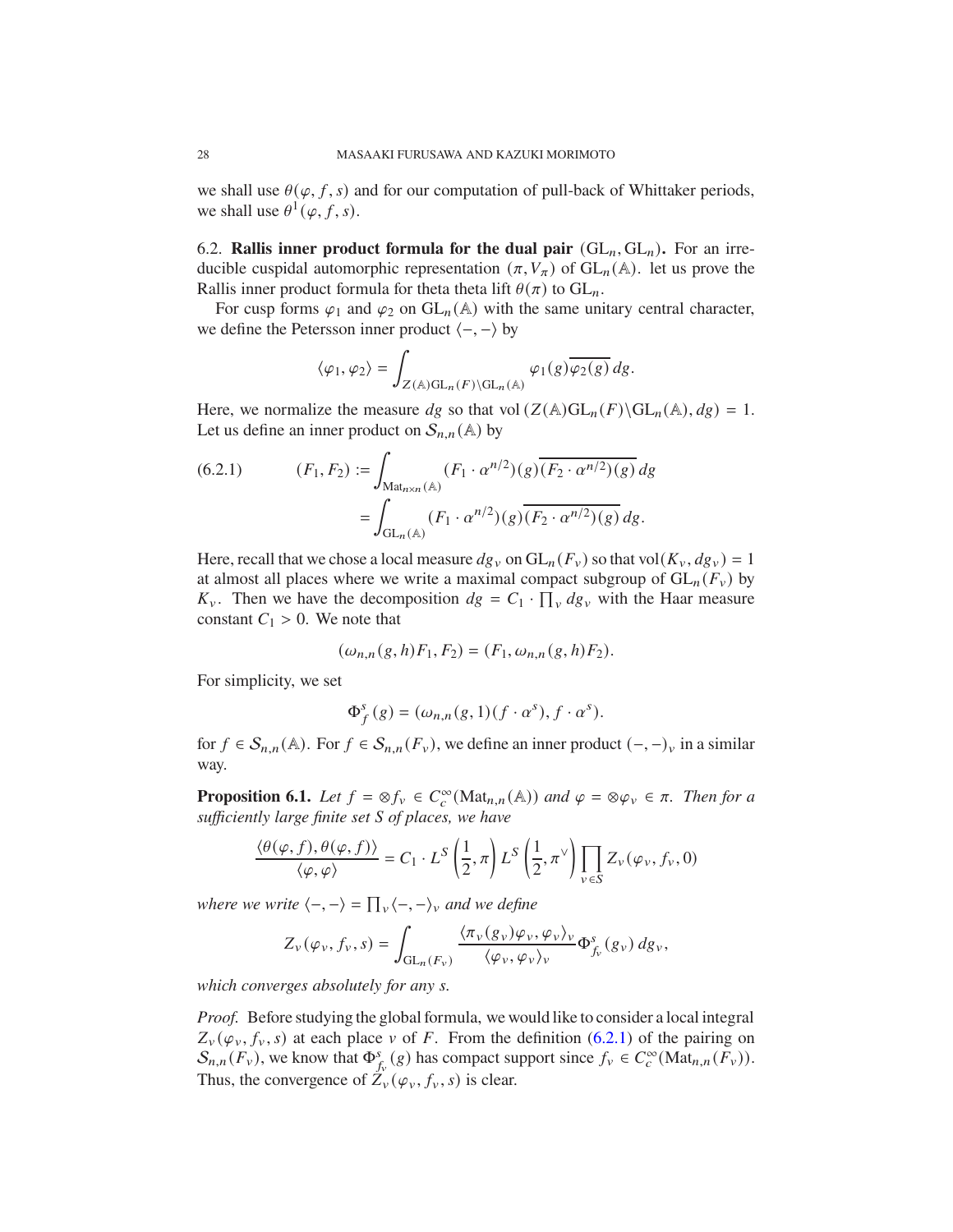we shall use $\theta(\varphi, f, s)$ and for our computation of pull-back of Whittaker periods, we shall use $\theta^1(\varphi, f, s)$.

6.2. **Rallis inner product formula for the dual pair $(\mathrm{GL}_n, \mathrm{GL}_n)$.** For an irreducible cuspidal automorphic representation $(\pi, V_\pi)$ of $\mathrm{GL}_n(\mathbb{A})$. let us prove the Rallis inner product formula for theta theta lift $\theta(\pi)$ to $\mathrm{GL}_n$.

For cusp forms $\varphi_1$ and $\varphi_2$ on $\mathrm{GL}_n(\mathbb{A})$ with the same unitary central character, we define the Petersson inner product $\langle -, - \rangle$ by

$$\langle \varphi_1, \varphi_2 \rangle = \int_{Z(\mathbb{A})\mathrm{GL}_n(F)\backslash \mathrm{GL}_n(\mathbb{A})} \varphi_1(g)\overline{\varphi_2(g)}\, dg.$$

Here, we normalize the measure $dg$ so that $\mathrm{vol}\,(Z(\mathbb{A})\mathrm{GL}_n(F)\backslash \mathrm{GL}_n(\mathbb{A}), dg) = 1$. Let us define an inner product on $\mathcal{S}_{n,n}(\mathbb{A})$ by

$$\begin{aligned}(F_1, F_2) &:= \int_{\mathrm{Mat}_{n\times n}(\mathbb{A})} (F_1 \cdot \alpha^{n/2})(g)\overline{(F_2 \cdot \alpha^{n/2})(g)}\, dg \\ &= \int_{\mathrm{GL}_n(\mathbb{A})} (F_1 \cdot \alpha^{n/2})(g)\overline{(F_2 \cdot \alpha^{n/2})(g)}\, dg.\end{aligned} \tag{6.2.1}$$

Here, recall that we chose a local measure $dg_v$ on $\mathrm{GL}_n(F_v)$ so that $\mathrm{vol}(K_v, dg_v) = 1$ at almost all places where we write a maximal compact subgroup of $\mathrm{GL}_n(F_v)$ by $K_v$. Then we have the decomposition $dg = C_1 \cdot \prod_v dg_v$ with the Haar measure constant $C_1 > 0$. We note that

$$(\omega_{n,n}(g, h)F_1, F_2) = (F_1, \omega_{n,n}(g, h)F_2).$$

For simplicity, we set

$$\Phi_f^s(g) = (\omega_{n,n}(g, 1)(f \cdot \alpha^s), f \cdot \alpha^s).$$

for $f \in \mathcal{S}_{n,n}(\mathbb{A})$. For $f \in \mathcal{S}_{n,n}(F_v)$, we define an inner product $(-, -)_v$ in a similar way.

**Proposition 6.1.** *Let $f = \otimes f_v \in C_c^\infty(\mathrm{Mat}_{n,n}(\mathbb{A}))$ and $\varphi = \otimes \varphi_v \in \pi$. Then for a sufficiently large finite set $S$ of places, we have*

$$\frac{\langle \theta(\varphi, f), \theta(\varphi, f)\rangle}{\langle \varphi, \varphi \rangle} = C_1 \cdot L^S\left(\frac{1}{2}, \pi\right) L^S\left(\frac{1}{2}, \pi^\vee\right) \prod_{v \in S} Z_v(\varphi_v, f_v, 0)$$

*where we write $\langle -, - \rangle = \prod_v \langle -, - \rangle_v$ and we define*

$$Z_v(\varphi_v, f_v, s) = \int_{\mathrm{GL}_n(F_v)} \frac{\langle \pi_v(g_v)\varphi_v, \varphi_v\rangle_v}{\langle \varphi_v, \varphi_v \rangle_v} \Phi_{f_v}^s(g_v)\, dg_v,$$

*which converges absolutely for any $s$.*

*Proof.* Before studying the global formula, we would like to consider a local integral $Z_v(\varphi_v, f_v, s)$ at each place $v$ of $F$. From the definition (6.2.1) of the pairing on $\mathcal{S}_{n,n}(F_v)$, we know that $\Phi_{f_v}^s(g)$ has compact support since $f_v \in C_c^\infty(\mathrm{Mat}_{n,n}(F_v))$. Thus, the convergence of $Z_v(\varphi_v, f_v, s)$ is clear.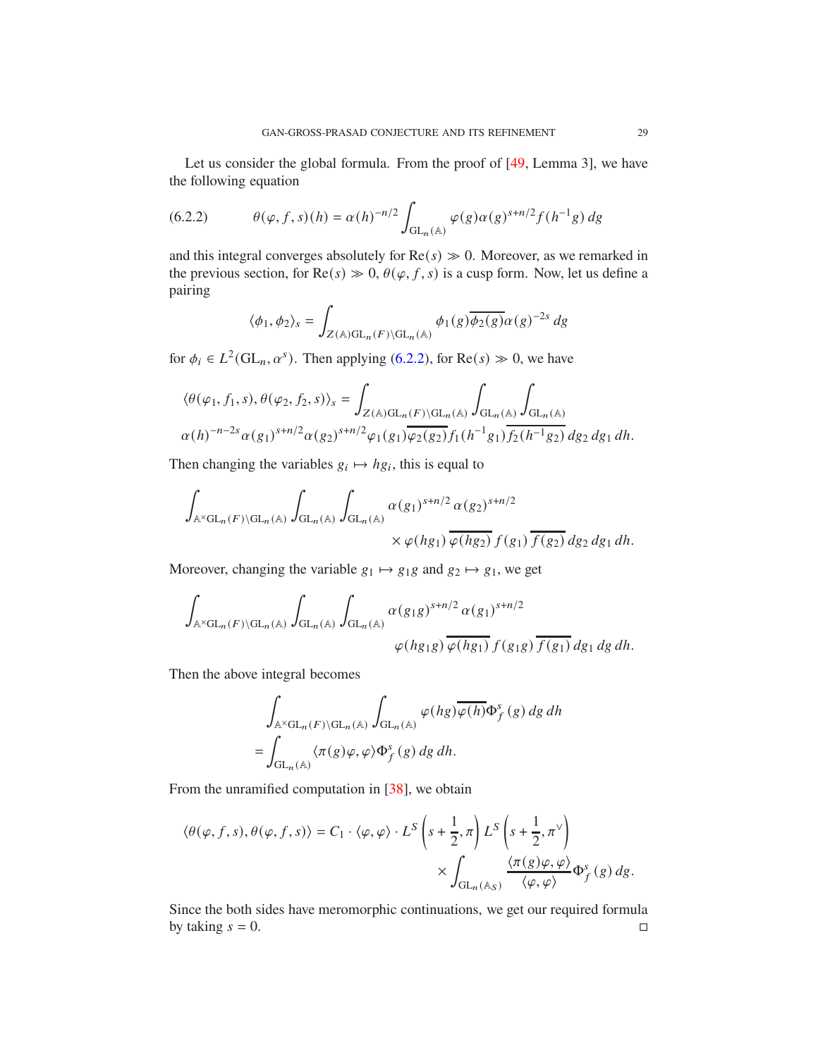Let us consider the global formula. From the proof of [49, Lemma 3], we have the following equation

$$\theta(\varphi, f, s)(h) = \alpha(h)^{-n/2} \int_{\mathrm{GL}_n(\mathbb{A})} \varphi(g)\alpha(g)^{s+n/2} f(h^{-1}g)\, dg \tag{6.2.2}$$

and this integral converges absolutely for $\mathrm{Re}(s) \gg 0$. Moreover, as we remarked in the previous section, for $\mathrm{Re}(s) \gg 0$, $\theta(\varphi, f, s)$ is a cusp form. Now, let us define a pairing

$$\langle \phi_1, \phi_2 \rangle_s = \int_{Z(\mathbb{A})\mathrm{GL}_n(F)\backslash \mathrm{GL}_n(\mathbb{A})} \phi_1(g)\overline{\phi_2(g)}\alpha(g)^{-2s}\, dg$$

for $\phi_i \in L^2(\mathrm{GL}_n, \alpha^s)$. Then applying (6.2.2), for $\mathrm{Re}(s) \gg 0$, we have

$$\langle \theta(\varphi_1, f_1, s), \theta(\varphi_2, f_2, s)\rangle_s = \int_{Z(\mathbb{A})\mathrm{GL}_n(F)\backslash \mathrm{GL}_n(\mathbb{A})} \int_{\mathrm{GL}_n(\mathbb{A})} \int_{\mathrm{GL}_n(\mathbb{A})}$$
$$\alpha(h)^{-n-2s}\alpha(g_1)^{s+n/2}\alpha(g_2)^{s+n/2}\varphi_1(g_1)\overline{\varphi_2(g_2)} f_1(h^{-1}g_1)\overline{f_2(h^{-1}g_2)}\, dg_2\, dg_1\, dh.$$

Then changing the variables $g_i \mapsto hg_i$, this is equal to

$$\int_{\mathbb{A}^\times \mathrm{GL}_n(F)\backslash \mathrm{GL}_n(\mathbb{A})} \int_{\mathrm{GL}_n(\mathbb{A})} \int_{\mathrm{GL}_n(\mathbb{A})} \alpha(g_1)^{s+n/2}\, \alpha(g_2)^{s+n/2}$$
$$\times \varphi(hg_1)\, \overline{\varphi(hg_2)}\, f(g_1)\, \overline{f(g_2)}\, dg_2\, dg_1\, dh.$$

Moreover, changing the variable $g_1 \mapsto g_1 g$ and $g_2 \mapsto g_1$, we get

$$\int_{\mathbb{A}^\times \mathrm{GL}_n(F)\backslash \mathrm{GL}_n(\mathbb{A})} \int_{\mathrm{GL}_n(\mathbb{A})} \int_{\mathrm{GL}_n(\mathbb{A})} \alpha(g_1 g)^{s+n/2}\, \alpha(g_1)^{s+n/2}$$
$$\varphi(hg_1 g)\, \overline{\varphi(hg_1)}\, f(g_1 g)\, \overline{f(g_1)}\, dg_1\, dg\, dh.$$

Then the above integral becomes

$$\int_{\mathbb{A}^\times \mathrm{GL}_n(F)\backslash \mathrm{GL}_n(\mathbb{A})} \int_{\mathrm{GL}_n(\mathbb{A})} \varphi(hg)\overline{\varphi(h)}\Phi_f^s(g)\, dg\, dh$$
$$= \int_{\mathrm{GL}_n(\mathbb{A})} \langle \pi(g)\varphi, \varphi\rangle \Phi_f^s(g)\, dg\, dh.$$

From the unramified computation in [38], we obtain

$$\langle \theta(\varphi, f, s), \theta(\varphi, f, s)\rangle = C_1 \cdot \langle \varphi, \varphi\rangle \cdot L^S\left(s + \frac{1}{2}, \pi\right) L^S\left(s + \frac{1}{2}, \pi^\vee\right)$$
$$\times \int_{\mathrm{GL}_n(\mathbb{A}_S)} \frac{\langle \pi(g)\varphi, \varphi\rangle}{\langle \varphi, \varphi\rangle}\Phi_f^s(g)\, dg.$$

Since the both sides have meromorphic continuations, we get our required formula by taking $s = 0$. □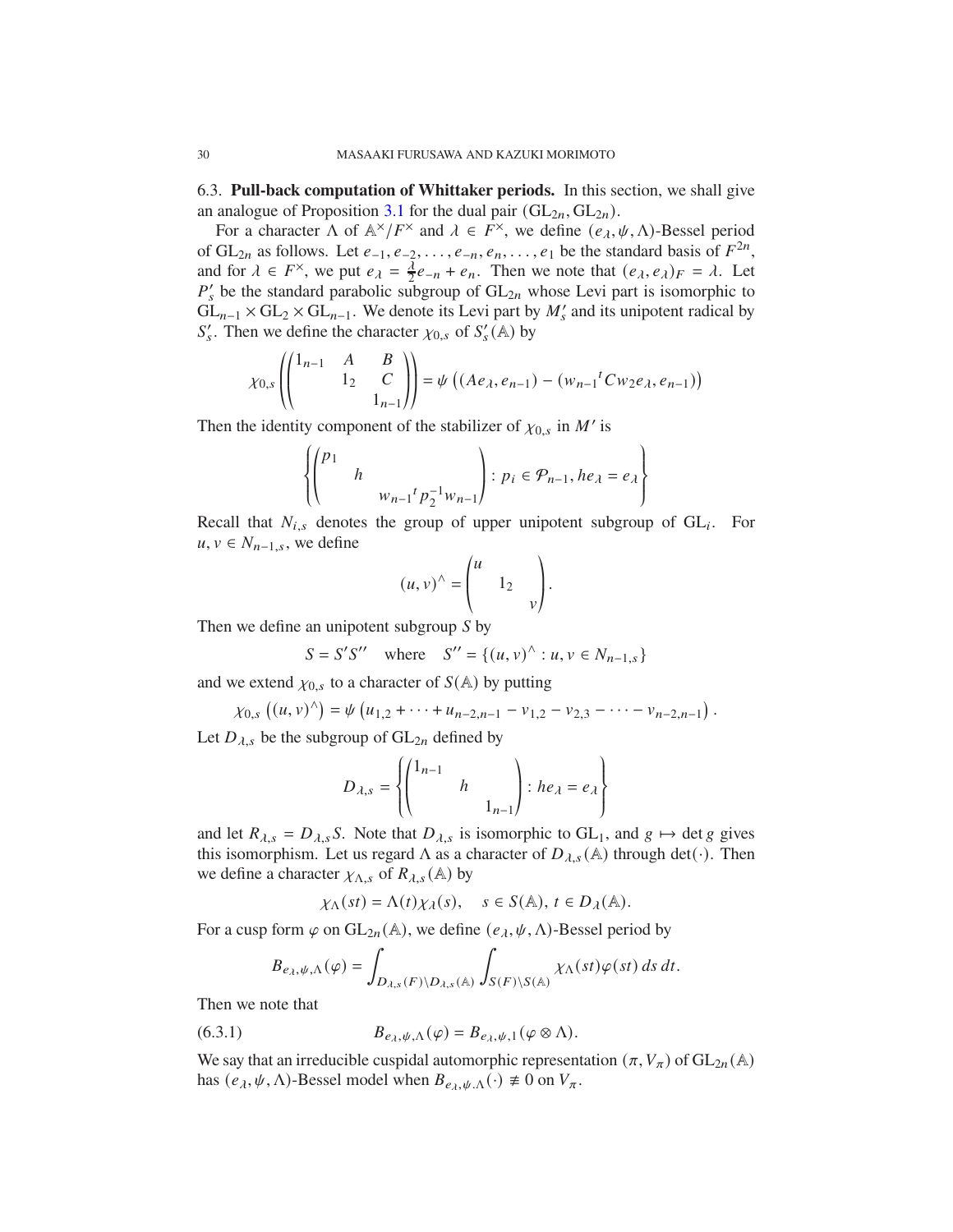**6.3. Pull-back computation of Whittaker periods.** In this section, we shall give an analogue of Proposition 3.1 for the dual pair $(\mathrm{GL}_{2n}, \mathrm{GL}_{2n})$.

For a character $\Lambda$ of $\mathbb{A}^\times / F^\times$ and $\lambda \in F^\times$, we define $(e_\lambda, \psi, \Lambda)$-Bessel period of $\mathrm{GL}_{2n}$ as follows. Let $e_{-1}, e_{-2}, \dots, e_{-n}, e_n, \dots, e_1$ be the standard basis of $F^{2n}$, and for $\lambda \in F^\times$, we put $e_\lambda = \frac{\lambda}{2} e_{-n} + e_n$. Then we note that $(e_\lambda, e_\lambda)_F = \lambda$. Let $P_s'$ be the standard parabolic subgroup of $\mathrm{GL}_{2n}$ whose Levi part is isomorphic to $\mathrm{GL}_{n-1} \times \mathrm{GL}_2 \times \mathrm{GL}_{n-1}$. We denote its Levi part by $M_s'$ and its unipotent radical by $S_s'$. Then we define the character $\chi_{0,s}$ of $S_s'(\mathbb{A})$ by

$$\chi_{0,s}\left(\begin{pmatrix} 1_{n-1} & A & B \\ & 1_2 & C \\ & & 1_{n-1} \end{pmatrix}\right) = \psi\left((Ae_\lambda, e_{n-1}) - (w_{n-1}{}^t C w_2 e_\lambda, e_{n-1})\right)$$

Then the identity component of the stabilizer of $\chi_{0,s}$ in $M'$ is

$$\left\{\begin{pmatrix} p_1 & & \\ & h & \\ & & w_{n-1}{}^t p_2^{-1} w_{n-1} \end{pmatrix} : p_i \in \mathcal{P}_{n-1}, he_\lambda = e_\lambda\right\}$$

Recall that $N_{i,s}$ denotes the group of upper unipotent subgroup of $\mathrm{GL}_i$. For $u, v \in N_{n-1,s}$, we define

$$(u, v)^\wedge = \begin{pmatrix} u & & \\ & 1_2 & \\ & & v \end{pmatrix}.$$

Then we define an unipotent subgroup $S$ by

$$S = S'S'' \quad \text{where} \quad S'' = \{(u, v)^\wedge : u, v \in N_{n-1,s}\}$$

and we extend $\chi_{0,s}$ to a character of $S(\mathbb{A})$ by putting

$$\chi_{0,s}\left((u, v)^\wedge\right) = \psi\left(u_{1,2} + \cdots + u_{n-2,n-1} - v_{1,2} - v_{2,3} - \cdots - v_{n-2,n-1}\right).$$

Let $D_{\lambda,s}$ be the subgroup of $\mathrm{GL}_{2n}$ defined by

$$D_{\lambda,s} = \left\{\begin{pmatrix} 1_{n-1} & & \\ & h & \\ & & 1_{n-1} \end{pmatrix} : he_\lambda = e_\lambda\right\}$$

and let $R_{\lambda,s} = D_{\lambda,s} S$. Note that $D_{\lambda,s}$ is isomorphic to $\mathrm{GL}_1$, and $g \mapsto \det g$ gives this isomorphism. Let us regard $\Lambda$ as a character of $D_{\lambda,s}(\mathbb{A})$ through $\det(\cdot)$. Then we define a character $\chi_{\Lambda,s}$ of $R_{\lambda,s}(\mathbb{A})$ by

$$\chi_\Lambda(st) = \Lambda(t)\chi_\lambda(s), \quad s \in S(\mathbb{A}),\ t \in D_\lambda(\mathbb{A}).$$

For a cusp form $\varphi$ on $\mathrm{GL}_{2n}(\mathbb{A})$, we define $(e_\lambda, \psi, \Lambda)$-Bessel period by

$$B_{e_\lambda,\psi,\Lambda}(\varphi) = \int_{D_{\lambda,s}(F)\backslash D_{\lambda,s}(\mathbb{A})} \int_{S(F)\backslash S(\mathbb{A})} \chi_\Lambda(st)\varphi(st)\, ds\, dt.$$

Then we note that

$$B_{e_\lambda,\psi,\Lambda}(\varphi) = B_{e_\lambda,\psi,1}(\varphi \otimes \Lambda). \tag{6.3.1}$$

We say that an irreducible cuspidal automorphic representation $(\pi, V_\pi)$ of $\mathrm{GL}_{2n}(\mathbb{A})$ has $(e_\lambda, \psi, \Lambda)$-Bessel model when $B_{e_\lambda,\psi,\Lambda}(\cdot) \not\equiv 0$ on $V_\pi$.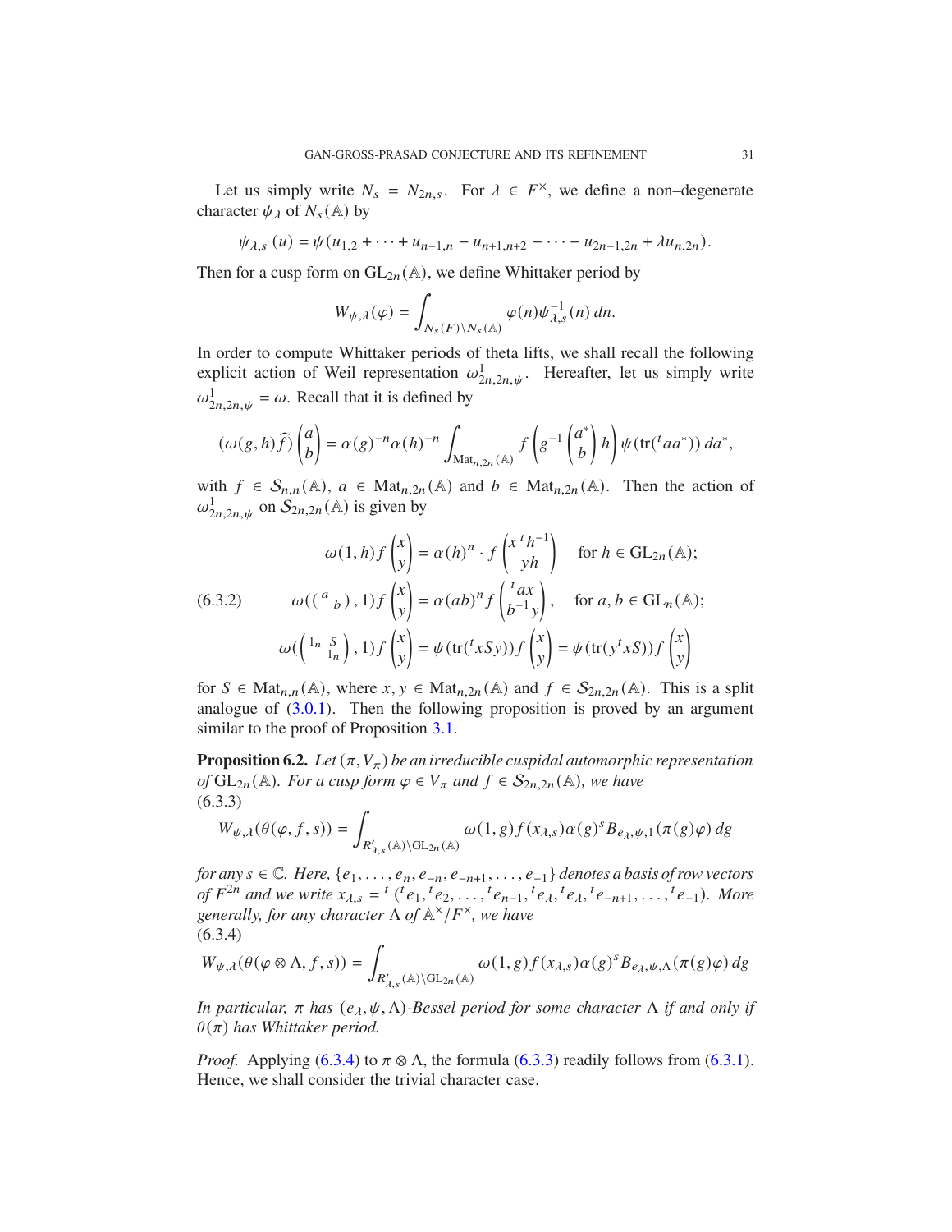Let us simply write $N_s = N_{2n,s}$. For $\lambda \in F^\times$, we define a non–degenerate character $\psi_\lambda$ of $N_s(\mathbb{A})$ by

$$\psi_{\lambda,s}(u) = \psi(u_{1,2} + \cdots + u_{n-1,n} - u_{n+1,n+2} - \cdots - u_{2n-1,2n} + \lambda u_{n,2n}).$$

Then for a cusp form on $\mathrm{GL}_{2n}(\mathbb{A})$, we define Whittaker period by

$$W_{\psi,\lambda}(\varphi) = \int_{N_s(F)\backslash N_s(\mathbb{A})} \varphi(n)\psi_{\lambda,s}^{-1}(n)\, dn.$$

In order to compute Whittaker periods of theta lifts, we shall recall the following explicit action of Weil representation $\omega^1_{2n,2n,\psi}$. Hereafter, let us simply write $\omega^1_{2n,2n,\psi} = \omega$. Recall that it is defined by

$$(\omega(g,h)\widehat{f})\begin{pmatrix} a \\ b \end{pmatrix} = \alpha(g)^{-n}\alpha(h)^{-n} \int_{\mathrm{Mat}_{n,2n}(\mathbb{A})} f\left(g^{-1}\begin{pmatrix} a^* \\ b \end{pmatrix} h\right)\psi(\mathrm{tr}({}^t a a^*))\, da^*,$$

with $f \in \mathcal{S}_{n,n}(\mathbb{A})$, $a \in \mathrm{Mat}_{n,2n}(\mathbb{A})$ and $b \in \mathrm{Mat}_{n,2n}(\mathbb{A})$. Then the action of $\omega^1_{2n,2n,\psi}$ on $\mathcal{S}_{2n,2n}(\mathbb{A})$ is given by

$$\begin{aligned}
\omega(1,h)f\begin{pmatrix} x \\ y \end{pmatrix} &= \alpha(h)^n \cdot f\begin{pmatrix} x\, {}^t h^{-1} \\ yh \end{pmatrix} \quad \text{for } h \in \mathrm{GL}_{2n}(\mathbb{A}); \\
\omega(\begin{pmatrix} a & \\ & b \end{pmatrix}, 1)f\begin{pmatrix} x \\ y \end{pmatrix} &= \alpha(ab)^n f\begin{pmatrix} {}^t a x \\ b^{-1} y \end{pmatrix}, \quad \text{for } a, b \in \mathrm{GL}_n(\mathbb{A}); \\
\omega(\begin{pmatrix} 1_n & S \\ & 1_n \end{pmatrix}, 1)f\begin{pmatrix} x \\ y \end{pmatrix} &= \psi(\mathrm{tr}({}^t x S y)) f\begin{pmatrix} x \\ y \end{pmatrix} = \psi(\mathrm{tr}(y\, {}^t x S)) f\begin{pmatrix} x \\ y \end{pmatrix}
\end{aligned} \tag{6.3.2}$$

for $S \in \mathrm{Mat}_{n,n}(\mathbb{A})$, where $x, y \in \mathrm{Mat}_{n,2n}(\mathbb{A})$ and $f \in \mathcal{S}_{2n,2n}(\mathbb{A})$. This is a split analogue of (3.0.1). Then the following proposition is proved by an argument similar to the proof of Proposition 3.1.

**Proposition 6.2.** *Let $(\pi, V_\pi)$ be an irreducible cuspidal automorphic representation of $\mathrm{GL}_{2n}(\mathbb{A})$. For a cusp form $\varphi \in V_\pi$ and $f \in \mathcal{S}_{2n,2n}(\mathbb{A})$, we have*

$$W_{\psi,\lambda}(\theta(\varphi, f, s)) = \int_{R'_{\lambda,s}(\mathbb{A})\backslash \mathrm{GL}_{2n}(\mathbb{A})} \omega(1,g)f(x_{\lambda,s})\alpha(g)^s B_{e_\lambda,\psi,1}(\pi(g)\varphi)\, dg \tag{6.3.3}$$

*for any $s \in \mathbb{C}$. Here, $\{e_1, \ldots, e_n, e_{-n}, e_{-n+1}, \ldots, e_{-1}\}$ denotes a basis of row vectors of $F^{2n}$ and we write $x_{\lambda,s} = {}^t({}^t e_1, {}^t e_2, \ldots, {}^t e_{n-1}, {}^t e_\lambda, {}^t e_\lambda, {}^t e_{-n+1}, \ldots, {}^t e_{-1})$. More generally, for any character $\Lambda$ of $\mathbb{A}^\times/F^\times$, we have*

$$W_{\psi,\lambda}(\theta(\varphi \otimes \Lambda, f, s)) = \int_{R'_{\lambda,s}(\mathbb{A})\backslash \mathrm{GL}_{2n}(\mathbb{A})} \omega(1,g)f(x_{\lambda,s})\alpha(g)^s B_{e_\lambda,\psi,\Lambda}(\pi(g)\varphi)\, dg \tag{6.3.4}$$

*In particular, $\pi$ has $(e_\lambda, \psi, \Lambda)$-Bessel period for some character $\Lambda$ if and only if $\theta(\pi)$ has Whittaker period.*

*Proof.* Applying (6.3.4) to $\pi \otimes \Lambda$, the formula (6.3.3) readily follows from (6.3.1). Hence, we shall consider the trivial character case.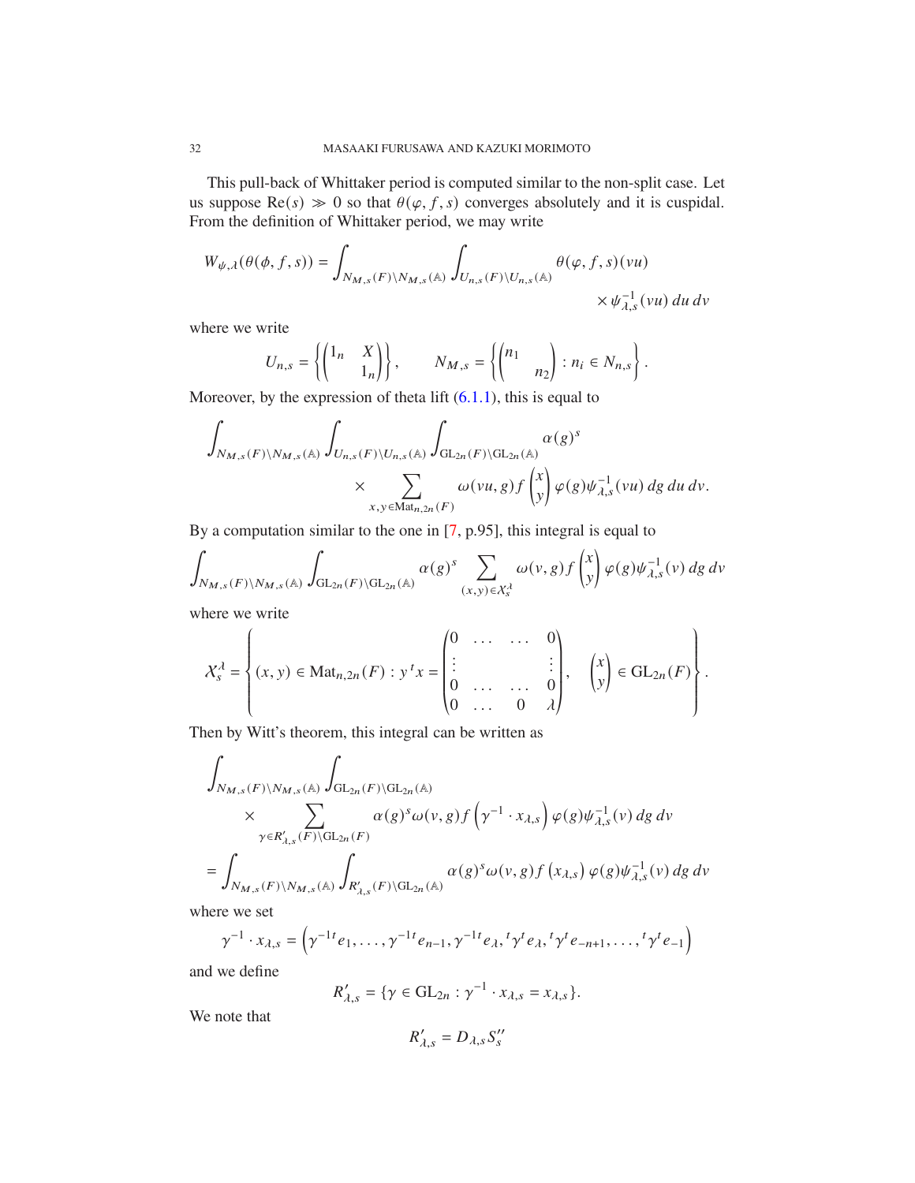This pull-back of Whittaker period is computed similar to the non-split case. Let us suppose $\mathrm{Re}(s) \gg 0$ so that $\theta(\varphi, f, s)$ converges absolutely and it is cuspidal. From the definition of Whittaker period, we may write

$$
W_{\psi,\lambda}(\theta(\phi, f, s)) = \int_{N_{M,s}(F)\backslash N_{M,s}(\mathbb{A})} \int_{U_{n,s}(F)\backslash U_{n,s}(\mathbb{A})} \theta(\varphi, f, s)(vu) \times \psi_{\lambda,s}^{-1}(vu)\, du\, dv
$$

where we write

$$
U_{n,s} = \left\{ \begin{pmatrix} 1_n & X \\ & 1_n \end{pmatrix} \right\}, \qquad N_{M,s} = \left\{ \begin{pmatrix} n_1 & \\ & n_2 \end{pmatrix} : n_i \in N_{n,s} \right\}.
$$

Moreover, by the expression of theta lift (6.1.1), this is equal to

$$
\int_{N_{M,s}(F)\backslash N_{M,s}(\mathbb{A})} \int_{U_{n,s}(F)\backslash U_{n,s}(\mathbb{A})} \int_{\mathrm{GL}_{2n}(F)\backslash \mathrm{GL}_{2n}(\mathbb{A})} \alpha(g)^s \times \sum_{x,y \in \mathrm{Mat}_{n,2n}(F)} \omega(vu, g) f \begin{pmatrix} x \\ y \end{pmatrix} \varphi(g) \psi_{\lambda,s}^{-1}(vu)\, dg\, du\, dv.
$$

By a computation similar to the one in [7, p.95], this integral is equal to

$$
\int_{N_{M,s}(F)\backslash N_{M,s}(\mathbb{A})} \int_{\mathrm{GL}_{2n}(F)\backslash \mathrm{GL}_{2n}(\mathbb{A})} \alpha(g)^s \sum_{(x,y) \in \mathcal{X}_s^\lambda} \omega(v, g) f \begin{pmatrix} x \\ y \end{pmatrix} \varphi(g) \psi_{\lambda,s}^{-1}(v)\, dg\, dv
$$

where we write

$$
\mathcal{X}_s^\lambda = \left\{ (x, y) \in \mathrm{Mat}_{n,2n}(F) : y\, {}^t x = \begin{pmatrix} 0 & \dots & \dots & 0 \\ \vdots & & & \vdots \\ 0 & \dots & \dots & 0 \\ 0 & \dots & 0 & \lambda \end{pmatrix}, \quad \begin{pmatrix} x \\ y \end{pmatrix} \in \mathrm{GL}_{2n}(F) \right\}.
$$

Then by Witt's theorem, this integral can be written as

$$
\begin{aligned}
&\int_{N_{M,s}(F)\backslash N_{M,s}(\mathbb{A})} \int_{\mathrm{GL}_{2n}(F)\backslash \mathrm{GL}_{2n}(\mathbb{A})} \\
&\quad \times \sum_{\gamma \in R'_{\lambda,s}(F)\backslash \mathrm{GL}_{2n}(F)} \alpha(g)^s \omega(v, g) f\left(\gamma^{-1} \cdot x_{\lambda,s}\right) \varphi(g) \psi_{\lambda,s}^{-1}(v)\, dg\, dv \\
&= \int_{N_{M,s}(F)\backslash N_{M,s}(\mathbb{A})} \int_{R'_{\lambda,s}(F)\backslash \mathrm{GL}_{2n}(\mathbb{A})} \alpha(g)^s \omega(v, g) f\left(x_{\lambda,s}\right) \varphi(g) \psi_{\lambda,s}^{-1}(v)\, dg\, dv
\end{aligned}
$$

where we set

$$
\gamma^{-1} \cdot x_{\lambda,s} = \left( \gamma^{-1t} e_1, \dots, \gamma^{-1t} e_{n-1}, \gamma^{-1t} e_\lambda, {}^t\gamma^t e_\lambda, {}^t\gamma^t e_{-n+1}, \dots, {}^t\gamma^t e_{-1} \right)
$$

and we define

$$
R'_{\lambda,s} = \{ \gamma \in \mathrm{GL}_{2n} : \gamma^{-1} \cdot x_{\lambda,s} = x_{\lambda,s} \}.
$$

We note that

$$
R'_{\lambda,s} = D_{\lambda,s} S''_s
$$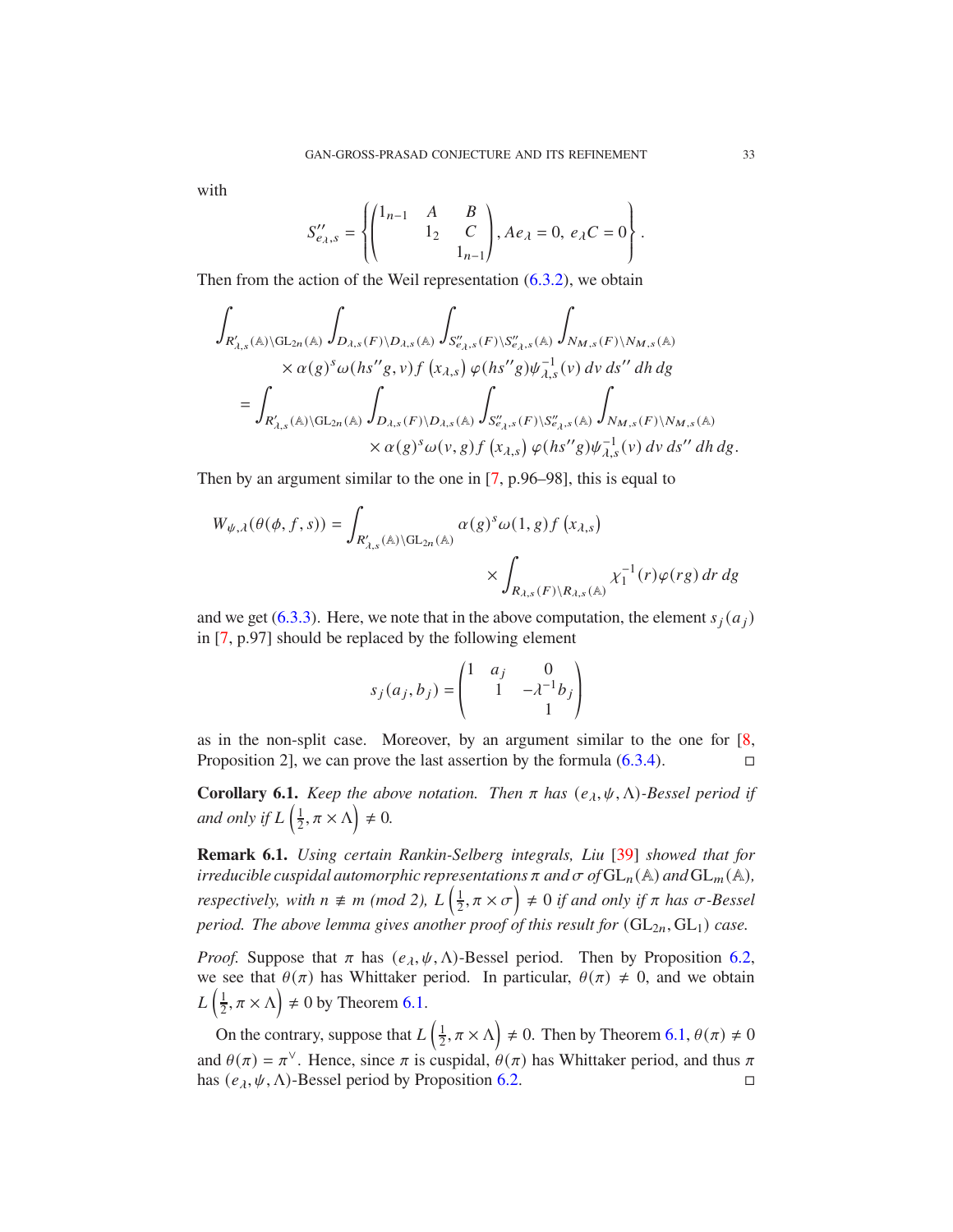with

$$S''_{e_\lambda,s} = \left\{ \begin{pmatrix} 1_{n-1} & A & B \\ & 1_2 & C \\ & & 1_{n-1} \end{pmatrix}, Ae_\lambda = 0,\ e_\lambda C = 0 \right\}.$$

Then from the action of the Weil representation (6.3.2), we obtain

$$\begin{aligned}
&\int_{R'_{\lambda,s}(\mathbb{A})\backslash \mathrm{GL}_{2n}(\mathbb{A})} \int_{D_{\lambda,s}(F)\backslash D_{\lambda,s}(\mathbb{A})} \int_{S''_{e_\lambda,s}(F)\backslash S''_{e_\lambda,s}(\mathbb{A})} \int_{N_{M,s}(F)\backslash N_{M,s}(\mathbb{A})} \\
&\qquad \times \alpha(g)^s \omega(hs''g, v) f\left(x_{\lambda,s}\right) \varphi(hs''g) \psi_{\lambda,s}^{-1}(v)\, dv\, ds''\, dh\, dg \\
&= \int_{R'_{\lambda,s}(\mathbb{A})\backslash \mathrm{GL}_{2n}(\mathbb{A})} \int_{D_{\lambda,s}(F)\backslash D_{\lambda,s}(\mathbb{A})} \int_{S''_{e_\lambda,s}(F)\backslash S''_{e_\lambda,s}(\mathbb{A})} \int_{N_{M,s}(F)\backslash N_{M,s}(\mathbb{A})} \\
&\qquad \times \alpha(g)^s \omega(v, g) f\left(x_{\lambda,s}\right) \varphi(hs''g) \psi_{\lambda,s}^{-1}(v)\, dv\, ds''\, dh\, dg.
\end{aligned}$$

Then by an argument similar to the one in [7, p.96–98], this is equal to

$$\begin{aligned}
W_{\psi,\lambda}(\theta(\phi, f, s)) = &\int_{R'_{\lambda,s}(\mathbb{A})\backslash \mathrm{GL}_{2n}(\mathbb{A})} \alpha(g)^s \omega(1, g) f\left(x_{\lambda,s}\right) \\
&\qquad \times \int_{R_{\lambda,s}(F)\backslash R_{\lambda,s}(\mathbb{A})} \chi_1^{-1}(r) \varphi(rg)\, dr\, dg
\end{aligned}$$

and we get (6.3.3). Here, we note that in the above computation, the element $s_j(a_j)$ in [7, p.97] should be replaced by the following element

$$s_j(a_j, b_j) = \begin{pmatrix} 1 & a_j & 0 \\ & 1 & -\lambda^{-1} b_j \\ & & 1 \end{pmatrix}$$

as in the non-split case. Moreover, by an argument similar to the one for [8, Proposition 2], we can prove the last assertion by the formula (6.3.4). □

**Corollary 6.1.** *Keep the above notation. Then $\pi$ has $(e_\lambda, \psi, \Lambda)$-Bessel period if and only if $L\left(\frac{1}{2}, \pi \times \Lambda\right) \neq 0$.*

**Remark 6.1.** *Using certain Rankin-Selberg integrals, Liu [39] showed that for irreducible cuspidal automorphic representations $\pi$ and $\sigma$ of $\mathrm{GL}_n(\mathbb{A})$ and $\mathrm{GL}_m(\mathbb{A})$, respectively, with $n \not\equiv m \pmod 2$, $L\left(\frac{1}{2}, \pi \times \sigma\right) \neq 0$ if and only if $\pi$ has $\sigma$-Bessel period. The above lemma gives another proof of this result for $(\mathrm{GL}_{2n}, \mathrm{GL}_1)$ case.*

*Proof.* Suppose that $\pi$ has $(e_\lambda, \psi, \Lambda)$-Bessel period. Then by Proposition 6.2, we see that $\theta(\pi)$ has Whittaker period. In particular, $\theta(\pi) \neq 0$, and we obtain $L\left(\frac{1}{2}, \pi \times \Lambda\right) \neq 0$ by Theorem 6.1.

On the contrary, suppose that $L\left(\frac{1}{2}, \pi \times \Lambda\right) \neq 0$. Then by Theorem 6.1, $\theta(\pi) \neq 0$ and $\theta(\pi) = \pi^\vee$. Hence, since $\pi$ is cuspidal, $\theta(\pi)$ has Whittaker period, and thus $\pi$ has $(e_\lambda, \psi, \Lambda)$-Bessel period by Proposition 6.2. □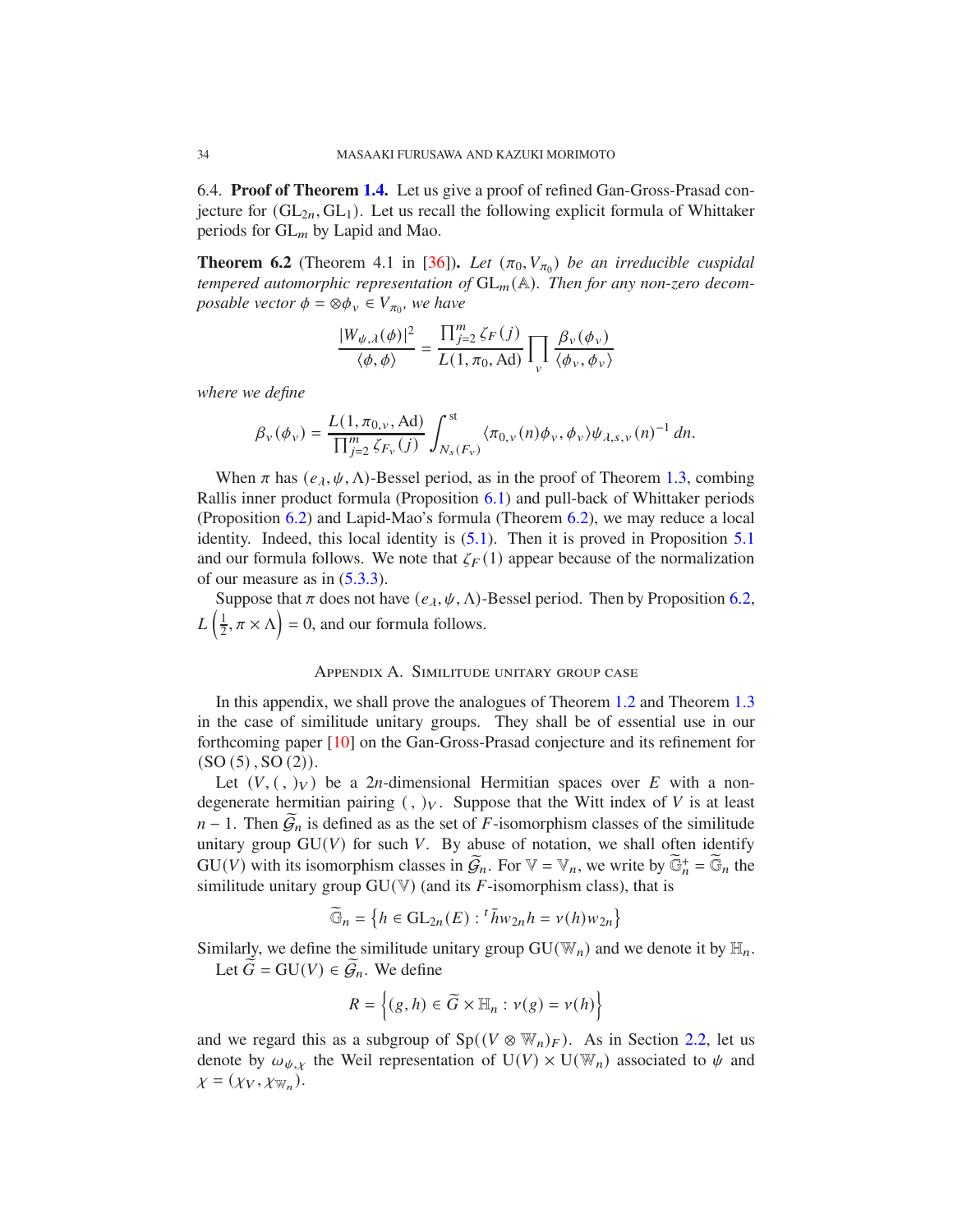**6.4. Proof of Theorem 1.4.** Let us give a proof of refined Gan-Gross-Prasad conjecture for $(\mathrm{GL}_{2n}, \mathrm{GL}_1)$. Let us recall the following explicit formula of Whittaker periods for $\mathrm{GL}_m$ by Lapid and Mao.

**Theorem 6.2** (Theorem 4.1 in [36])**.** *Let $(\pi_0, V_{\pi_0})$ be an irreducible cuspidal tempered automorphic representation of $\mathrm{GL}_m(\mathbb{A})$. Then for any non-zero decomposable vector $\phi = \otimes \phi_v \in V_{\pi_0}$, we have*

$$\frac{|W_{\psi,\lambda}(\phi)|^2}{\langle \phi, \phi \rangle} = \frac{\prod_{j=2}^m \zeta_F(j)}{L(1, \pi_0, \mathrm{Ad})} \prod_v \frac{\beta_v(\phi_v)}{\langle \phi_v, \phi_v \rangle}$$

*where we define*

$$\beta_v(\phi_v) = \frac{L(1, \pi_{0,v}, \mathrm{Ad})}{\prod_{j=2}^m \zeta_{F_v}(j)} \int_{N_s(F_v)}^{\mathrm{st}} \langle \pi_{0,v}(n)\phi_v, \phi_v \rangle \psi_{\lambda,s,v}(n)^{-1} \, dn.$$

When $\pi$ has $(e_\lambda, \psi, \Lambda)$-Bessel period, as in the proof of Theorem 1.3, combing Rallis inner product formula (Proposition 6.1) and pull-back of Whittaker periods (Proposition 6.2) and Lapid-Mao's formula (Theorem 6.2), we may reduce a local identity. Indeed, this local identity is (5.1). Then it is proved in Proposition 5.1 and our formula follows. We note that $\zeta_F(1)$ appear because of the normalization of our measure as in (5.3.3).

Suppose that $\pi$ does not have $(e_\lambda, \psi, \Lambda)$-Bessel period. Then by Proposition 6.2, $L\left(\frac{1}{2}, \pi \times \Lambda\right) = 0$, and our formula follows.

## Appendix A. Similitude unitary group case

In this appendix, we shall prove the analogues of Theorem 1.2 and Theorem 1.3 in the case of similitude unitary groups. They shall be of essential use in our forthcoming paper [10] on the Gan-Gross-Prasad conjecture and its refinement for $(\mathrm{SO}(5), \mathrm{SO}(2))$.

Let $(V, (\ ,\ )_V)$ be a $2n$-dimensional Hermitian spaces over $E$ with a non-degenerate hermitian pairing $(\ ,\ )_V$. Suppose that the Witt index of $V$ is at least $n-1$. Then $\widetilde{\mathcal{G}}_n$ is defined as as the set of $F$-isomorphism classes of the similitude unitary group $\mathrm{GU}(V)$ for such $V$. By abuse of notation, we shall often identify $\mathrm{GU}(V)$ with its isomorphism classes in $\widetilde{\mathcal{G}}_n$. For $\mathbb{V} = \mathbb{V}_n$, we write by $\widetilde{\mathbb{G}}_n^+ = \widetilde{\mathbb{G}}_n$ the similitude unitary group $\mathrm{GU}(\mathbb{V})$ (and its $F$-isomorphism class), that is

$$\widetilde{\mathbb{G}}_n = \left\{ h \in \mathrm{GL}_{2n}(E) : {}^t\bar{h} w_{2n} h = \nu(h) w_{2n} \right\}$$

Similarly, we define the similitude unitary group $\mathrm{GU}(\mathbb{W}_n)$ and we denote it by $\mathbb{H}_n$.

Let $\widetilde{G} = \mathrm{GU}(V) \in \widetilde{\mathcal{G}}_n$. We define

$$R = \left\{ (g, h) \in \widetilde{G} \times \mathbb{H}_n : \nu(g) = \nu(h) \right\}$$

and we regard this as a subgroup of $\mathrm{Sp}((V \otimes \mathbb{W}_n)_F)$. As in Section 2.2, let us denote by $\omega_{\psi,\chi}$ the Weil representation of $\mathrm{U}(V) \times \mathrm{U}(\mathbb{W}_n)$ associated to $\psi$ and $\chi = (\chi_V, \chi_{\mathbb{W}_n})$.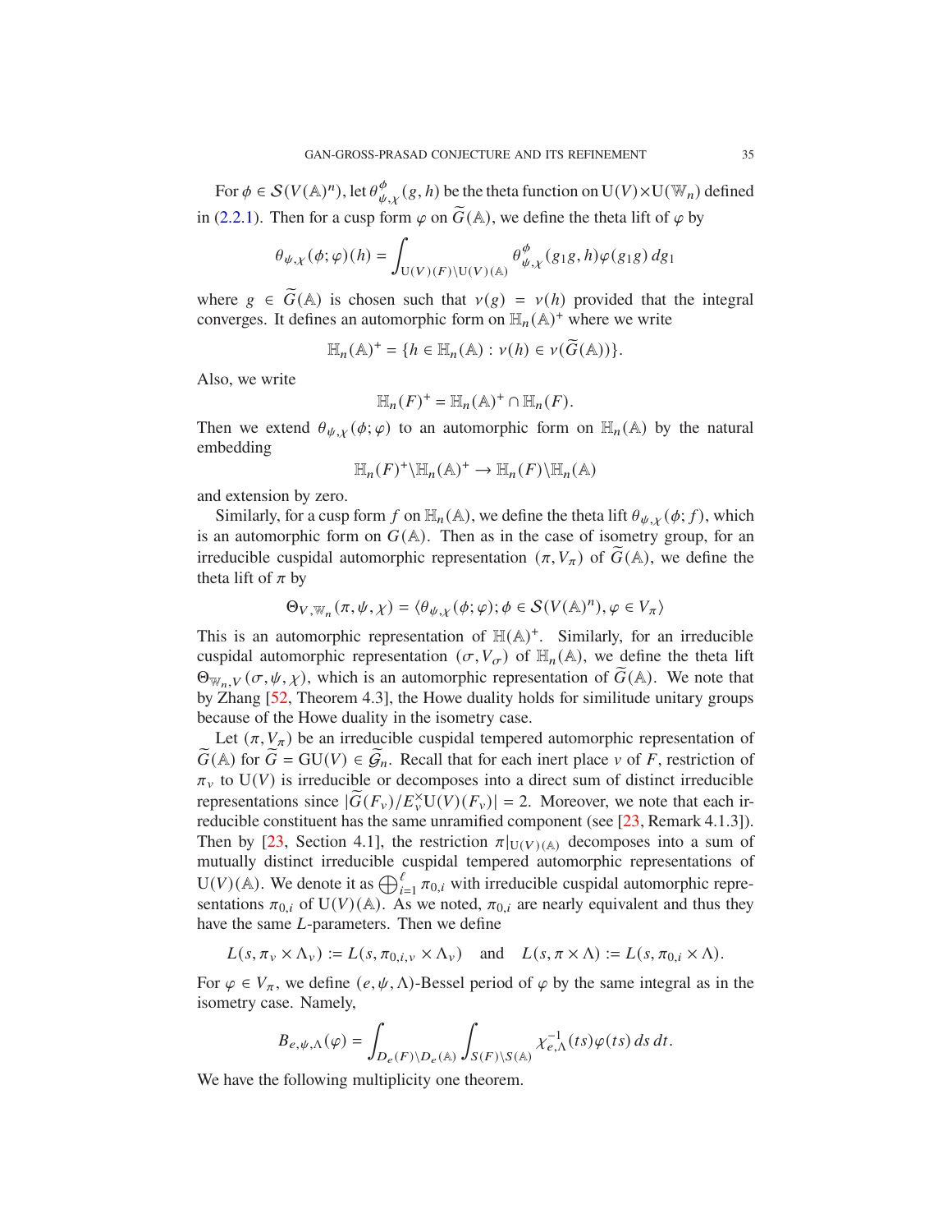For $\phi \in \mathcal{S}(V(\mathbb{A})^n)$, let $\theta_{\psi,\chi}^{\phi}(g,h)$ be the theta function on $\mathrm{U}(V)\times\mathrm{U}(\mathbb{W}_n)$ defined in (2.2.1). Then for a cusp form $\varphi$ on $\widetilde{G}(\mathbb{A})$, we define the theta lift of $\varphi$ by

$$\theta_{\psi,\chi}(\phi;\varphi)(h) = \int_{\mathrm{U}(V)(F)\backslash \mathrm{U}(V)(\mathbb{A})} \theta_{\psi,\chi}^{\phi}(g_1 g, h)\varphi(g_1 g)\, dg_1$$

where $g \in \widetilde{G}(\mathbb{A})$ is chosen such that $\nu(g) = \nu(h)$ provided that the integral converges. It defines an automorphic form on $\mathbb{H}_n(\mathbb{A})^+$ where we write

$$\mathbb{H}_n(\mathbb{A})^+ = \{h \in \mathbb{H}_n(\mathbb{A}) : \nu(h) \in \nu(\widetilde{G}(\mathbb{A}))\}.$$

Also, we write

$$\mathbb{H}_n(F)^+ = \mathbb{H}_n(\mathbb{A})^+ \cap \mathbb{H}_n(F).$$

Then we extend $\theta_{\psi,\chi}(\phi;\varphi)$ to an automorphic form on $\mathbb{H}_n(\mathbb{A})$ by the natural embedding

$$\mathbb{H}_n(F)^+\backslash \mathbb{H}_n(\mathbb{A})^+ \to \mathbb{H}_n(F)\backslash \mathbb{H}_n(\mathbb{A})$$

and extension by zero.

Similarly, for a cusp form $f$ on $\mathbb{H}_n(\mathbb{A})$, we define the theta lift $\theta_{\psi,\chi}(\phi;f)$, which is an automorphic form on $G(\mathbb{A})$. Then as in the case of isometry group, for an irreducible cuspidal automorphic representation $(\pi, V_\pi)$ of $\widetilde{G}(\mathbb{A})$, we define the theta lift of $\pi$ by

$$\Theta_{V,\mathbb{W}_n}(\pi,\psi,\chi) = \langle \theta_{\psi,\chi}(\phi;\varphi); \phi \in \mathcal{S}(V(\mathbb{A})^n), \varphi \in V_\pi\rangle$$

This is an automorphic representation of $\mathbb{H}(\mathbb{A})^+$. Similarly, for an irreducible cuspidal automorphic representation $(\sigma, V_\sigma)$ of $\mathbb{H}_n(\mathbb{A})$, we define the theta lift $\Theta_{\mathbb{W}_n,V}(\sigma,\psi,\chi)$, which is an automorphic representation of $\widetilde{G}(\mathbb{A})$. We note that by Zhang [52, Theorem 4.3], the Howe duality holds for similitude unitary groups because of the Howe duality in the isometry case.

Let $(\pi, V_\pi)$ be an irreducible cuspidal tempered automorphic representation of $\widetilde{G}(\mathbb{A})$ for $\widetilde{G} = \mathrm{GU}(V) \in \widetilde{\mathcal{G}}_n$. Recall that for each inert place $v$ of $F$, restriction of $\pi_v$ to $\mathrm{U}(V)$ is irreducible or decomposes into a direct sum of distinct irreducible representations since $|\widetilde{G}(F_v)/E_v^\times \mathrm{U}(V)(F_v)| = 2$. Moreover, we note that each irreducible constituent has the same unramified component (see [23, Remark 4.1.3]). Then by [23, Section 4.1], the restriction $\pi|_{\mathrm{U}(V)(\mathbb{A})}$ decomposes into a sum of mutually distinct irreducible cuspidal tempered automorphic representations of $\mathrm{U}(V)(\mathbb{A})$. We denote it as $\bigoplus_{i=1}^{\ell} \pi_{0,i}$ with irreducible cuspidal automorphic representations $\pi_{0,i}$ of $\mathrm{U}(V)(\mathbb{A})$. As we noted, $\pi_{0,i}$ are nearly equivalent and thus they have the same $L$-parameters. Then we define

$$L(s, \pi_v \times \Lambda_v) := L(s, \pi_{0,i,v} \times \Lambda_v) \quad \text{and} \quad L(s, \pi \times \Lambda) := L(s, \pi_{0,i} \times \Lambda).$$

For $\varphi \in V_\pi$, we define $(e,\psi,\Lambda)$-Bessel period of $\varphi$ by the same integral as in the isometry case. Namely,

$$B_{e,\psi,\Lambda}(\varphi) = \int_{D_e(F)\backslash D_e(\mathbb{A})} \int_{S(F)\backslash S(\mathbb{A})} \chi_{e,\Lambda}^{-1}(ts)\varphi(ts)\, ds\, dt.$$

We have the following multiplicity one theorem.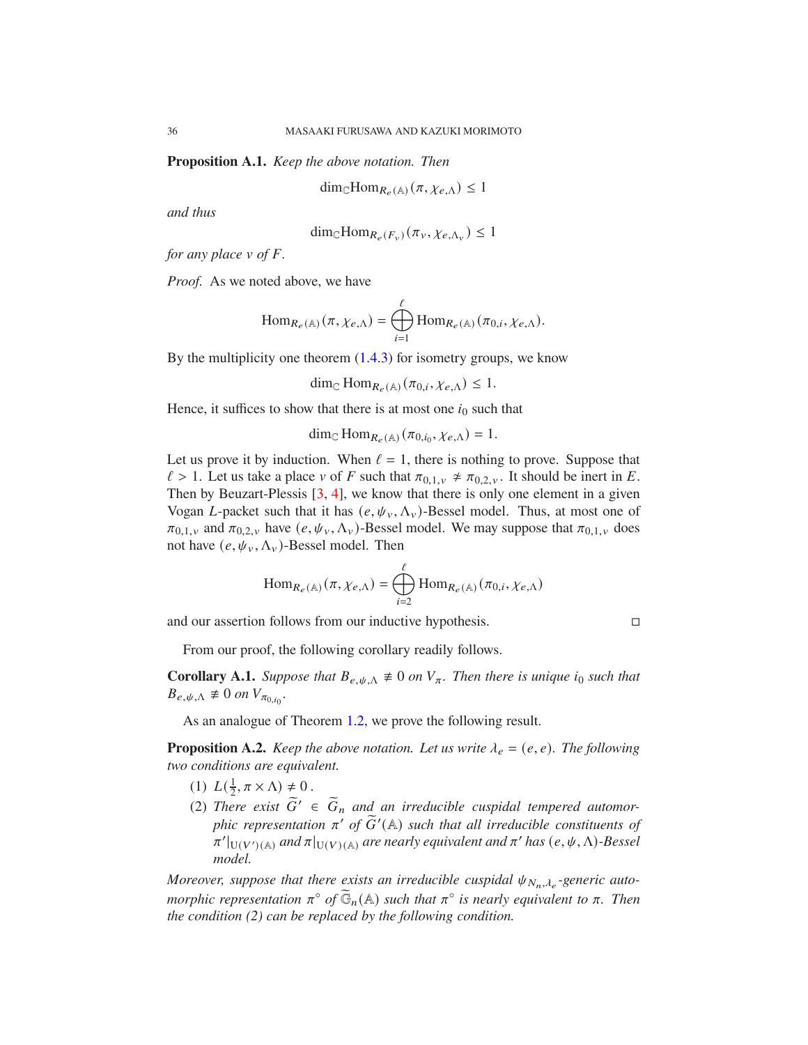**Proposition A.1.** *Keep the above notation. Then*

$$\dim_{\mathbb{C}} \mathrm{Hom}_{R_e(\mathbb{A})}(\pi, \chi_{e,\Lambda}) \leq 1$$

*and thus*

$$\dim_{\mathbb{C}} \mathrm{Hom}_{R_e(F_v)}(\pi_v, \chi_{e,\Lambda_v}) \leq 1$$

*for any place $v$ of $F$.*

*Proof.* As we noted above, we have

$$\mathrm{Hom}_{R_e(\mathbb{A})}(\pi, \chi_{e,\Lambda}) = \bigoplus_{i=1}^{\ell} \mathrm{Hom}_{R_e(\mathbb{A})}(\pi_{0,i}, \chi_{e,\Lambda}).$$

By the multiplicity one theorem (1.4.3) for isometry groups, we know

$$\dim_{\mathbb{C}} \mathrm{Hom}_{R_e(\mathbb{A})}(\pi_{0,i}, \chi_{e,\Lambda}) \leq 1.$$

Hence, it suffices to show that there is at most one $i_0$ such that

$$\dim_{\mathbb{C}} \mathrm{Hom}_{R_e(\mathbb{A})}(\pi_{0,i_0}, \chi_{e,\Lambda}) = 1.$$

Let us prove it by induction. When $\ell = 1$, there is nothing to prove. Suppose that $\ell > 1$. Let us take a place $v$ of $F$ such that $\pi_{0,1,v} \not\simeq \pi_{0,2,v}$. It should be inert in $E$. Then by Beuzart-Plessis [3, 4], we know that there is only one element in a given Vogan $L$-packet such that it has $(e, \psi_v, \Lambda_v)$-Bessel model. Thus, at most one of $\pi_{0,1,v}$ and $\pi_{0,2,v}$ have $(e, \psi_v, \Lambda_v)$-Bessel model. We may suppose that $\pi_{0,1,v}$ does not have $(e, \psi_v, \Lambda_v)$-Bessel model. Then

$$\mathrm{Hom}_{R_e(\mathbb{A})}(\pi, \chi_{e,\Lambda}) = \bigoplus_{i=2}^{\ell} \mathrm{Hom}_{R_e(\mathbb{A})}(\pi_{0,i}, \chi_{e,\Lambda})$$

and our assertion follows from our inductive hypothesis. □

From our proof, the following corollary readily follows.

**Corollary A.1.** *Suppose that $B_{e,\psi,\Lambda} \not\equiv 0$ on $V_\pi$. Then there is unique $i_0$ such that $B_{e,\psi,\Lambda} \not\equiv 0$ on $V_{\pi_{0,i_0}}$.*

As an analogue of Theorem 1.2, we prove the following result.

**Proposition A.2.** *Keep the above notation. Let us write $\lambda_e = (e, e)$. The following two conditions are equivalent.*

1. $L(\frac{1}{2}, \pi \times \Lambda) \neq 0$.
2. *There exist $\widetilde{G}' \in \widetilde{G}_n$ and an irreducible cuspidal tempered automorphic representation $\pi'$ of $\widetilde{G}'(\mathbb{A})$ such that all irreducible constituents of $\pi'|_{\mathrm{U}(V')(\mathbb{A})}$ and $\pi|_{\mathrm{U}(V)(\mathbb{A})}$ are nearly equivalent and $\pi'$ has $(e, \psi, \Lambda)$-Bessel model.*

*Moreover, suppose that there exists an irreducible cuspidal $\psi_{N_n,\lambda_e}$-generic automorphic representation $\pi^\circ$ of $\widetilde{\mathbb{G}}_n(\mathbb{A})$ such that $\pi^\circ$ is nearly equivalent to $\pi$. Then the condition (2) can be replaced by the following condition.*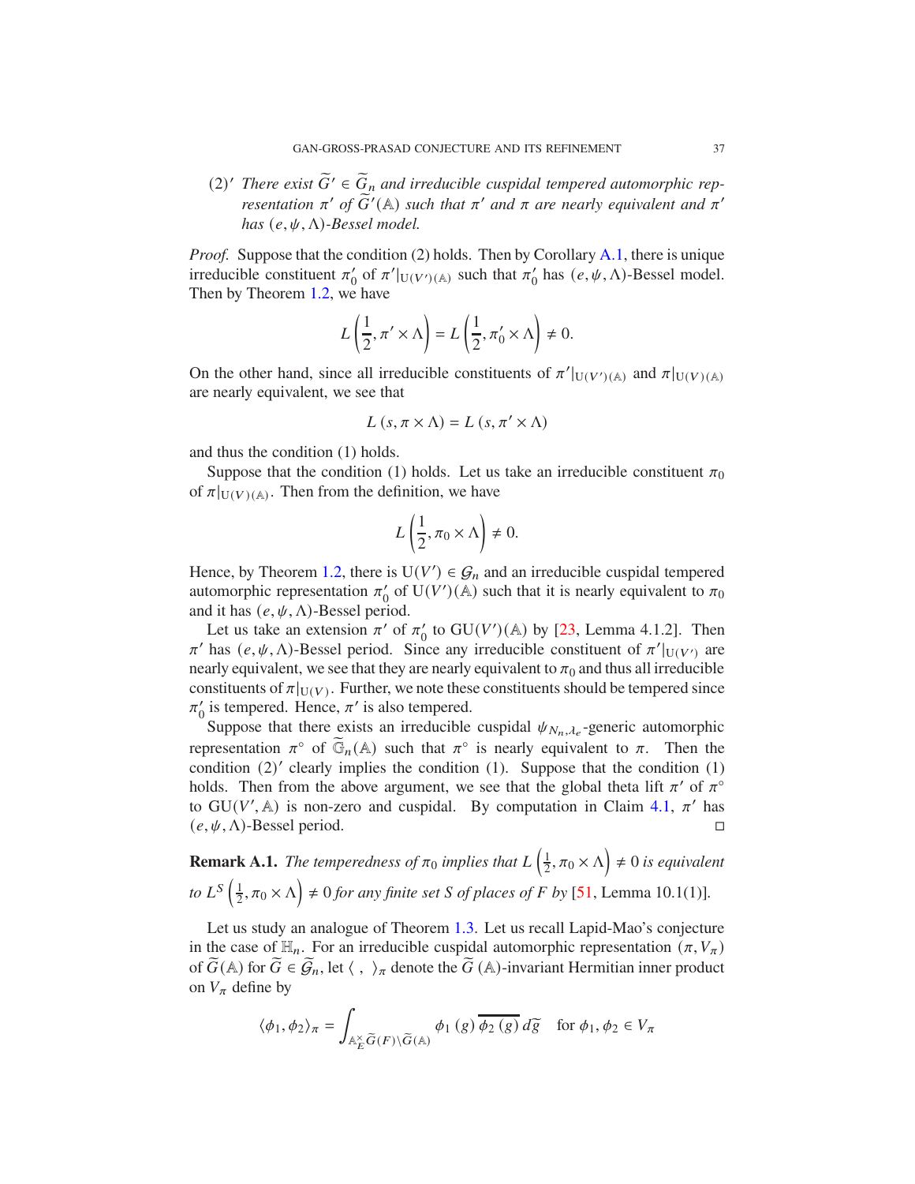(2)′ *There exist $\widetilde{G}' \in \widetilde{\mathcal{G}}_n$ and irreducible cuspidal tempered automorphic representation $\pi'$ of $\widetilde{G}'(\mathbb{A})$ such that $\pi'$ and $\pi$ are nearly equivalent and $\pi'$ has $(e, \psi, \Lambda)$-Bessel model.*

*Proof.* Suppose that the condition (2) holds. Then by Corollary A.1, there is unique irreducible constituent $\pi_0'$ of $\pi'|_{\mathrm{U}(V')(\mathbb{A})}$ such that $\pi_0'$ has $(e, \psi, \Lambda)$-Bessel model. Then by Theorem 1.2, we have

$$L\left(\frac{1}{2}, \pi' \times \Lambda\right) = L\left(\frac{1}{2}, \pi_0' \times \Lambda\right) \neq 0.$$

On the other hand, since all irreducible constituents of $\pi'|_{\mathrm{U}(V')(\mathbb{A})}$ and $\pi|_{\mathrm{U}(V)(\mathbb{A})}$ are nearly equivalent, we see that

$$L\left(s, \pi \times \Lambda\right) = L\left(s, \pi' \times \Lambda\right)$$

and thus the condition (1) holds.

Suppose that the condition (1) holds. Let us take an irreducible constituent $\pi_0$ of $\pi|_{\mathrm{U}(V)(\mathbb{A})}$. Then from the definition, we have

$$L\left(\frac{1}{2}, \pi_0 \times \Lambda\right) \neq 0.$$

Hence, by Theorem 1.2, there is $\mathrm{U}(V') \in \mathcal{G}_n$ and an irreducible cuspidal tempered automorphic representation $\pi_0'$ of $\mathrm{U}(V')(\mathbb{A})$ such that it is nearly equivalent to $\pi_0$ and it has $(e, \psi, \Lambda)$-Bessel period.

Let us take an extension $\pi'$ of $\pi_0'$ to $\mathrm{GU}(V')(\mathbb{A})$ by [23, Lemma 4.1.2]. Then $\pi'$ has $(e, \psi, \Lambda)$-Bessel period. Since any irreducible constituent of $\pi'|_{\mathrm{U}(V')}$ are nearly equivalent, we see that they are nearly equivalent to $\pi_0$ and thus all irreducible constituents of $\pi|_{\mathrm{U}(V)}$. Further, we note these constituents should be tempered since $\pi_0'$ is tempered. Hence, $\pi'$ is also tempered.

Suppose that there exists an irreducible cuspidal $\psi_{N_n, \lambda_e}$-generic automorphic representation $\pi^\circ$ of $\widetilde{\mathbb{G}}_n(\mathbb{A})$ such that $\pi^\circ$ is nearly equivalent to $\pi$. Then the condition (2)′ clearly implies the condition (1). Suppose that the condition (1) holds. Then from the above argument, we see that the global theta lift $\pi'$ of $\pi^\circ$ to $\mathrm{GU}(V', \mathbb{A})$ is non-zero and cuspidal. By computation in Claim 4.1, $\pi'$ has $(e, \psi, \Lambda)$-Bessel period. □

**Remark A.1.** *The temperedness of $\pi_0$ implies that $L\left(\frac{1}{2}, \pi_0 \times \Lambda\right) \neq 0$ is equivalent to $L^S\left(\frac{1}{2}, \pi_0 \times \Lambda\right) \neq 0$ for any finite set $S$ of places of $F$ by* [51, Lemma 10.1(1)].

Let us study an analogue of Theorem 1.3. Let us recall Lapid-Mao's conjecture in the case of $\mathbb{H}_n$. For an irreducible cuspidal automorphic representation $(\pi, V_\pi)$ of $\widetilde{G}(\mathbb{A})$ for $\widetilde{G} \in \widetilde{\mathcal{G}}_n$, let $\langle\ ,\ \rangle_\pi$ denote the $\widetilde{G}(\mathbb{A})$-invariant Hermitian inner product on $V_\pi$ define by

$$\langle \phi_1, \phi_2 \rangle_\pi = \int_{\mathbb{A}_E^\times \widetilde{G}(F) \backslash \widetilde{G}(\mathbb{A})} \phi_1(g)\, \overline{\phi_2(g)}\, d\widetilde{g} \quad \text{for } \phi_1, \phi_2 \in V_\pi$$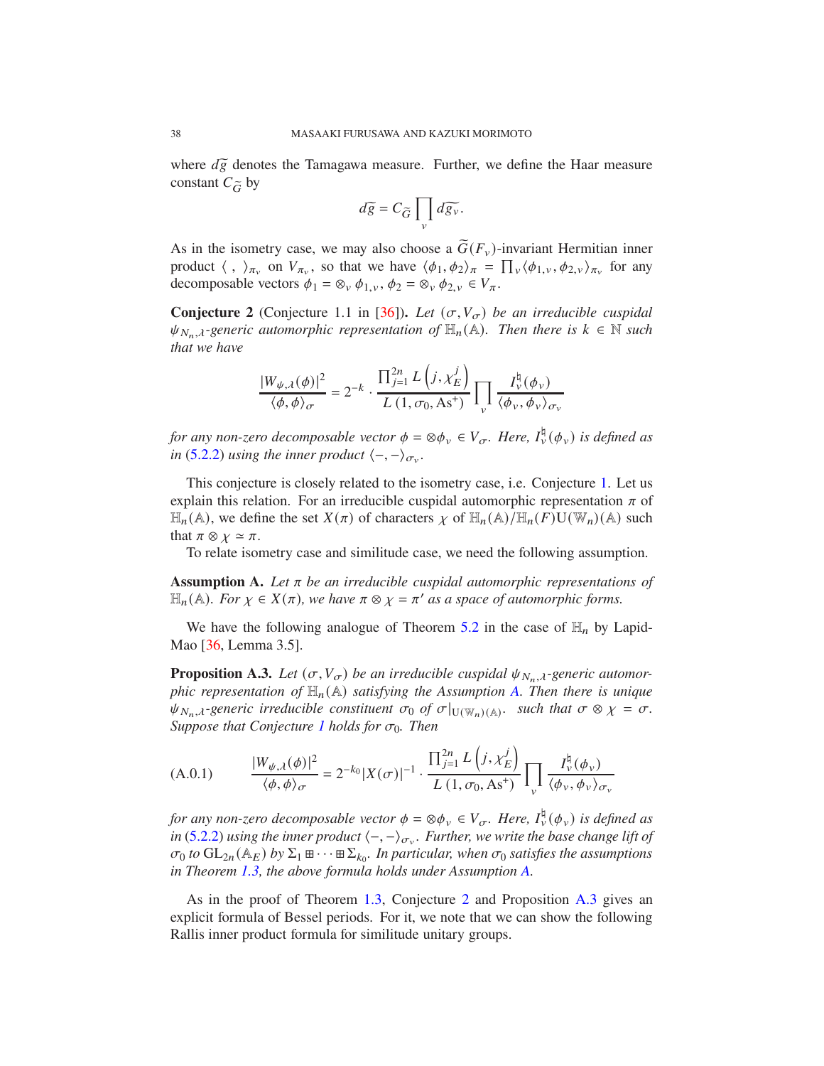where $d\widetilde{g}$ denotes the Tamagawa measure. Further, we define the Haar measure constant $C_{\widetilde{G}}$ by

$$d\widetilde{g} = C_{\widetilde{G}} \prod_v d\widetilde{g_v}.$$

As in the isometry case, we may also choose a $\widetilde{G}(F_v)$-invariant Hermitian inner product $\langle \ , \ \rangle_{\pi_v}$ on $V_{\pi_v}$, so that we have $\langle \phi_1, \phi_2 \rangle_\pi = \prod_v \langle \phi_{1,v}, \phi_{2,v} \rangle_{\pi_v}$ for any decomposable vectors $\phi_1 = \otimes_v \phi_{1,v}, \phi_2 = \otimes_v \phi_{2,v} \in V_\pi$.

**Conjecture 2** (Conjecture 1.1 in [36])**.** *Let $(\sigma, V_\sigma)$ be an irreducible cuspidal $\psi_{N_n,\lambda}$-generic automorphic representation of $\mathbb{H}_n(\mathbb{A})$. Then there is $k \in \mathbb{N}$ such that we have*

$$\frac{|W_{\psi,\lambda}(\phi)|^2}{\langle \phi, \phi \rangle_\sigma} = 2^{-k} \cdot \frac{\prod_{j=1}^{2n} L\left(j, \chi_E^j\right)}{L\left(1, \sigma_0, \mathrm{As}^+\right)} \prod_v \frac{I_v^\natural(\phi_v)}{\langle \phi_v, \phi_v \rangle_{\sigma_v}}$$

*for any non-zero decomposable vector $\phi = \otimes \phi_v \in V_\sigma$. Here, $I_v^\natural(\phi_v)$ is defined as in* (5.2.2) *using the inner product $\langle -, - \rangle_{\sigma_v}$.*

This conjecture is closely related to the isometry case, i.e. Conjecture 1. Let us explain this relation. For an irreducible cuspidal automorphic representation $\pi$ of $\mathbb{H}_n(\mathbb{A})$, we define the set $X(\pi)$ of characters $\chi$ of $\mathbb{H}_n(\mathbb{A})/\mathbb{H}_n(F)\mathrm{U}(\mathbb{W}_n)(\mathbb{A})$ such that $\pi \otimes \chi \simeq \pi$.

To relate isometry case and similitude case, we need the following assumption.

**Assumption A.** *Let $\pi$ be an irreducible cuspidal automorphic representations of $\mathbb{H}_n(\mathbb{A})$. For $\chi \in X(\pi)$, we have $\pi \otimes \chi = \pi'$ as a space of automorphic forms.*

We have the following analogue of Theorem 5.2 in the case of $\mathbb{H}_n$ by Lapid-Mao [36, Lemma 3.5].

**Proposition A.3.** *Let $(\sigma, V_\sigma)$ be an irreducible cuspidal $\psi_{N_n,\lambda}$-generic automorphic representation of $\mathbb{H}_n(\mathbb{A})$ satisfying the Assumption A. Then there is unique $\psi_{N_n,\lambda}$-generic irreducible constituent $\sigma_0$ of $\sigma|_{\mathrm{U}(\mathbb{W}_n)(\mathbb{A})}$. such that $\sigma \otimes \chi = \sigma$. Suppose that Conjecture 1 holds for $\sigma_0$. Then*

$$\frac{|W_{\psi,\lambda}(\phi)|^2}{\langle \phi, \phi \rangle_\sigma} = 2^{-k_0} |X(\sigma)|^{-1} \cdot \frac{\prod_{j=1}^{2n} L\left(j, \chi_E^j\right)}{L\left(1, \sigma_0, \mathrm{As}^+\right)} \prod_v \frac{I_v^\natural(\phi_v)}{\langle \phi_v, \phi_v \rangle_{\sigma_v}} \tag{A.0.1}$$

*for any non-zero decomposable vector $\phi = \otimes \phi_v \in V_\sigma$. Here, $I_v^\natural(\phi_v)$ is defined as in* (5.2.2) *using the inner product $\langle -, - \rangle_{\sigma_v}$. Further, we write the base change lift of $\sigma_0$ to $\mathrm{GL}_{2n}(\mathbb{A}_E)$ by $\Sigma_1 \boxplus \cdots \boxplus \Sigma_{k_0}$. In particular, when $\sigma_0$ satisfies the assumptions in Theorem 1.3, the above formula holds under Assumption A.*

As in the proof of Theorem 1.3, Conjecture 2 and Proposition A.3 gives an explicit formula of Bessel periods. For it, we note that we can show the following Rallis inner product formula for similitude unitary groups.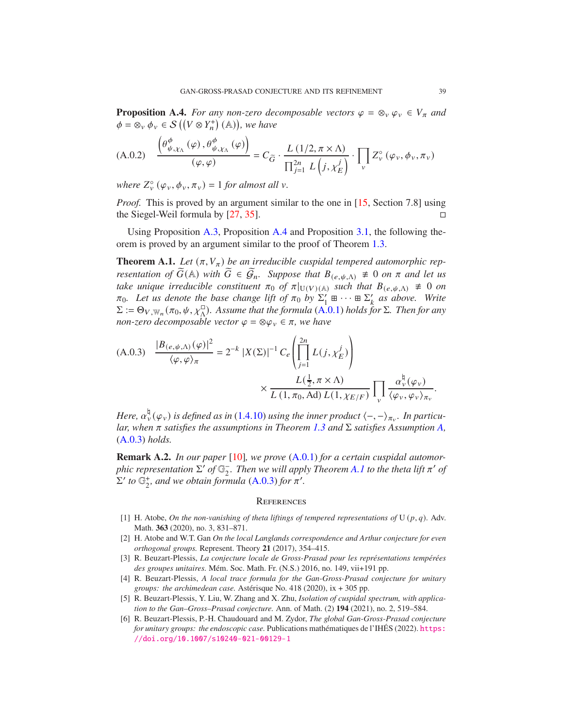**Proposition A.4.** *For any non-zero decomposable vectors $\varphi = \otimes_v \varphi_v \in V_\pi$ and $\phi = \otimes_v \phi_v \in \mathcal{S}\left(\left(V \otimes Y_n^+\right)(\mathbb{A})\right)$, we have*

$$\text{(A.0.2)}\quad \frac{\left(\theta^{\phi}_{\psi,\chi_\Lambda}(\varphi), \theta^{\phi}_{\psi,\chi_\Lambda}(\varphi)\right)}{(\varphi,\varphi)} = C_{\widetilde{G}} \cdot \frac{L\left(1/2, \pi \times \Lambda\right)}{\prod_{j=1}^{2n} L\left(j, \chi_E^j\right)} \cdot \prod_v Z_v^\circ\left(\varphi_v, \phi_v, \pi_v\right)$$

*where $Z_v^\circ\left(\varphi_v, \phi_v, \pi_v\right) = 1$ for almost all $v$.*

*Proof.* This is proved by an argument similar to the one in [15, Section 7.8] using the Siegel-Weil formula by [27, 35]. ◻

Using Proposition A.3, Proposition A.4 and Proposition 3.1, the following theorem is proved by an argument similar to the proof of Theorem 1.3.

**Theorem A.1.** *Let $(\pi, V_\pi)$ be an irreducible cuspidal tempered automorphic representation of $\widetilde{G}(\mathbb{A})$ with $\widetilde{G} \in \widetilde{\mathcal{G}}_n$. Suppose that $B_{(e,\psi,\Lambda)} \not\equiv 0$ on $\pi$ and let us take unique irreducible constituent $\pi_0$ of $\pi|_{\mathrm{U}(V)(\mathbb{A})}$ such that $B_{(e,\psi,\Lambda)} \not\equiv 0$ on $\pi_0$. Let us denote the base change lift of $\pi_0$ by $\Sigma_1' \boxplus \cdots \boxplus \Sigma_k'$ as above. Write $\Sigma := \Theta_{V,\mathbb{W}_n}(\pi_0, \psi, \chi_\Lambda^\square)$. Assume that the formula (A.0.1) holds for $\Sigma$. Then for any non-zero decomposable vector $\varphi = \otimes \varphi_v \in \pi$, we have*

$$\text{(A.0.3)}\quad \frac{|B_{(e,\psi,\Lambda)}(\varphi)|^2}{\langle \varphi, \varphi \rangle_\pi} = 2^{-k}\, |X(\Sigma)|^{-1}\, C_e \left(\prod_{j=1}^{2n} L(j, \chi_E^j)\right) \times \frac{L(\frac{1}{2}, \pi \times \Lambda)}{L\left(1, \pi_0, \mathrm{Ad}\right) L(1, \chi_{E/F})} \prod_v \frac{\alpha_v^\natural(\varphi_v)}{\langle \varphi_v, \varphi_v \rangle_{\pi_v}}.$$

*Here, $\alpha_v^\natural(\varphi_v)$ is defined as in (1.4.10) using the inner product $\langle -, - \rangle_{\pi_v}$. In particular, when $\pi$ satisfies the assumptions in Theorem 1.3 and $\Sigma$ satisfies Assumption A, (A.0.3) holds.*

**Remark A.2.** *In our paper [10], we prove (A.0.1) for a certain cuspidal automorphic representation $\Sigma'$ of $\mathbb{G}_2^-$. Then we will apply Theorem A.1 to the theta lift $\pi'$ of $\Sigma'$ to $\mathbb{G}_2^+$, and we obtain formula (A.0.3) for $\pi'$.*

## References

[1] H. Atobe, *On the non-vanishing of theta liftings of tempered representations of* $\mathrm{U}(p,q)$. Adv. Math. **363** (2020), no. 3, 831–871.

[2] H. Atobe and W.T. Gan *On the local Langlands correspondence and Arthur conjecture for even orthogonal groups.* Represent. Theory **21** (2017), 354–415.

[3] R. Beuzart-Plessis, *La conjecture locale de Gross-Prasad pour les représentations tempérées des groupes unitaires.* Mém. Soc. Math. Fr. (N.S.) 2016, no. 149, vii+191 pp.

[4] R. Beuzart-Plessis, *A local trace formula for the Gan-Gross-Prasad conjecture for unitary groups: the archimedean case.* Astérisque No. 418 (2020), ix + 305 pp.

[5] R. Beuzart-Plessis, Y. Liu, W. Zhang and X. Zhu, *Isolation of cuspidal spectrum, with application to the Gan–Gross–Prasad conjecture.* Ann. of Math. (2) **194** (2021), no. 2, 519–584.

[6] R. Beuzart-Plessis, P.-H. Chaudouard and M. Zydor, *The global Gan-Gross-Prasad conjecture for unitary groups: the endoscopic case.* Publications mathématiques de l'IHÉS (2022). https://doi.org/10.1007/s10240-021-00129-1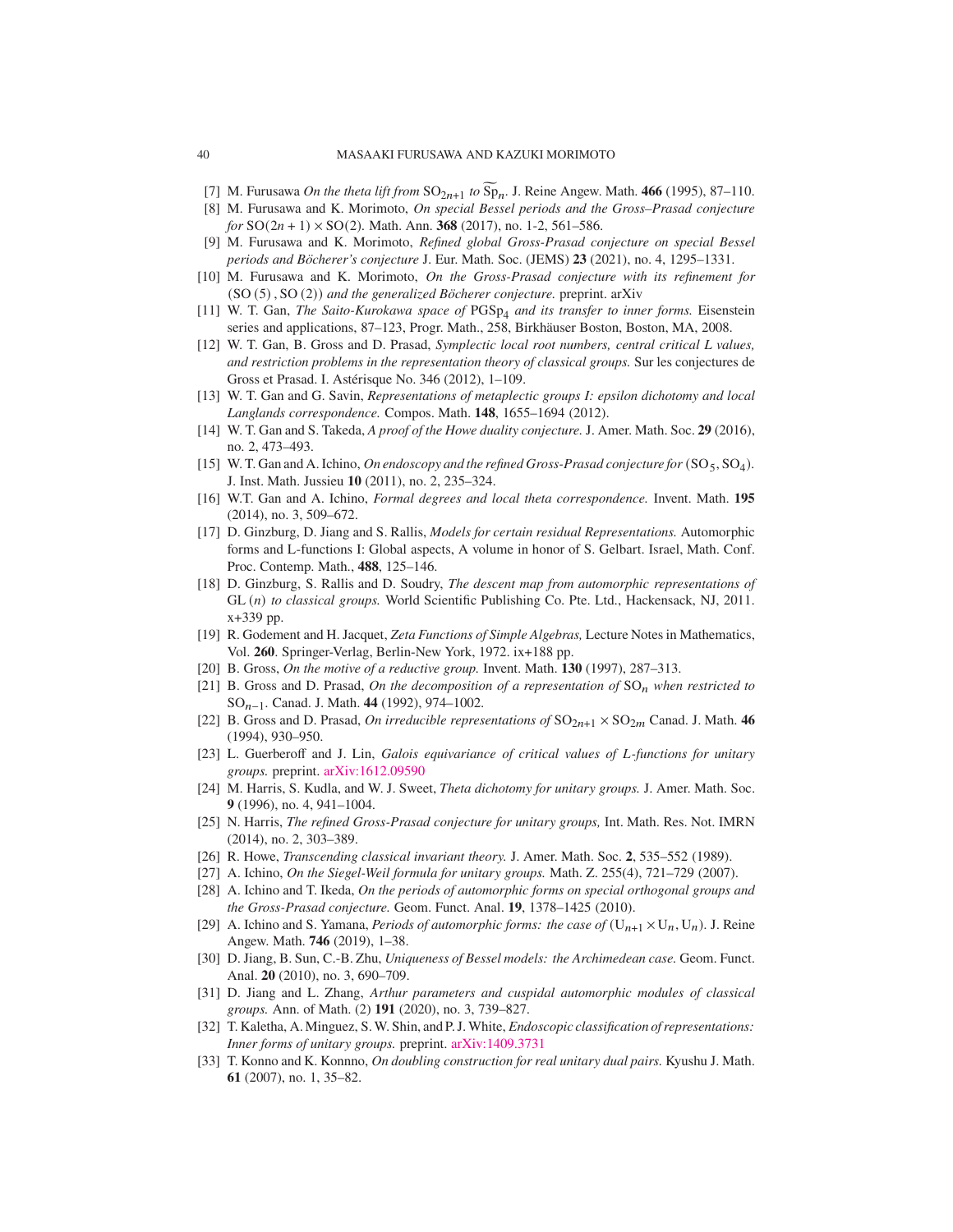[7] M. Furusawa *On the theta lift from* $\mathrm{SO}_{2n+1}$ *to* $\widetilde{\mathrm{Sp}}_n$. J. Reine Angew. Math. **466** (1995), 87–110.

[8] M. Furusawa and K. Morimoto, *On special Bessel periods and the Gross–Prasad conjecture for* $\mathrm{SO}(2n+1) \times \mathrm{SO}(2)$. Math. Ann. **368** (2017), no. 1-2, 561–586.

[9] M. Furusawa and K. Morimoto, *Refined global Gross-Prasad conjecture on special Bessel periods and Böcherer's conjecture* J. Eur. Math. Soc. (JEMS) **23** (2021), no. 4, 1295–1331.

[10] M. Furusawa and K. Morimoto, *On the Gross-Prasad conjecture with its refinement for* $(\mathrm{SO}\,(5)\,,\mathrm{SO}\,(2))$ *and the generalized Böcherer conjecture.* preprint. arXiv

[11] W. T. Gan, *The Saito-Kurokawa space of* $\mathrm{PGSp}_4$ *and its transfer to inner forms.* Eisenstein series and applications, 87–123, Progr. Math., 258, Birkhäuser Boston, Boston, MA, 2008.

[12] W. T. Gan, B. Gross and D. Prasad, *Symplectic local root numbers, central critical L values, and restriction problems in the representation theory of classical groups.* Sur les conjectures de Gross et Prasad. I. Astérisque No. 346 (2012), 1–109.

[13] W. T. Gan and G. Savin, *Representations of metaplectic groups I: epsilon dichotomy and local Langlands correspondence.* Compos. Math. **148**, 1655–1694 (2012).

[14] W. T. Gan and S. Takeda, *A proof of the Howe duality conjecture.* J. Amer. Math. Soc. **29** (2016), no. 2, 473–493.

[15] W. T. Gan and A. Ichino, *On endoscopy and the refined Gross-Prasad conjecture for* $(\mathrm{SO}_5, \mathrm{SO}_4)$. J. Inst. Math. Jussieu **10** (2011), no. 2, 235–324.

[16] W.T. Gan and A. Ichino, *Formal degrees and local theta correspondence.* Invent. Math. **195** (2014), no. 3, 509–672.

[17] D. Ginzburg, D. Jiang and S. Rallis, *Models for certain residual Representations.* Automorphic forms and L-functions I: Global aspects, A volume in honor of S. Gelbart. Israel, Math. Conf. Proc. Contemp. Math., **488**, 125–146.

[18] D. Ginzburg, S. Rallis and D. Soudry, *The descent map from automorphic representations of* $\mathrm{GL}\,(n)$ *to classical groups.* World Scientific Publishing Co. Pte. Ltd., Hackensack, NJ, 2011. x+339 pp.

[19] R. Godement and H. Jacquet, *Zeta Functions of Simple Algebras,* Lecture Notes in Mathematics, Vol. **260**. Springer-Verlag, Berlin-New York, 1972. ix+188 pp.

[20] B. Gross, *On the motive of a reductive group.* Invent. Math. **130** (1997), 287–313.

[21] B. Gross and D. Prasad, *On the decomposition of a representation of* $\mathrm{SO}_n$ *when restricted to* $\mathrm{SO}_{n-1}$. Canad. J. Math. **44** (1992), 974–1002.

[22] B. Gross and D. Prasad, *On irreducible representations of* $\mathrm{SO}_{2n+1} \times \mathrm{SO}_{2m}$ Canad. J. Math. **46** (1994), 930–950.

[23] L. Guerberoff and J. Lin, *Galois equivariance of critical values of L-functions for unitary groups.* preprint. arXiv:1612.09590

[24] M. Harris, S. Kudla, and W. J. Sweet, *Theta dichotomy for unitary groups.* J. Amer. Math. Soc. **9** (1996), no. 4, 941–1004.

[25] N. Harris, *The refined Gross-Prasad conjecture for unitary groups,* Int. Math. Res. Not. IMRN (2014), no. 2, 303–389.

[26] R. Howe, *Transcending classical invariant theory.* J. Amer. Math. Soc. **2**, 535–552 (1989).

[27] A. Ichino, *On the Siegel-Weil formula for unitary groups.* Math. Z. 255(4), 721–729 (2007).

[28] A. Ichino and T. Ikeda, *On the periods of automorphic forms on special orthogonal groups and the Gross-Prasad conjecture.* Geom. Funct. Anal. **19**, 1378–1425 (2010).

[29] A. Ichino and S. Yamana, *Periods of automorphic forms: the case of* $(\mathrm{U}_{n+1} \times \mathrm{U}_n, \mathrm{U}_n)$. J. Reine Angew. Math. **746** (2019), 1–38.

[30] D. Jiang, B. Sun, C.-B. Zhu, *Uniqueness of Bessel models: the Archimedean case.* Geom. Funct. Anal. **20** (2010), no. 3, 690–709.

[31] D. Jiang and L. Zhang, *Arthur parameters and cuspidal automorphic modules of classical groups.* Ann. of Math. (2) **191** (2020), no. 3, 739–827.

[32] T. Kaletha, A. Minguez, S. W. Shin, and P. J. White, *Endoscopic classification of representations: Inner forms of unitary groups.* preprint. arXiv:1409.3731

[33] T. Konno and K. Konnno, *On doubling construction for real unitary dual pairs.* Kyushu J. Math. **61** (2007), no. 1, 35–82.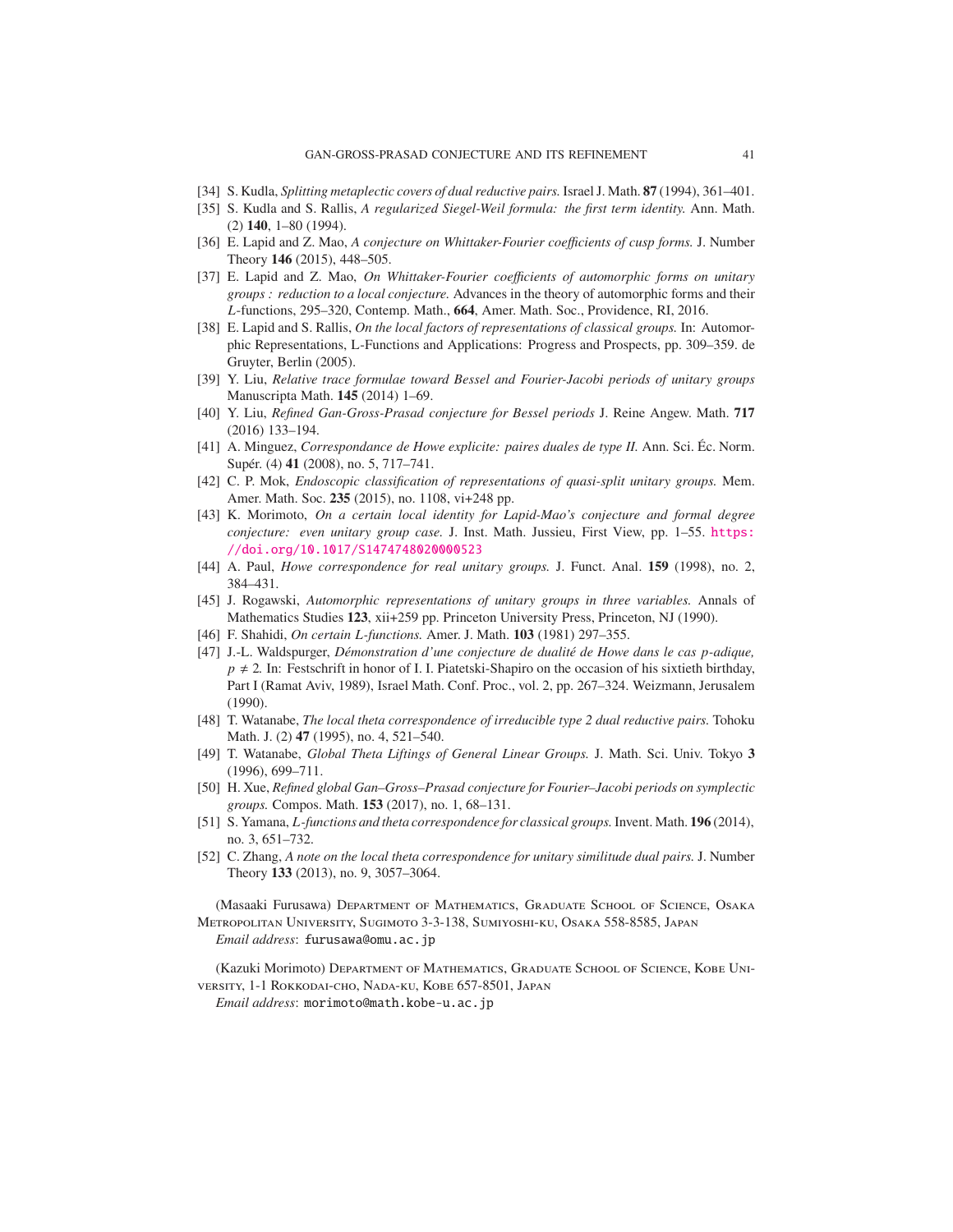[34] S. Kudla, *Splitting metaplectic covers of dual reductive pairs.* Israel J. Math. **87** (1994), 361–401.

[35] S. Kudla and S. Rallis, *A regularized Siegel-Weil formula: the first term identity.* Ann. Math. (2) **140**, 1–80 (1994).

[36] E. Lapid and Z. Mao, *A conjecture on Whittaker-Fourier coefficients of cusp forms.* J. Number Theory **146** (2015), 448–505.

[37] E. Lapid and Z. Mao, *On Whittaker-Fourier coefficients of automorphic forms on unitary groups : reduction to a local conjecture.* Advances in the theory of automorphic forms and their $L$-functions, 295–320, Contemp. Math., **664**, Amer. Math. Soc., Providence, RI, 2016.

[38] E. Lapid and S. Rallis, *On the local factors of representations of classical groups.* In: Automorphic Representations, L-Functions and Applications: Progress and Prospects, pp. 309–359. de Gruyter, Berlin (2005).

[39] Y. Liu, *Relative trace formulae toward Bessel and Fourier-Jacobi periods of unitary groups* Manuscripta Math. **145** (2014) 1–69.

[40] Y. Liu, *Refined Gan-Gross-Prasad conjecture for Bessel periods* J. Reine Angew. Math. **717** (2016) 133–194.

[41] A. Minguez, *Correspondance de Howe explicite: paires duales de type II.* Ann. Sci. Éc. Norm. Supér. (4) **41** (2008), no. 5, 717–741.

[42] C. P. Mok, *Endoscopic classification of representations of quasi-split unitary groups.* Mem. Amer. Math. Soc. **235** (2015), no. 1108, vi+248 pp.

[43] K. Morimoto, *On a certain local identity for Lapid-Mao's conjecture and formal degree conjecture: even unitary group case.* J. Inst. Math. Jussieu, First View, pp. 1–55. https://doi.org/10.1017/S1474748020000523

[44] A. Paul, *Howe correspondence for real unitary groups.* J. Funct. Anal. **159** (1998), no. 2, 384–431.

[45] J. Rogawski, *Automorphic representations of unitary groups in three variables.* Annals of Mathematics Studies **123**, xii+259 pp. Princeton University Press, Princeton, NJ (1990).

[46] F. Shahidi, *On certain L-functions.* Amer. J. Math. **103** (1981) 297–355.

[47] J.-L. Waldspurger, *Démonstration d'une conjecture de dualité de Howe dans le cas p-adique, $p \neq 2$.* In: Festschrift in honor of I. I. Piatetski-Shapiro on the occasion of his sixtieth birthday, Part I (Ramat Aviv, 1989), Israel Math. Conf. Proc., vol. 2, pp. 267–324. Weizmann, Jerusalem (1990).

[48] T. Watanabe, *The local theta correspondence of irreducible type 2 dual reductive pairs.* Tohoku Math. J. (2) **47** (1995), no. 4, 521–540.

[49] T. Watanabe, *Global Theta Liftings of General Linear Groups.* J. Math. Sci. Univ. Tokyo **3** (1996), 699–711.

[50] H. Xue, *Refined global Gan–Gross–Prasad conjecture for Fourier–Jacobi periods on symplectic groups.* Compos. Math. **153** (2017), no. 1, 68–131.

[51] S. Yamana, *L-functions and theta correspondence for classical groups.* Invent. Math. **196** (2014), no. 3, 651–732.

[52] C. Zhang, *A note on the local theta correspondence for unitary similitude dual pairs.* J. Number Theory **133** (2013), no. 9, 3057–3064.

(Masaaki Furusawa) Department of Mathematics, Graduate School of Science, Osaka Metropolitan University, Sugimoto 3-3-138, Sumiyoshi-ku, Osaka 558-8585, Japan

*Email address*: furusawa@omu.ac.jp

(Kazuki Morimoto) Department of Mathematics, Graduate School of Science, Kobe University, 1-1 Rokkodai-cho, Nada-ku, Kobe 657-8501, Japan

*Email address*: morimoto@math.kobe-u.ac.jp